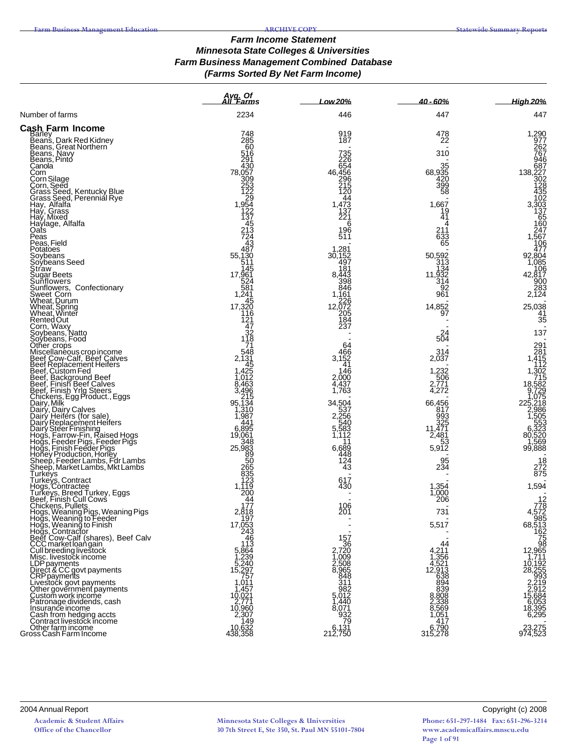### *Farm Income Statement*
### *Minnesota State Colleges & Universities*
### *Farm Business Management Combined Database*
### *(Farms Sorted By Net Farm Income)*

| | Avg. Of All Farms | Low 20% | 40 - 60% | High 20% |
|---|---|---|---|---|
| Number of farms | 2234 | 446 | 447 | 447 |
| **Cash Farm Income** | | | | |
| Barley | 748 | 919 | 478 | 1,290 |
| Beans, Dark Red Kidney | 285 | 187 | 22 | 977 |
| Beans, Great Northern | 60 | - | - | 262 |
| Beans, Navy | 516 | 735 | 310 | 767 |
| Beans, Pinto | 291 | 226 | - | 946 |
| Canola | 430 | 654 | 35 | 687 |
| Corn | 78,057 | 46,456 | 68,935 | 138,227 |
| Corn Silage | 309 | 296 | 420 | 302 |
| Corn, Seed | 253 | 215 | 399 | 128 |
| Grass Seed, Kentucky Blue | 122 | 120 | 58 | 435 |
| Grass Seed, Perennial Rye | 29 | 44 | - | 102 |
| Hay, Alfalfa | 1,954 | 1,473 | 1,667 | 3,303 |
| Hay, Grass | 122 | 137 | 19 | 137 |
| Hay, Mixed | 137 | 221 | 41 | 65 |
| Haylage, Alfalfa | 45 | 6 | 4 | 160 |
| Oats | 213 | 196 | 211 | 247 |
| Peas | 724 | 511 | 633 | 1,567 |
| Peas, Field | 43 | - | 65 | 106 |
| Potatoes | 487 | 1,281 | - | 477 |
| Soybeans | 55,130 | 30,152 | 50,592 | 92,804 |
| Soybeans Seed | 511 | 497 | 313 | 1,085 |
| Straw | 145 | 181 | 134 | 106 |
| Sugar Beets | 17,961 | 8,443 | 11,932 | 42,817 |
| Sunflowers | 524 | 398 | 314 | 900 |
| Sunflowers, Confectionary | 581 | 846 | 92 | 283 |
| Sweet Corn | 1,241 | 1,161 | 961 | 2,124 |
| Wheat, Durum | 45 | 226 | - | - |
| Wheat, Spring | 17,320 | 12,072 | 14,852 | 25,038 |
| Wheat, Winter | 116 | 205 | 97 | 41 |
| Rented Out | 121 | 184 | - | 35 |
| Corn, Waxy | 47 | 237 | - | - |
| Soybeans, Natto | 32 | - | 24 | 137 |
| Soybeans, Food | 118 | - | 504 | - |
| Other crops | 71 | 64 | - | 291 |
| Miscellaneous crop income | 548 | 466 | 314 | 281 |
| Beef Cow-Calf, Beef Calves | 2,131 | 3,152 | 2,037 | 1,415 |
| Beef Replacement Heifers | 45 | 41 | - | 112 |
| Beef, Custom Fed | 1,425 | 146 | 1,232 | 1,302 |
| Beef, Background Beef | 1,012 | 2,000 | 506 | 715 |
| Beef, Finish Beef Calves | 8,463 | 4,437 | 2,771 | 18,582 |
| Beef, Finish Yrlg Steers | 3,496 | 1,763 | 4,272 | 9,729 |
| Chickens, Egg Product., Eggs | 215 | - | - | 1,075 |
| Dairy, Milk | 95,134 | 34,504 | 66,456 | 225,218 |
| Dairy, Dairy Calves | 1,310 | 537 | 817 | 2,986 |
| Dairy Heifers (for sale) | 1,987 | 2,256 | 993 | 1,505 |
| Dairy Replacement Heifers | 441 | 540 | 325 | 553 |
| Dairy Steer Finishing | 6,895 | 5,583 | 11,471 | 6,323 |
| Hogs, Farrow-Fin, Raised Hogs | 19,061 | 1,112 | 2,481 | 80,520 |
| Hogs, Feeder Pigs, Feeder Pigs | 348 | 11 | 53 | 1,569 |
| Hogs, Finish Feeder Pigs | 25,983 | 6,689 | 5,912 | 99,888 |
| Honey Production, Honey | 89 | 448 | - | - |
| Sheep, Feeder Lambs, Fdr Lambs | 50 | 124 | 95 | 18 |
| Sheep, Market Lambs, Mkt Lambs | 265 | 43 | 234 | 272 |
| Turkeys | 835 | - | - | 875 |
| Turkeys, Contract | 123 | 617 | - | - |
| Hogs, Contractee | 1,119 | 430 | 1,354 | 1,594 |
| Turkeys, Breed Turkey, Eggs | 200 | - | 1,000 | - |
| Beef, Finish Cull Cows | 44 | - | 206 | 12 |
| Chickens, Pullets | 177 | 106 | - | 778 |
| Hogs, Weaning Pigs, Weaning Pigs | 2,818 | 201 | 731 | 4,572 |
| Hogs, Weaning to Feeder | 197 | - | - | 985 |
| Hogs, Weaning to Finish | 17,053 | - | 5,517 | 68,513 |
| Hogs, Contractor | 243 | - | - | 162 |
| Beef Cow-Calf (shares), Beef Calv | 46 | 157 | - | 75 |
| CCC market loan gain | 113 | 36 | 44 | 98 |
| Cull breeding livestock | 5,864 | 2,720 | 4,211 | 12,965 |
| Misc. livestock income | 1,239 | 1,009 | 1,356 | 1,711 |
| LDP payments | 5,240 | 2,508 | 4,521 | 10,192 |
| Direct & CC govt payments | 15,297 | 8,965 | 12,913 | 28,255 |
| CRP payments | 757 | 848 | 638 | 993 |
| Livestock govt payments | 1,011 | 311 | 894 | 2,219 |
| Other government payments | 1,457 | 982 | 839 | 2,912 |
| Custom work income | 10,021 | 5,012 | 8,808 | 15,684 |
| Patronage dividends, cash | 2,771 | 1,440 | 2,338 | 6,053 |
| Insurance income | 10,960 | 8,071 | 8,569 | 18,395 |
| Cash from hedging accts | 2,307 | 932 | 1,051 | 6,295 |
| Contract livestock income | 149 | 79 | 417 | - |
| Other farm income | 10,632 | 6,131 | 6,790 | 23,275 |
| Gross Cash Farm Income | 438,358 | 212,750 | 315,278 | 974,523 |

2004 Annual Report

Copyright (c) 2008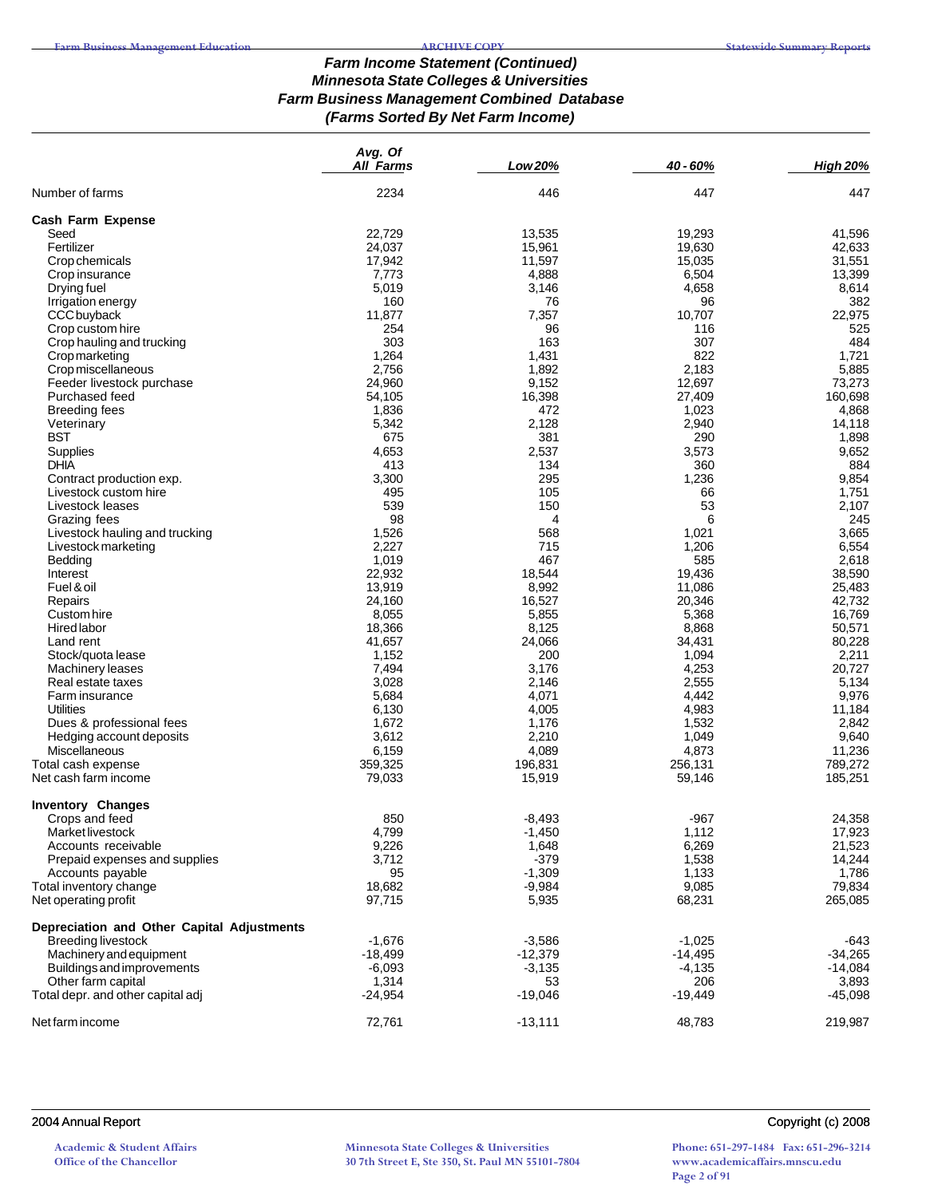### *Farm Income Statement (Continued)*
### *Minnesota State Colleges & Universities*
### *Farm Business Management Combined Database*
### *(Farms Sorted By Net Farm Income)*

| | *Avg. Of All Farms* | *Low 20%* | *40 - 60%* | *High 20%* |
|---|---|---|---|---|
| Number of farms | 2234 | 446 | 447 | 447 |
| **Cash Farm Expense** | | | | |
| Seed | 22,729 | 13,535 | 19,293 | 41,596 |
| Fertilizer | 24,037 | 15,961 | 19,630 | 42,633 |
| Crop chemicals | 17,942 | 11,597 | 15,035 | 31,551 |
| Crop insurance | 7,773 | 4,888 | 6,504 | 13,399 |
| Drying fuel | 5,019 | 3,146 | 4,658 | 8,614 |
| Irrigation energy | 160 | 76 | 96 | 382 |
| CCC buyback | 11,877 | 7,357 | 10,707 | 22,975 |
| Crop custom hire | 254 | 96 | 116 | 525 |
| Crop hauling and trucking | 303 | 163 | 307 | 484 |
| Crop marketing | 1,264 | 1,431 | 822 | 1,721 |
| Crop miscellaneous | 2,756 | 1,892 | 2,183 | 5,885 |
| Feeder livestock purchase | 24,960 | 9,152 | 12,697 | 73,273 |
| Purchased feed | 54,105 | 16,398 | 27,409 | 160,698 |
| Breeding fees | 1,836 | 472 | 1,023 | 4,868 |
| Veterinary | 5,342 | 2,128 | 2,940 | 14,118 |
| BST | 675 | 381 | 290 | 1,898 |
| Supplies | 4,653 | 2,537 | 3,573 | 9,652 |
| DHIA | 413 | 134 | 360 | 884 |
| Contract production exp. | 3,300 | 295 | 1,236 | 9,854 |
| Livestock custom hire | 495 | 105 | 66 | 1,751 |
| Livestock leases | 539 | 150 | 53 | 2,107 |
| Grazing fees | 98 | 4 | 6 | 245 |
| Livestock hauling and trucking | 1,526 | 568 | 1,021 | 3,665 |
| Livestock marketing | 2,227 | 715 | 1,206 | 6,554 |
| Bedding | 1,019 | 467 | 585 | 2,618 |
| Interest | 22,932 | 18,544 | 19,436 | 38,590 |
| Fuel & oil | 13,919 | 8,992 | 11,086 | 25,483 |
| Repairs | 24,160 | 16,527 | 20,346 | 42,732 |
| Custom hire | 8,055 | 5,855 | 5,368 | 16,769 |
| Hired labor | 18,366 | 8,125 | 8,868 | 50,571 |
| Land rent | 41,657 | 24,066 | 34,431 | 80,228 |
| Stock/quota lease | 1,152 | 200 | 1,094 | 2,211 |
| Machinery leases | 7,494 | 3,176 | 4,253 | 20,727 |
| Real estate taxes | 3,028 | 2,146 | 2,555 | 5,134 |
| Farm insurance | 5,684 | 4,071 | 4,442 | 9,976 |
| Utilities | 6,130 | 4,005 | 4,983 | 11,184 |
| Dues & professional fees | 1,672 | 1,176 | 1,532 | 2,842 |
| Hedging account deposits | 3,612 | 2,210 | 1,049 | 9,640 |
| Miscellaneous | 6,159 | 4,089 | 4,873 | 11,236 |
| Total cash expense | 359,325 | 196,831 | 256,131 | 789,272 |
| Net cash farm income | 79,033 | 15,919 | 59,146 | 185,251 |
| **Inventory Changes** | | | | |
| Crops and feed | 850 | -8,493 | -967 | 24,358 |
| Market livestock | 4,799 | -1,450 | 1,112 | 17,923 |
| Accounts receivable | 9,226 | 1,648 | 6,269 | 21,523 |
| Prepaid expenses and supplies | 3,712 | -379 | 1,538 | 14,244 |
| Accounts payable | 95 | -1,309 | 1,133 | 1,786 |
| Total inventory change | 18,682 | -9,984 | 9,085 | 79,834 |
| Net operating profit | 97,715 | 5,935 | 68,231 | 265,085 |
| **Depreciation and Other Capital Adjustments** | | | | |
| Breeding livestock | -1,676 | -3,586 | -1,025 | -643 |
| Machinery and equipment | -18,499 | -12,379 | -14,495 | -34,265 |
| Buildings and improvements | -6,093 | -3,135 | -4,135 | -14,084 |
| Other farm capital | 1,314 | 53 | 206 | 3,893 |
| Total depr. and other capital adj | -24,954 | -19,046 | -19,449 | -45,098 |
| Net farm income | 72,761 | -13,111 | 48,783 | 219,987 |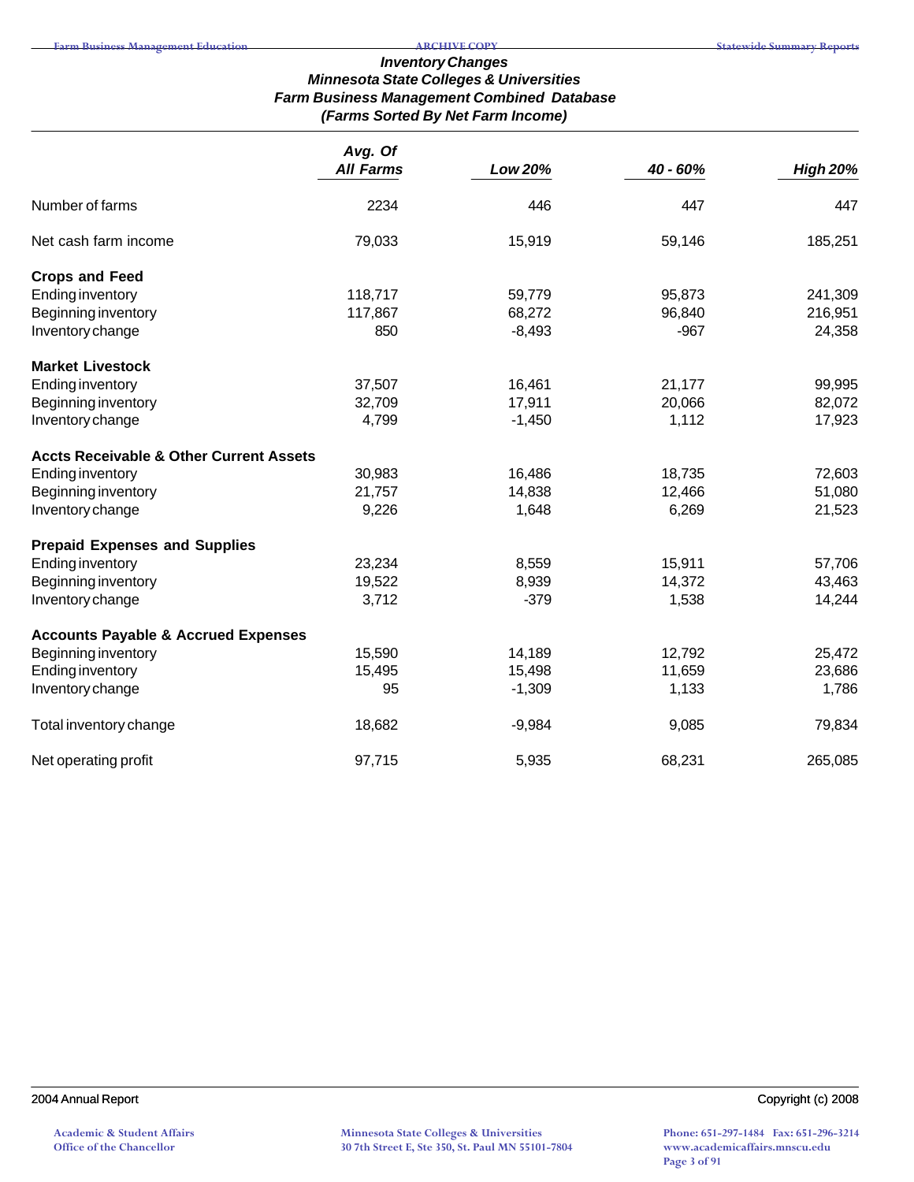# Inventory Changes
## Minnesota State Colleges & Universities
## Farm Business Management Combined Database
## (Farms Sorted By Net Farm Income)

| | Avg. Of All Farms | Low 20% | 40 - 60% | High 20% |
|---|---|---|---|---|
| Number of farms | 2234 | 446 | 447 | 447 |
| Net cash farm income | 79,033 | 15,919 | 59,146 | 185,251 |
| **Crops and Feed** | | | | |
| Ending inventory | 118,717 | 59,779 | 95,873 | 241,309 |
| Beginning inventory | 117,867 | 68,272 | 96,840 | 216,951 |
| Inventory change | 850 | -8,493 | -967 | 24,358 |
| **Market Livestock** | | | | |
| Ending inventory | 37,507 | 16,461 | 21,177 | 99,995 |
| Beginning inventory | 32,709 | 17,911 | 20,066 | 82,072 |
| Inventory change | 4,799 | -1,450 | 1,112 | 17,923 |
| **Accts Receivable & Other Current Assets** | | | | |
| Ending inventory | 30,983 | 16,486 | 18,735 | 72,603 |
| Beginning inventory | 21,757 | 14,838 | 12,466 | 51,080 |
| Inventory change | 9,226 | 1,648 | 6,269 | 21,523 |
| **Prepaid Expenses and Supplies** | | | | |
| Ending inventory | 23,234 | 8,559 | 15,911 | 57,706 |
| Beginning inventory | 19,522 | 8,939 | 14,372 | 43,463 |
| Inventory change | 3,712 | -379 | 1,538 | 14,244 |
| **Accounts Payable & Accrued Expenses** | | | | |
| Beginning inventory | 15,590 | 14,189 | 12,792 | 25,472 |
| Ending inventory | 15,495 | 15,498 | 11,659 | 23,686 |
| Inventory change | 95 | -1,309 | 1,133 | 1,786 |
| Total inventory change | 18,682 | -9,984 | 9,085 | 79,834 |
| Net operating profit | 97,715 | 5,935 | 68,231 | 265,085 |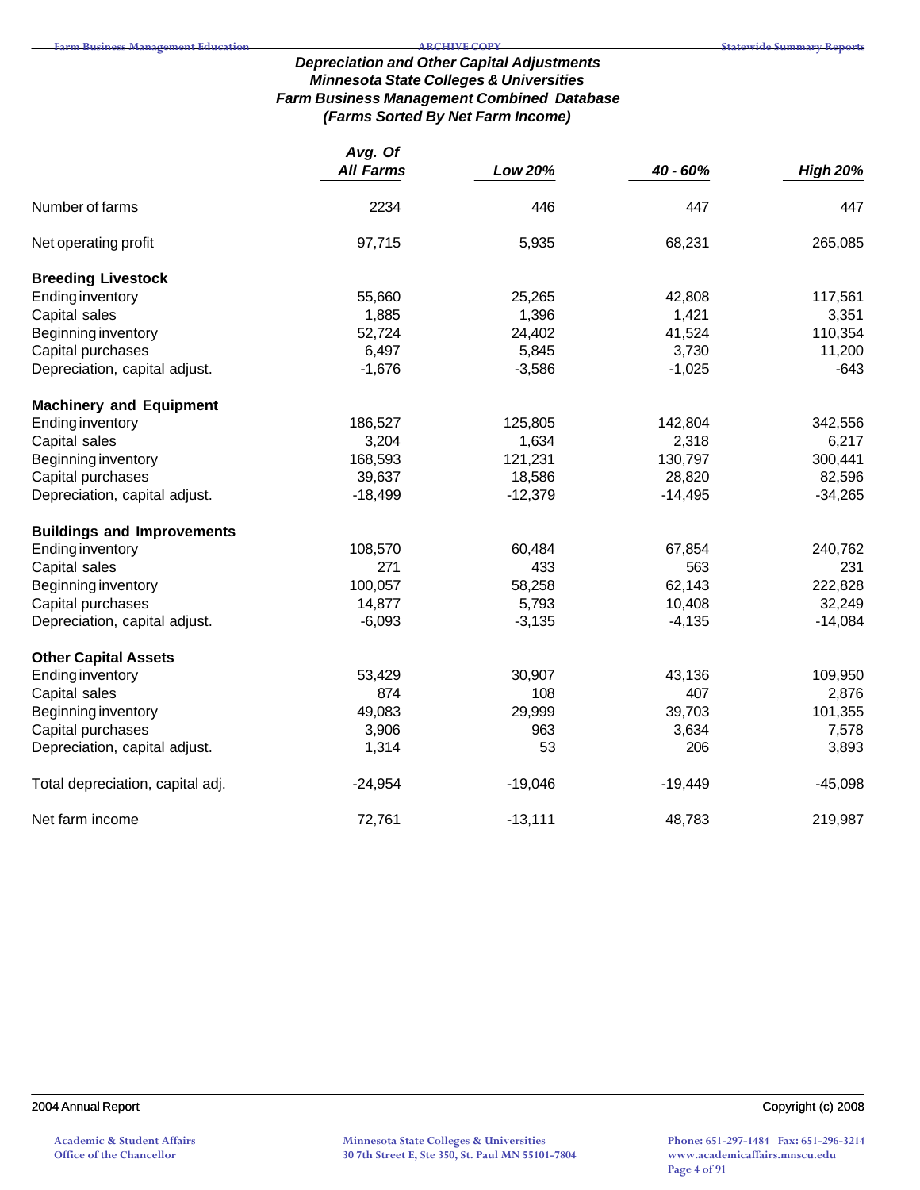### *Depreciation and Other Capital Adjustments*
### *Minnesota State Colleges & Universities*
### *Farm Business Management Combined Database*
### *(Farms Sorted By Net Farm Income)*

| | *Avg. Of All Farms* | *Low 20%* | *40 - 60%* | *High 20%* |
|---|---|---|---|---|
| Number of farms | 2234 | 446 | 447 | 447 |
| Net operating profit | 97,715 | 5,935 | 68,231 | 265,085 |
| **Breeding Livestock** | | | | |
| Ending inventory | 55,660 | 25,265 | 42,808 | 117,561 |
| Capital sales | 1,885 | 1,396 | 1,421 | 3,351 |
| Beginning inventory | 52,724 | 24,402 | 41,524 | 110,354 |
| Capital purchases | 6,497 | 5,845 | 3,730 | 11,200 |
| Depreciation, capital adjust. | -1,676 | -3,586 | -1,025 | -643 |
| **Machinery and Equipment** | | | | |
| Ending inventory | 186,527 | 125,805 | 142,804 | 342,556 |
| Capital sales | 3,204 | 1,634 | 2,318 | 6,217 |
| Beginning inventory | 168,593 | 121,231 | 130,797 | 300,441 |
| Capital purchases | 39,637 | 18,586 | 28,820 | 82,596 |
| Depreciation, capital adjust. | -18,499 | -12,379 | -14,495 | -34,265 |
| **Buildings and Improvements** | | | | |
| Ending inventory | 108,570 | 60,484 | 67,854 | 240,762 |
| Capital sales | 271 | 433 | 563 | 231 |
| Beginning inventory | 100,057 | 58,258 | 62,143 | 222,828 |
| Capital purchases | 14,877 | 5,793 | 10,408 | 32,249 |
| Depreciation, capital adjust. | -6,093 | -3,135 | -4,135 | -14,084 |
| **Other Capital Assets** | | | | |
| Ending inventory | 53,429 | 30,907 | 43,136 | 109,950 |
| Capital sales | 874 | 108 | 407 | 2,876 |
| Beginning inventory | 49,083 | 29,999 | 39,703 | 101,355 |
| Capital purchases | 3,906 | 963 | 3,634 | 7,578 |
| Depreciation, capital adjust. | 1,314 | 53 | 206 | 3,893 |
| Total depreciation, capital adj. | -24,954 | -19,046 | -19,449 | -45,098 |
| Net farm income | 72,761 | -13,111 | 48,783 | 219,987 |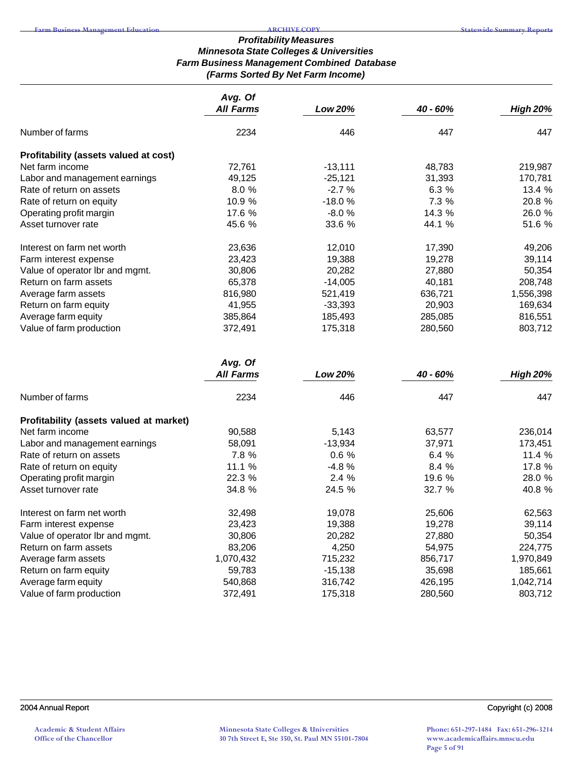# Profitability Measures
## Minnesota State Colleges & Universities
## Farm Business Management Combined Database
## (Farms Sorted By Net Farm Income)

| | Avg. Of All Farms | Low 20% | 40 - 60% | High 20% |
|---|---|---|---|---|
| Number of farms | 2234 | 446 | 447 | 447 |
| **Profitability (assets valued at cost)** | | | | |
| Net farm income | 72,761 | -13,111 | 48,783 | 219,987 |
| Labor and management earnings | 49,125 | -25,121 | 31,393 | 170,781 |
| Rate of return on assets | 8.0 % | -2.7 % | 6.3 % | 13.4 % |
| Rate of return on equity | 10.9 % | -18.0 % | 7.3 % | 20.8 % |
| Operating profit margin | 17.6 % | -8.0 % | 14.3 % | 26.0 % |
| Asset turnover rate | 45.6 % | 33.6 % | 44.1 % | 51.6 % |
| | | | | |
| Interest on farm net worth | 23,636 | 12,010 | 17,390 | 49,206 |
| Farm interest expense | 23,423 | 19,388 | 19,278 | 39,114 |
| Value of operator lbr and mgmt. | 30,806 | 20,282 | 27,880 | 50,354 |
| Return on farm assets | 65,378 | -14,005 | 40,181 | 208,748 |
| Average farm assets | 816,980 | 521,419 | 636,721 | 1,556,398 |
| Return on farm equity | 41,955 | -33,393 | 20,903 | 169,634 |
| Average farm equity | 385,864 | 185,493 | 285,085 | 816,551 |
| Value of farm production | 372,491 | 175,318 | 280,560 | 803,712 |

| | Avg. Of All Farms | Low 20% | 40 - 60% | High 20% |
|---|---|---|---|---|
| Number of farms | 2234 | 446 | 447 | 447 |
| **Profitability (assets valued at market)** | | | | |
| Net farm income | 90,588 | 5,143 | 63,577 | 236,014 |
| Labor and management earnings | 58,091 | -13,934 | 37,971 | 173,451 |
| Rate of return on assets | 7.8 % | 0.6 % | 6.4 % | 11.4 % |
| Rate of return on equity | 11.1 % | -4.8 % | 8.4 % | 17.8 % |
| Operating profit margin | 22.3 % | 2.4 % | 19.6 % | 28.0 % |
| Asset turnover rate | 34.8 % | 24.5 % | 32.7 % | 40.8 % |
| | | | | |
| Interest on farm net worth | 32,498 | 19,078 | 25,606 | 62,563 |
| Farm interest expense | 23,423 | 19,388 | 19,278 | 39,114 |
| Value of operator lbr and mgmt. | 30,806 | 20,282 | 27,880 | 50,354 |
| Return on farm assets | 83,206 | 4,250 | 54,975 | 224,775 |
| Average farm assets | 1,070,432 | 715,232 | 856,717 | 1,970,849 |
| Return on farm equity | 59,783 | -15,138 | 35,698 | 185,661 |
| Average farm equity | 540,868 | 316,742 | 426,195 | 1,042,714 |
| Value of farm production | 372,491 | 175,318 | 280,560 | 803,712 |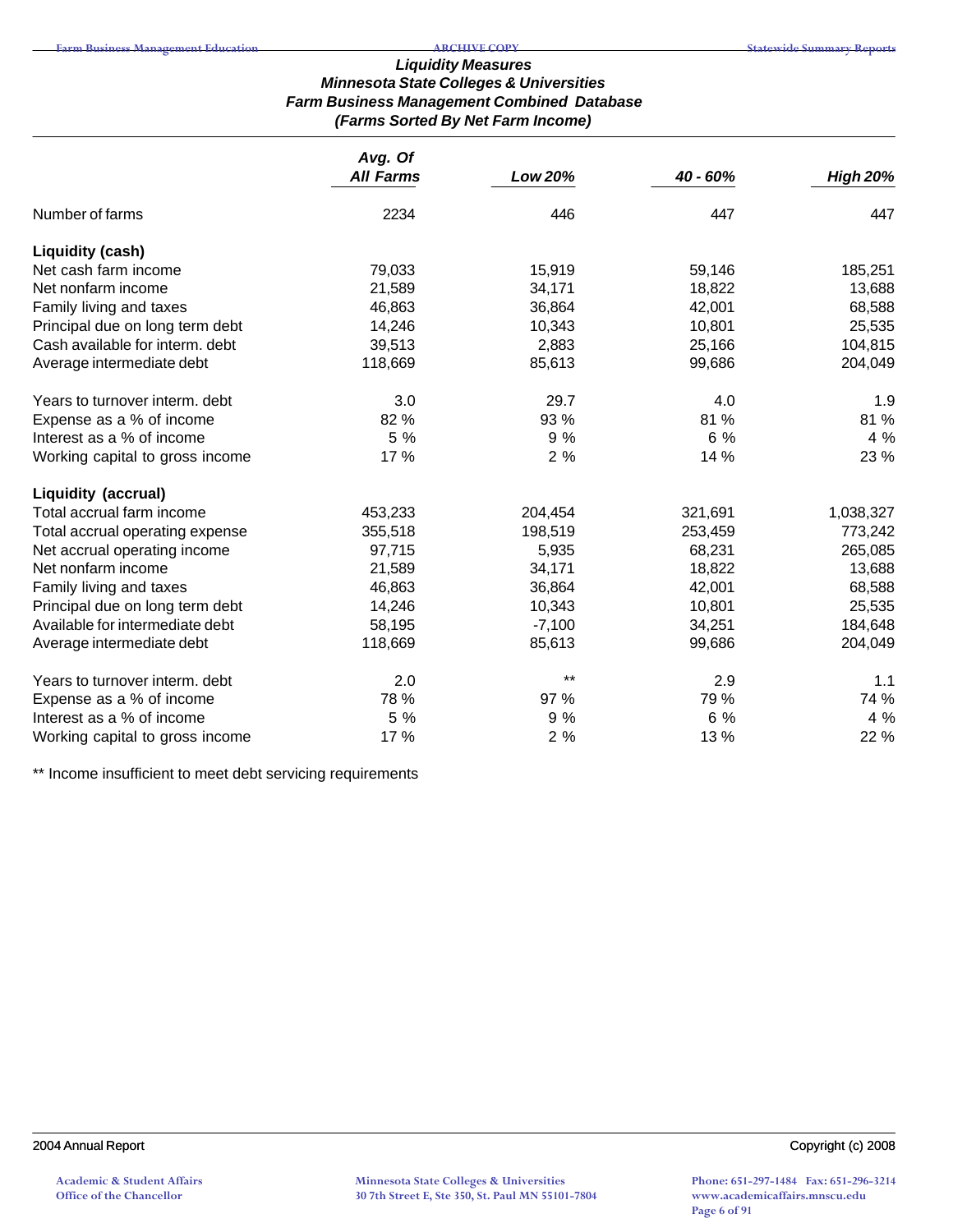## Liquidity Measures
### Minnesota State Colleges & Universities
### Farm Business Management Combined Database
### (Farms Sorted By Net Farm Income)

| | Avg. Of All Farms | Low 20% | 40 - 60% | High 20% |
|---|---|---|---|---|
| Number of farms | 2234 | 446 | 447 | 447 |
| **Liquidity (cash)** | | | | |
| Net cash farm income | 79,033 | 15,919 | 59,146 | 185,251 |
| Net nonfarm income | 21,589 | 34,171 | 18,822 | 13,688 |
| Family living and taxes | 46,863 | 36,864 | 42,001 | 68,588 |
| Principal due on long term debt | 14,246 | 10,343 | 10,801 | 25,535 |
| Cash available for interm. debt | 39,513 | 2,883 | 25,166 | 104,815 |
| Average intermediate debt | 118,669 | 85,613 | 99,686 | 204,049 |
| Years to turnover interm. debt | 3.0 | 29.7 | 4.0 | 1.9 |
| Expense as a % of income | 82 % | 93 % | 81 % | 81 % |
| Interest as a % of income | 5 % | 9 % | 6 % | 4 % |
| Working capital to gross income | 17 % | 2 % | 14 % | 23 % |
| **Liquidity (accrual)** | | | | |
| Total accrual farm income | 453,233 | 204,454 | 321,691 | 1,038,327 |
| Total accrual operating expense | 355,518 | 198,519 | 253,459 | 773,242 |
| Net accrual operating income | 97,715 | 5,935 | 68,231 | 265,085 |
| Net nonfarm income | 21,589 | 34,171 | 18,822 | 13,688 |
| Family living and taxes | 46,863 | 36,864 | 42,001 | 68,588 |
| Principal due on long term debt | 14,246 | 10,343 | 10,801 | 25,535 |
| Available for intermediate debt | 58,195 | -7,100 | 34,251 | 184,648 |
| Average intermediate debt | 118,669 | 85,613 | 99,686 | 204,049 |
| Years to turnover interm. debt | 2.0 | ** | 2.9 | 1.1 |
| Expense as a % of income | 78 % | 97 % | 79 % | 74 % |
| Interest as a % of income | 5 % | 9 % | 6 % | 4 % |
| Working capital to gross income | 17 % | 2 % | 13 % | 22 % |

** Income insufficient to meet debt servicing requirements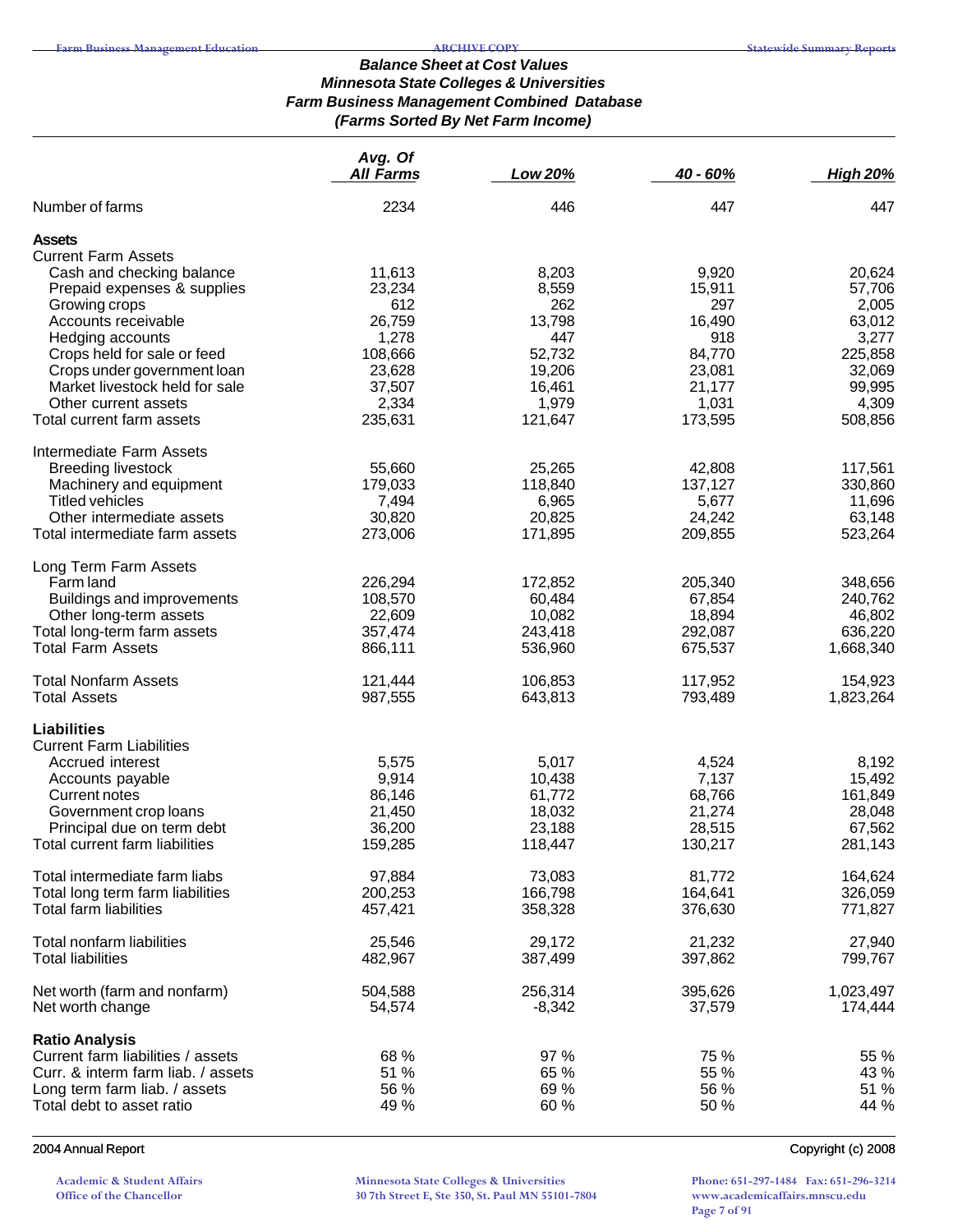### Balance Sheet at Cost Values
### Minnesota State Colleges & Universities
### Farm Business Management Combined Database
### (Farms Sorted By Net Farm Income)

| | Avg. Of All Farms | Low 20% | 40 - 60% | High 20% |
|---|---|---|---|---|
| Number of farms | 2234 | 446 | 447 | 447 |
| **Assets** | | | | |
| Current Farm Assets | | | | |
| Cash and checking balance | 11,613 | 8,203 | 9,920 | 20,624 |
| Prepaid expenses & supplies | 23,234 | 8,559 | 15,911 | 57,706 |
| Growing crops | 612 | 262 | 297 | 2,005 |
| Accounts receivable | 26,759 | 13,798 | 16,490 | 63,012 |
| Hedging accounts | 1,278 | 447 | 918 | 3,277 |
| Crops held for sale or feed | 108,666 | 52,732 | 84,770 | 225,858 |
| Crops under government loan | 23,628 | 19,206 | 23,081 | 32,069 |
| Market livestock held for sale | 37,507 | 16,461 | 21,177 | 99,995 |
| Other current assets | 2,334 | 1,979 | 1,031 | 4,309 |
| Total current farm assets | 235,631 | 121,647 | 173,595 | 508,856 |
| Intermediate Farm Assets | | | | |
| Breeding livestock | 55,660 | 25,265 | 42,808 | 117,561 |
| Machinery and equipment | 179,033 | 118,840 | 137,127 | 330,860 |
| Titled vehicles | 7,494 | 6,965 | 5,677 | 11,696 |
| Other intermediate assets | 30,820 | 20,825 | 24,242 | 63,148 |
| Total intermediate farm assets | 273,006 | 171,895 | 209,855 | 523,264 |
| Long Term Farm Assets | | | | |
| Farm land | 226,294 | 172,852 | 205,340 | 348,656 |
| Buildings and improvements | 108,570 | 60,484 | 67,854 | 240,762 |
| Other long-term assets | 22,609 | 10,082 | 18,894 | 46,802 |
| Total long-term farm assets | 357,474 | 243,418 | 292,087 | 636,220 |
| Total Farm Assets | 866,111 | 536,960 | 675,537 | 1,668,340 |
| Total Nonfarm Assets | 121,444 | 106,853 | 117,952 | 154,923 |
| Total Assets | 987,555 | 643,813 | 793,489 | 1,823,264 |
| **Liabilities** | | | | |
| Current Farm Liabilities | | | | |
| Accrued interest | 5,575 | 5,017 | 4,524 | 8,192 |
| Accounts payable | 9,914 | 10,438 | 7,137 | 15,492 |
| Current notes | 86,146 | 61,772 | 68,766 | 161,849 |
| Government crop loans | 21,450 | 18,032 | 21,274 | 28,048 |
| Principal due on term debt | 36,200 | 23,188 | 28,515 | 67,562 |
| Total current farm liabilities | 159,285 | 118,447 | 130,217 | 281,143 |
| Total intermediate farm liabs | 97,884 | 73,083 | 81,772 | 164,624 |
| Total long term farm liabilities | 200,253 | 166,798 | 164,641 | 326,059 |
| Total farm liabilities | 457,421 | 358,328 | 376,630 | 771,827 |
| Total nonfarm liabilities | 25,546 | 29,172 | 21,232 | 27,940 |
| Total liabilities | 482,967 | 387,499 | 397,862 | 799,767 |
| Net worth (farm and nonfarm) | 504,588 | 256,314 | 395,626 | 1,023,497 |
| Net worth change | 54,574 | -8,342 | 37,579 | 174,444 |
| **Ratio Analysis** | | | | |
| Current farm liabilities / assets | 68 % | 97 % | 75 % | 55 % |
| Curr. & interm farm liab. / assets | 51 % | 65 % | 55 % | 43 % |
| Long term farm liab. / assets | 56 % | 69 % | 56 % | 51 % |
| Total debt to asset ratio | 49 % | 60 % | 50 % | 44 % |

2004 Annual Report — Copyright (c) 2008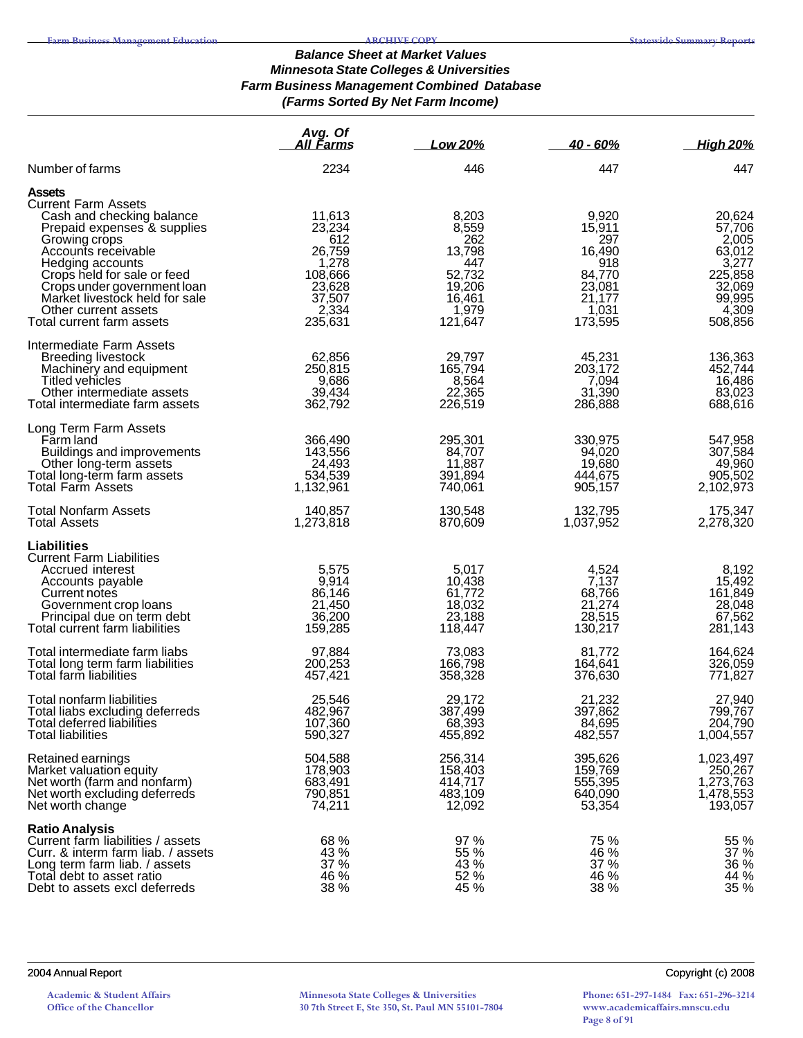**Balance Sheet at Market Values**
**Minnesota State Colleges & Universities**
**Farm Business Management Combined Database**
**(Farms Sorted By Net Farm Income)**

| | Avg. Of All Farms | Low 20% | 40 - 60% | High 20% |
|---|---|---|---|---|
| Number of farms | 2234 | 446 | 447 | 447 |
| **Assets** | | | | |
| Current Farm Assets | | | | |
| Cash and checking balance | 11,613 | 8,203 | 9,920 | 20,624 |
| Prepaid expenses & supplies | 23,234 | 8,559 | 15,911 | 57,706 |
| Growing crops | 612 | 262 | 297 | 2,005 |
| Accounts receivable | 26,759 | 13,798 | 16,490 | 63,012 |
| Hedging accounts | 1,278 | 447 | 918 | 3,277 |
| Crops held for sale or feed | 108,666 | 52,732 | 84,770 | 225,858 |
| Crops under government loan | 23,628 | 19,206 | 23,081 | 32,069 |
| Market livestock held for sale | 37,507 | 16,461 | 21,177 | 99,995 |
| Other current assets | 2,334 | 1,979 | 1,031 | 4,309 |
| Total current farm assets | 235,631 | 121,647 | 173,595 | 508,856 |
| Intermediate Farm Assets | | | | |
| Breeding livestock | 62,856 | 29,797 | 45,231 | 136,363 |
| Machinery and equipment | 250,815 | 165,794 | 203,172 | 452,744 |
| Titled vehicles | 9,686 | 8,564 | 7,094 | 16,486 |
| Other intermediate assets | 39,434 | 22,365 | 31,390 | 83,023 |
| Total intermediate farm assets | 362,792 | 226,519 | 286,888 | 688,616 |
| Long Term Farm Assets | | | | |
| Farm land | 366,490 | 295,301 | 330,975 | 547,958 |
| Buildings and improvements | 143,556 | 84,707 | 94,020 | 307,584 |
| Other long-term assets | 24,493 | 11,887 | 19,680 | 49,960 |
| Total long-term farm assets | 534,539 | 391,894 | 444,675 | 905,502 |
| Total Farm Assets | 1,132,961 | 740,061 | 905,157 | 2,102,973 |
| Total Nonfarm Assets | 140,857 | 130,548 | 132,795 | 175,347 |
| Total Assets | 1,273,818 | 870,609 | 1,037,952 | 2,278,320 |
| **Liabilities** | | | | |
| Current Farm Liabilities | | | | |
| Accrued interest | 5,575 | 5,017 | 4,524 | 8,192 |
| Accounts payable | 9,914 | 10,438 | 7,137 | 15,492 |
| Current notes | 86,146 | 61,772 | 68,766 | 161,849 |
| Government crop loans | 21,450 | 18,032 | 21,274 | 28,048 |
| Principal due on term debt | 36,200 | 23,188 | 28,515 | 67,562 |
| Total current farm liabilities | 159,285 | 118,447 | 130,217 | 281,143 |
| Total intermediate farm liabs | 97,884 | 73,083 | 81,772 | 164,624 |
| Total long term farm liabilities | 200,253 | 166,798 | 164,641 | 326,059 |
| Total farm liabilities | 457,421 | 358,328 | 376,630 | 771,827 |
| Total nonfarm liabilities | 25,546 | 29,172 | 21,232 | 27,940 |
| Total liabs excluding deferreds | 482,967 | 387,499 | 397,862 | 799,767 |
| Total deferred liabilities | 107,360 | 68,393 | 84,695 | 204,790 |
| Total liabilities | 590,327 | 455,892 | 482,557 | 1,004,557 |
| Retained earnings | 504,588 | 256,314 | 395,626 | 1,023,497 |
| Market valuation equity | 178,903 | 158,403 | 159,769 | 250,267 |
| Net worth (farm and nonfarm) | 683,491 | 414,717 | 555,395 | 1,273,763 |
| Net worth excluding deferreds | 790,851 | 483,109 | 640,090 | 1,478,553 |
| Net worth change | 74,211 | 12,092 | 53,354 | 193,057 |
| **Ratio Analysis** | | | | |
| Current farm liabilities / assets | 68 % | 97 % | 75 % | 55 % |
| Curr. & interm farm liab. / assets | 43 % | 55 % | 46 % | 37 % |
| Long term farm liab. / assets | 37 % | 43 % | 37 % | 36 % |
| Total debt to asset ratio | 46 % | 52 % | 46 % | 44 % |
| Debt to assets excl deferreds | 38 % | 45 % | 38 % | 35 % |

2004 Annual Report    Copyright (c) 2008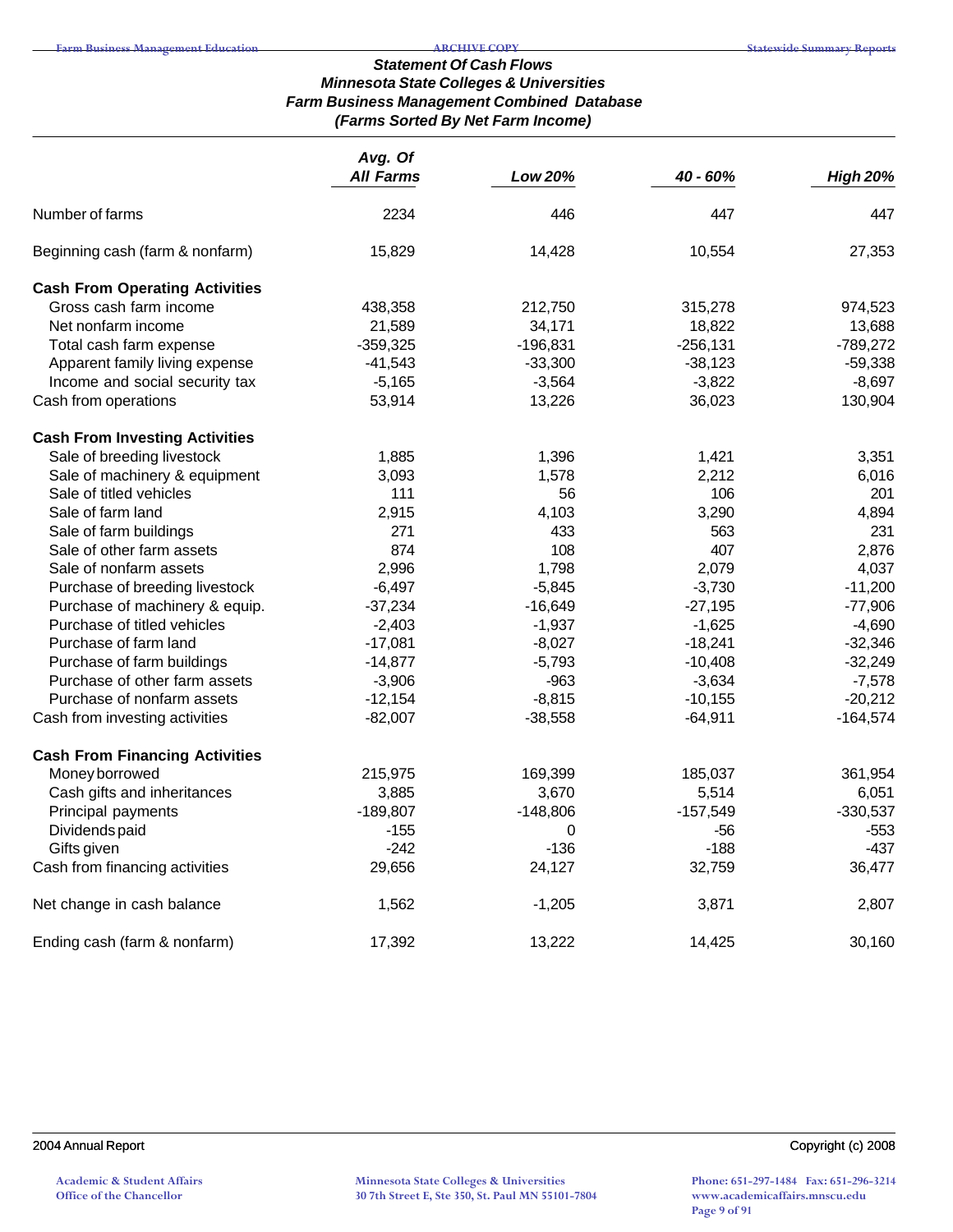**Statement Of Cash Flows**
**Minnesota State Colleges & Universities**
**Farm Business Management Combined Database**
**(Farms Sorted By Net Farm Income)**

| | Avg. Of All Farms | Low 20% | 40 - 60% | High 20% |
|---|---|---|---|---|
| Number of farms | 2234 | 446 | 447 | 447 |
| Beginning cash (farm & nonfarm) | 15,829 | 14,428 | 10,554 | 27,353 |
| **Cash From Operating Activities** | | | | |
| Gross cash farm income | 438,358 | 212,750 | 315,278 | 974,523 |
| Net nonfarm income | 21,589 | 34,171 | 18,822 | 13,688 |
| Total cash farm expense | -359,325 | -196,831 | -256,131 | -789,272 |
| Apparent family living expense | -41,543 | -33,300 | -38,123 | -59,338 |
| Income and social security tax | -5,165 | -3,564 | -3,822 | -8,697 |
| Cash from operations | 53,914 | 13,226 | 36,023 | 130,904 |
| **Cash From Investing Activities** | | | | |
| Sale of breeding livestock | 1,885 | 1,396 | 1,421 | 3,351 |
| Sale of machinery & equipment | 3,093 | 1,578 | 2,212 | 6,016 |
| Sale of titled vehicles | 111 | 56 | 106 | 201 |
| Sale of farm land | 2,915 | 4,103 | 3,290 | 4,894 |
| Sale of farm buildings | 271 | 433 | 563 | 231 |
| Sale of other farm assets | 874 | 108 | 407 | 2,876 |
| Sale of nonfarm assets | 2,996 | 1,798 | 2,079 | 4,037 |
| Purchase of breeding livestock | -6,497 | -5,845 | -3,730 | -11,200 |
| Purchase of machinery & equip. | -37,234 | -16,649 | -27,195 | -77,906 |
| Purchase of titled vehicles | -2,403 | -1,937 | -1,625 | -4,690 |
| Purchase of farm land | -17,081 | -8,027 | -18,241 | -32,346 |
| Purchase of farm buildings | -14,877 | -5,793 | -10,408 | -32,249 |
| Purchase of other farm assets | -3,906 | -963 | -3,634 | -7,578 |
| Purchase of nonfarm assets | -12,154 | -8,815 | -10,155 | -20,212 |
| Cash from investing activities | -82,007 | -38,558 | -64,911 | -164,574 |
| **Cash From Financing Activities** | | | | |
| Money borrowed | 215,975 | 169,399 | 185,037 | 361,954 |
| Cash gifts and inheritances | 3,885 | 3,670 | 5,514 | 6,051 |
| Principal payments | -189,807 | -148,806 | -157,549 | -330,537 |
| Dividends paid | -155 | 0 | -56 | -553 |
| Gifts given | -242 | -136 | -188 | -437 |
| Cash from financing activities | 29,656 | 24,127 | 32,759 | 36,477 |
| Net change in cash balance | 1,562 | -1,205 | 3,871 | 2,807 |
| Ending cash (farm & nonfarm) | 17,392 | 13,222 | 14,425 | 30,160 |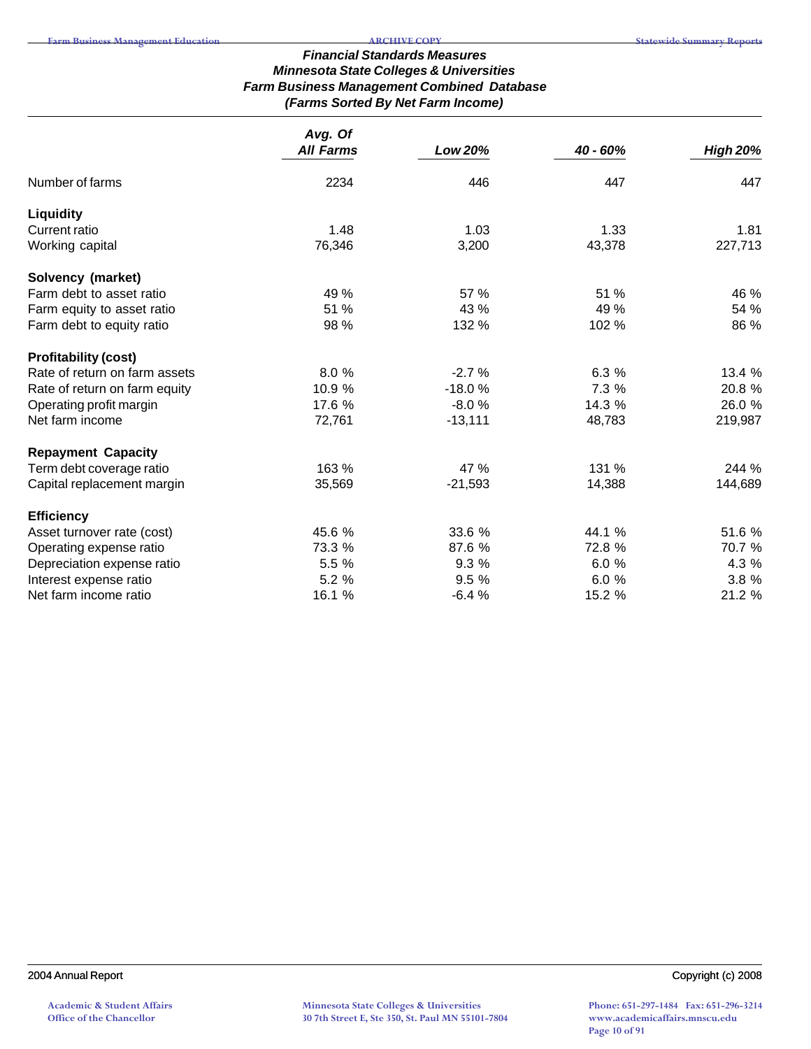# *Financial Standards Measures*
## *Minnesota State Colleges & Universities*
## *Farm Business Management Combined Database*
### *(Farms Sorted By Net Farm Income)*

| | *Avg. Of All Farms* | *Low 20%* | *40 - 60%* | *High 20%* |
|---|---|---|---|---|
| Number of farms | 2234 | 446 | 447 | 447 |
| **Liquidity** | | | | |
| Current ratio | 1.48 | 1.03 | 1.33 | 1.81 |
| Working capital | 76,346 | 3,200 | 43,378 | 227,713 |
| **Solvency (market)** | | | | |
| Farm debt to asset ratio | 49 % | 57 % | 51 % | 46 % |
| Farm equity to asset ratio | 51 % | 43 % | 49 % | 54 % |
| Farm debt to equity ratio | 98 % | 132 % | 102 % | 86 % |
| **Profitability (cost)** | | | | |
| Rate of return on farm assets | 8.0 % | -2.7 % | 6.3 % | 13.4 % |
| Rate of return on farm equity | 10.9 % | -18.0 % | 7.3 % | 20.8 % |
| Operating profit margin | 17.6 % | -8.0 % | 14.3 % | 26.0 % |
| Net farm income | 72,761 | -13,111 | 48,783 | 219,987 |
| **Repayment Capacity** | | | | |
| Term debt coverage ratio | 163 % | 47 % | 131 % | 244 % |
| Capital replacement margin | 35,569 | -21,593 | 14,388 | 144,689 |
| **Efficiency** | | | | |
| Asset turnover rate (cost) | 45.6 % | 33.6 % | 44.1 % | 51.6 % |
| Operating expense ratio | 73.3 % | 87.6 % | 72.8 % | 70.7 % |
| Depreciation expense ratio | 5.5 % | 9.3 % | 6.0 % | 4.3 % |
| Interest expense ratio | 5.2 % | 9.5 % | 6.0 % | 3.8 % |
| Net farm income ratio | 16.1 % | -6.4 % | 15.2 % | 21.2 % |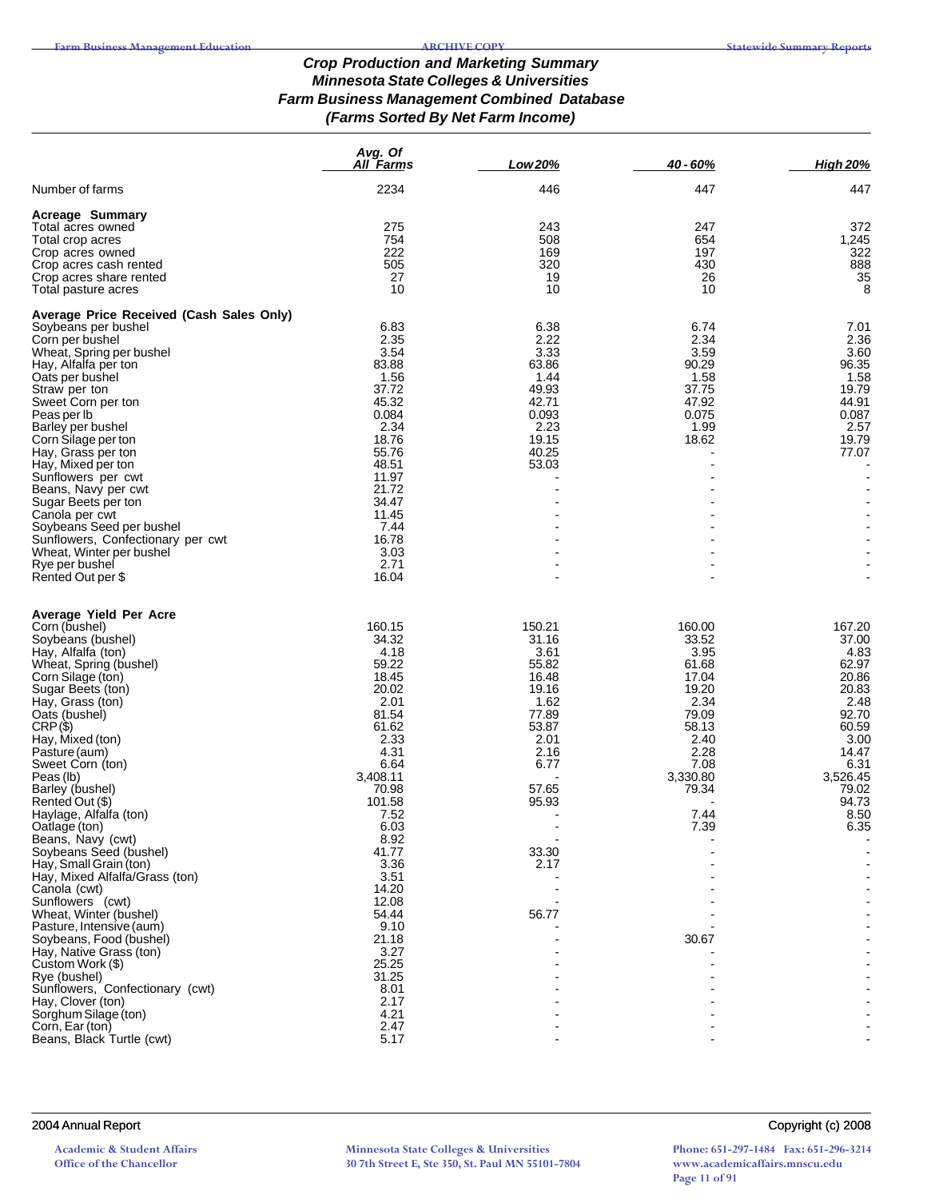# Crop Production and Marketing Summary
## Minnesota State Colleges & Universities
## Farm Business Management Combined Database
## (Farms Sorted By Net Farm Income)

| | Avg. Of All Farms | Low 20% | 40 - 60% | High 20% |
|---|---|---|---|---|
| Number of farms | 2234 | 446 | 447 | 447 |
| **Acreage Summary** | | | | |
| Total acres owned | 275 | 243 | 247 | 372 |
| Total crop acres | 754 | 508 | 654 | 1,245 |
| Crop acres owned | 222 | 169 | 197 | 322 |
| Crop acres cash rented | 505 | 320 | 430 | 888 |
| Crop acres share rented | 27 | 19 | 26 | 35 |
| Total pasture acres | 10 | 10 | 10 | 8 |
| **Average Price Received (Cash Sales Only)** | | | | |
| Soybeans per bushel | 6.83 | 6.38 | 6.74 | 7.01 |
| Corn per bushel | 2.35 | 2.22 | 2.34 | 2.36 |
| Wheat, Spring per bushel | 3.54 | 3.33 | 3.59 | 3.60 |
| Hay, Alfalfa per ton | 83.88 | 63.86 | 90.29 | 96.35 |
| Oats per bushel | 1.56 | 1.44 | 1.58 | 1.58 |
| Straw per ton | 37.72 | 49.93 | 37.75 | 19.79 |
| Sweet Corn per ton | 45.32 | 42.71 | 47.92 | 44.91 |
| Peas per lb | 0.084 | 0.093 | 0.075 | 0.087 |
| Barley per bushel | 2.34 | 2.23 | 1.99 | 2.57 |
| Corn Silage per ton | 18.76 | 19.15 | 18.62 | 19.79 |
| Hay, Grass per ton | 55.76 | 40.25 | - | 77.07 |
| Hay, Mixed per ton | 48.51 | 53.03 | - | - |
| Sunflowers per cwt | 11.97 | - | - | - |
| Beans, Navy per cwt | 21.72 | - | - | - |
| Sugar Beets per ton | 34.47 | - | - | - |
| Canola per cwt | 11.45 | - | - | - |
| Soybeans Seed per bushel | 7.44 | - | - | - |
| Sunflowers, Confectionary per cwt | 16.78 | - | - | - |
| Wheat, Winter per bushel | 3.03 | - | - | - |
| Rye per bushel | 2.71 | - | - | - |
| Rented Out per $ | 16.04 | - | - | - |
| **Average Yield Per Acre** | | | | |
| Corn (bushel) | 160.15 | 150.21 | 160.00 | 167.20 |
| Soybeans (bushel) | 34.32 | 31.16 | 33.52 | 37.00 |
| Hay, Alfalfa (ton) | 4.18 | 3.61 | 3.95 | 4.83 |
| Wheat, Spring (bushel) | 59.22 | 55.82 | 61.68 | 62.97 |
| Corn Silage (ton) | 18.45 | 16.48 | 17.04 | 20.86 |
| Sugar Beets (ton) | 20.02 | 19.16 | 19.20 | 20.83 |
| Hay, Grass (ton) | 2.01 | 1.62 | 2.34 | 2.48 |
| Oats (bushel) | 81.54 | 77.89 | 79.09 | 92.70 |
| CRP ($) | 61.62 | 53.87 | 58.13 | 60.59 |
| Hay, Mixed (ton) | 2.33 | 2.01 | 2.40 | 3.00 |
| Pasture (aum) | 4.31 | 2.16 | 2.28 | 14.47 |
| Sweet Corn (ton) | 6.64 | 6.77 | 7.08 | 6.31 |
| Peas (lb) | 3,408.11 | - | 3,330.80 | 3,526.45 |
| Barley (bushel) | 70.98 | 57.65 | 79.34 | 79.02 |
| Rented Out ($) | 101.58 | 95.93 | - | 94.73 |
| Haylage, Alfalfa (ton) | 7.52 | - | 7.44 | 8.50 |
| Oatlage (ton) | 6.03 | - | 7.39 | 6.35 |
| Beans, Navy (cwt) | 8.92 | - | - | - |
| Soybeans Seed (bushel) | 41.77 | 33.30 | - | - |
| Hay, Small Grain (ton) | 3.36 | 2.17 | - | - |
| Hay, Mixed Alfalfa/Grass (ton) | 3.51 | - | - | - |
| Canola (cwt) | 14.20 | - | - | - |
| Sunflowers (cwt) | 12.08 | - | - | - |
| Wheat, Winter (bushel) | 54.44 | 56.77 | - | - |
| Pasture, Intensive (aum) | 9.10 | - | - | - |
| Soybeans, Food (bushel) | 21.18 | - | 30.67 | - |
| Hay, Native Grass (ton) | 3.27 | - | - | - |
| Custom Work ($) | 25.25 | - | - | - |
| Rye (bushel) | 31.25 | - | - | - |
| Sunflowers, Confectionary (cwt) | 8.01 | - | - | - |
| Hay, Clover (ton) | 2.17 | - | - | - |
| Sorghum Silage (ton) | 4.21 | - | - | - |
| Corn, Ear (ton) | 2.47 | - | - | - |
| Beans, Black Turtle (cwt) | 5.17 | - | - | - |

2004 Annual Report — Copyright (c) 2008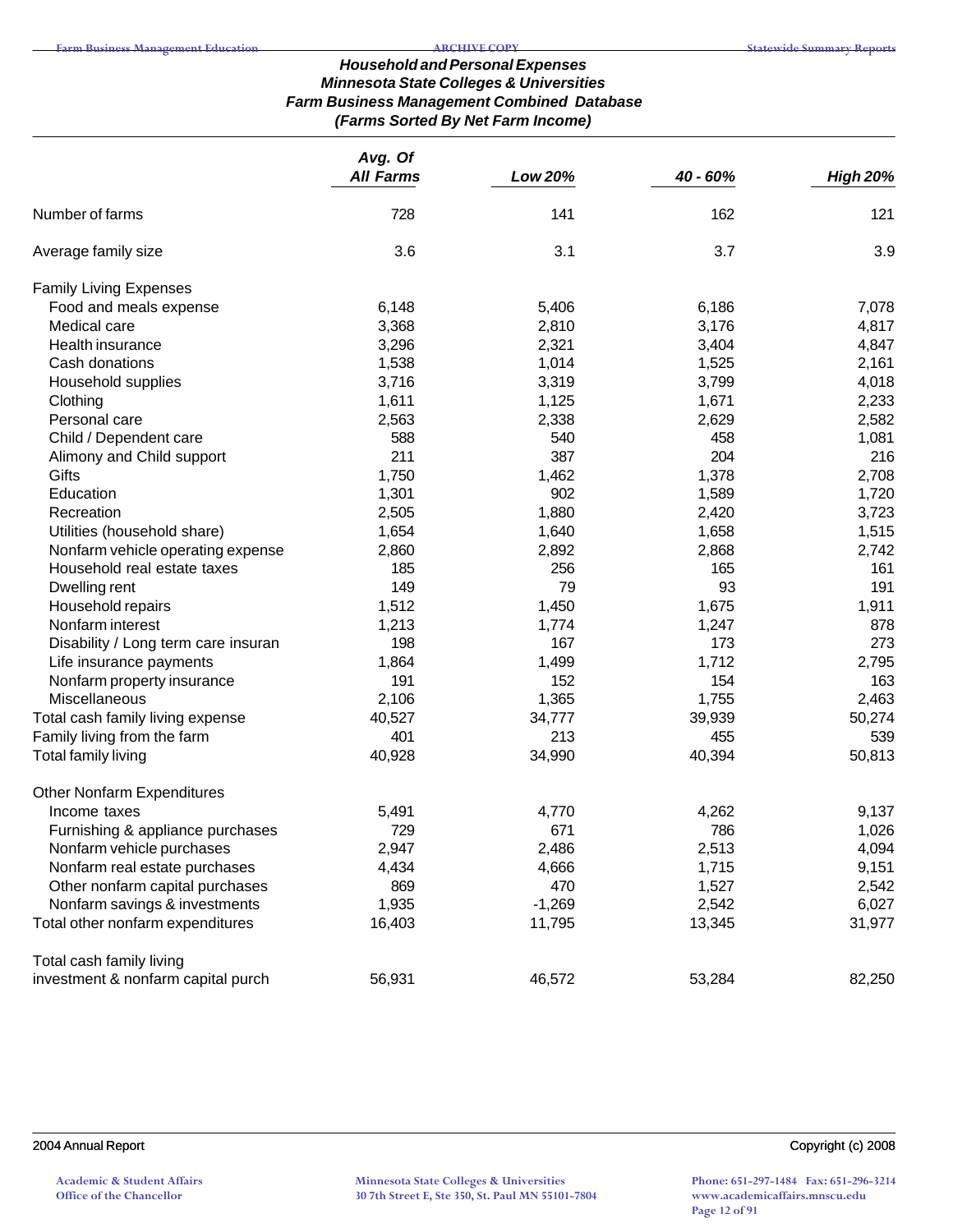### Household and Personal Expenses
### Minnesota State Colleges & Universities
### Farm Business Management Combined Database
### (Farms Sorted By Net Farm Income)

| | Avg. Of All Farms | Low 20% | 40 - 60% | High 20% |
|---|---|---|---|---|
| Number of farms | 728 | 141 | 162 | 121 |
| Average family size | 3.6 | 3.1 | 3.7 | 3.9 |
| Family Living Expenses | | | | |
| Food and meals expense | 6,148 | 5,406 | 6,186 | 7,078 |
| Medical care | 3,368 | 2,810 | 3,176 | 4,817 |
| Health insurance | 3,296 | 2,321 | 3,404 | 4,847 |
| Cash donations | 1,538 | 1,014 | 1,525 | 2,161 |
| Household supplies | 3,716 | 3,319 | 3,799 | 4,018 |
| Clothing | 1,611 | 1,125 | 1,671 | 2,233 |
| Personal care | 2,563 | 2,338 | 2,629 | 2,582 |
| Child / Dependent care | 588 | 540 | 458 | 1,081 |
| Alimony and Child support | 211 | 387 | 204 | 216 |
| Gifts | 1,750 | 1,462 | 1,378 | 2,708 |
| Education | 1,301 | 902 | 1,589 | 1,720 |
| Recreation | 2,505 | 1,880 | 2,420 | 3,723 |
| Utilities (household share) | 1,654 | 1,640 | 1,658 | 1,515 |
| Nonfarm vehicle operating expense | 2,860 | 2,892 | 2,868 | 2,742 |
| Household real estate taxes | 185 | 256 | 165 | 161 |
| Dwelling rent | 149 | 79 | 93 | 191 |
| Household repairs | 1,512 | 1,450 | 1,675 | 1,911 |
| Nonfarm interest | 1,213 | 1,774 | 1,247 | 878 |
| Disability / Long term care insuran | 198 | 167 | 173 | 273 |
| Life insurance payments | 1,864 | 1,499 | 1,712 | 2,795 |
| Nonfarm property insurance | 191 | 152 | 154 | 163 |
| Miscellaneous | 2,106 | 1,365 | 1,755 | 2,463 |
| Total cash family living expense | 40,527 | 34,777 | 39,939 | 50,274 |
| Family living from the farm | 401 | 213 | 455 | 539 |
| Total family living | 40,928 | 34,990 | 40,394 | 50,813 |
| Other Nonfarm Expenditures | | | | |
| Income taxes | 5,491 | 4,770 | 4,262 | 9,137 |
| Furnishing & appliance purchases | 729 | 671 | 786 | 1,026 |
| Nonfarm vehicle purchases | 2,947 | 2,486 | 2,513 | 4,094 |
| Nonfarm real estate purchases | 4,434 | 4,666 | 1,715 | 9,151 |
| Other nonfarm capital purchases | 869 | 470 | 1,527 | 2,542 |
| Nonfarm savings & investments | 1,935 | -1,269 | 2,542 | 6,027 |
| Total other nonfarm expenditures | 16,403 | 11,795 | 13,345 | 31,977 |
| Total cash family living investment & nonfarm capital purch | 56,931 | 46,572 | 53,284 | 82,250 |

2004 Annual Report

Copyright (c) 2008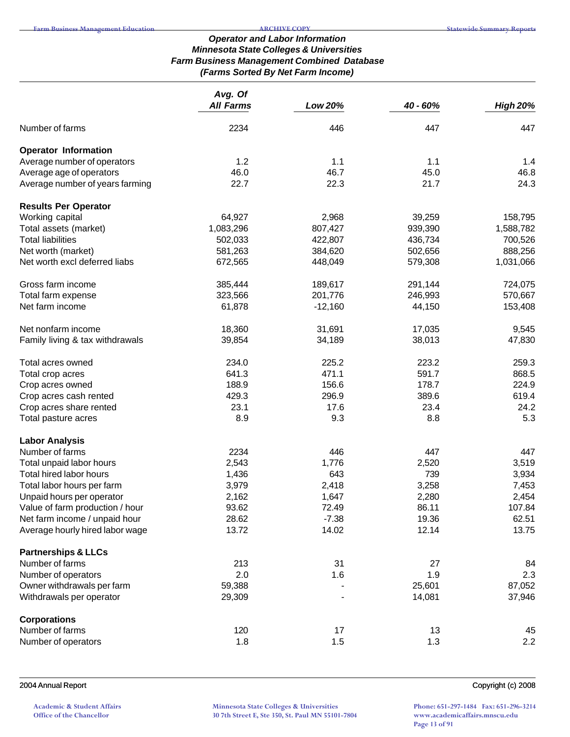## Operator and Labor Information
## Minnesota State Colleges & Universities
## Farm Business Management Combined Database
## (Farms Sorted By Net Farm Income)

| | Avg. Of All Farms | Low 20% | 40 - 60% | High 20% |
|---|---|---|---|---|
| Number of farms | 2234 | 446 | 447 | 447 |
| **Operator Information** | | | | |
| Average number of operators | 1.2 | 1.1 | 1.1 | 1.4 |
| Average age of operators | 46.0 | 46.7 | 45.0 | 46.8 |
| Average number of years farming | 22.7 | 22.3 | 21.7 | 24.3 |
| **Results Per Operator** | | | | |
| Working capital | 64,927 | 2,968 | 39,259 | 158,795 |
| Total assets (market) | 1,083,296 | 807,427 | 939,390 | 1,588,782 |
| Total liabilities | 502,033 | 422,807 | 436,734 | 700,526 |
| Net worth (market) | 581,263 | 384,620 | 502,656 | 888,256 |
| Net worth excl deferred liabs | 672,565 | 448,049 | 579,308 | 1,031,066 |
| Gross farm income | 385,444 | 189,617 | 291,144 | 724,075 |
| Total farm expense | 323,566 | 201,776 | 246,993 | 570,667 |
| Net farm income | 61,878 | -12,160 | 44,150 | 153,408 |
| Net nonfarm income | 18,360 | 31,691 | 17,035 | 9,545 |
| Family living & tax withdrawals | 39,854 | 34,189 | 38,013 | 47,830 |
| Total acres owned | 234.0 | 225.2 | 223.2 | 259.3 |
| Total crop acres | 641.3 | 471.1 | 591.7 | 868.5 |
| Crop acres owned | 188.9 | 156.6 | 178.7 | 224.9 |
| Crop acres cash rented | 429.3 | 296.9 | 389.6 | 619.4 |
| Crop acres share rented | 23.1 | 17.6 | 23.4 | 24.2 |
| Total pasture acres | 8.9 | 9.3 | 8.8 | 5.3 |
| **Labor Analysis** | | | | |
| Number of farms | 2234 | 446 | 447 | 447 |
| Total unpaid labor hours | 2,543 | 1,776 | 2,520 | 3,519 |
| Total hired labor hours | 1,436 | 643 | 739 | 3,934 |
| Total labor hours per farm | 3,979 | 2,418 | 3,258 | 7,453 |
| Unpaid hours per operator | 2,162 | 1,647 | 2,280 | 2,454 |
| Value of farm production / hour | 93.62 | 72.49 | 86.11 | 107.84 |
| Net farm income / unpaid hour | 28.62 | -7.38 | 19.36 | 62.51 |
| Average hourly hired labor wage | 13.72 | 14.02 | 12.14 | 13.75 |
| **Partnerships & LLCs** | | | | |
| Number of farms | 213 | 31 | 27 | 84 |
| Number of operators | 2.0 | 1.6 | 1.9 | 2.3 |
| Owner withdrawals per farm | 59,388 | - | 25,601 | 87,052 |
| Withdrawals per operator | 29,309 | - | 14,081 | 37,946 |
| **Corporations** | | | | |
| Number of farms | 120 | 17 | 13 | 45 |
| Number of operators | 1.8 | 1.5 | 1.3 | 2.2 |

2004 Annual Report

Copyright (c) 2008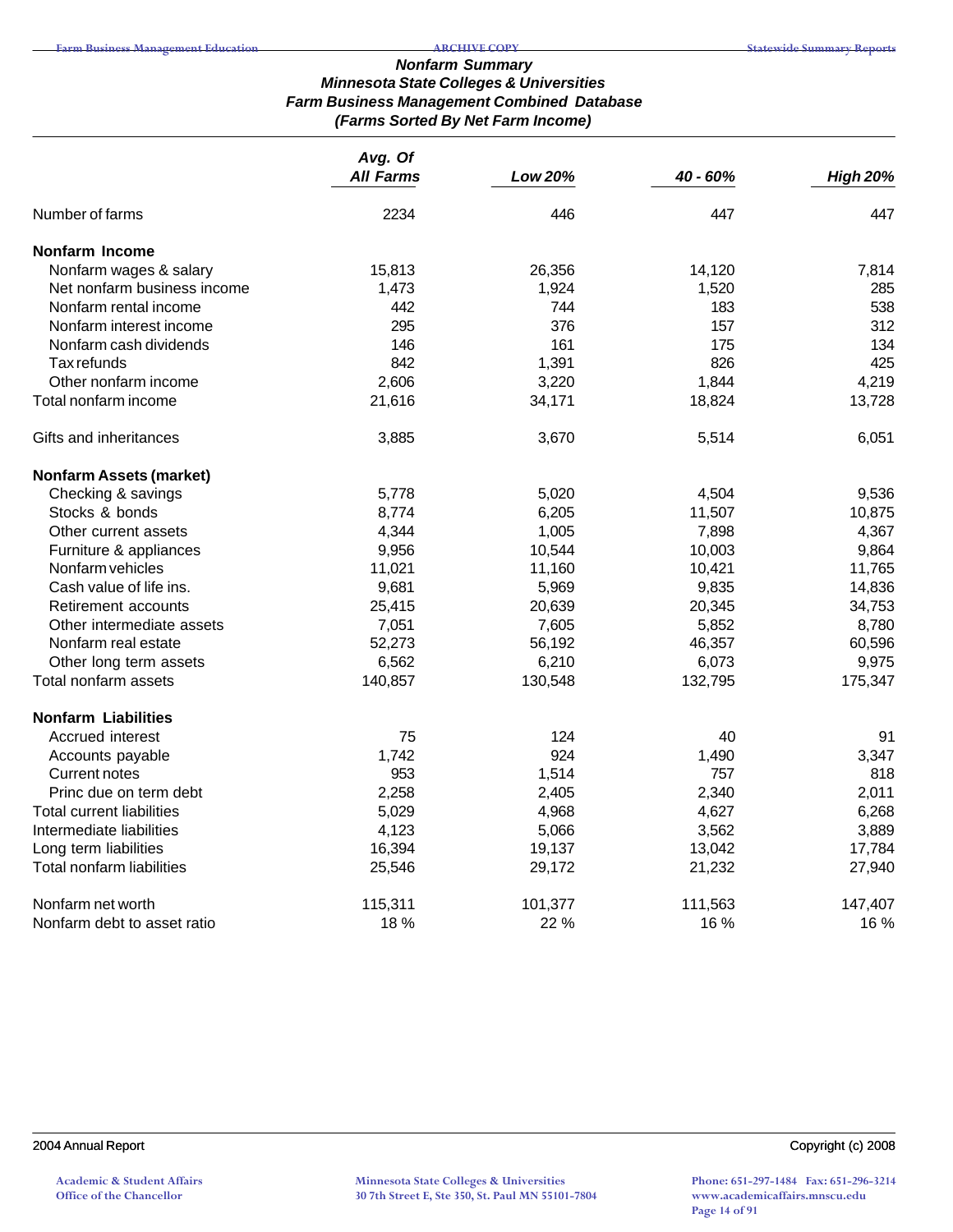# Nonfarm Summary
## Minnesota State Colleges & Universities
## Farm Business Management Combined Database
## (Farms Sorted By Net Farm Income)

| | Avg. Of All Farms | Low 20% | 40 - 60% | High 20% |
|---|---|---|---|---|
| Number of farms | 2234 | 446 | 447 | 447 |
| **Nonfarm Income** | | | | |
| Nonfarm wages & salary | 15,813 | 26,356 | 14,120 | 7,814 |
| Net nonfarm business income | 1,473 | 1,924 | 1,520 | 285 |
| Nonfarm rental income | 442 | 744 | 183 | 538 |
| Nonfarm interest income | 295 | 376 | 157 | 312 |
| Nonfarm cash dividends | 146 | 161 | 175 | 134 |
| Tax refunds | 842 | 1,391 | 826 | 425 |
| Other nonfarm income | 2,606 | 3,220 | 1,844 | 4,219 |
| Total nonfarm income | 21,616 | 34,171 | 18,824 | 13,728 |
| Gifts and inheritances | 3,885 | 3,670 | 5,514 | 6,051 |
| **Nonfarm Assets (market)** | | | | |
| Checking & savings | 5,778 | 5,020 | 4,504 | 9,536 |
| Stocks & bonds | 8,774 | 6,205 | 11,507 | 10,875 |
| Other current assets | 4,344 | 1,005 | 7,898 | 4,367 |
| Furniture & appliances | 9,956 | 10,544 | 10,003 | 9,864 |
| Nonfarm vehicles | 11,021 | 11,160 | 10,421 | 11,765 |
| Cash value of life ins. | 9,681 | 5,969 | 9,835 | 14,836 |
| Retirement accounts | 25,415 | 20,639 | 20,345 | 34,753 |
| Other intermediate assets | 7,051 | 7,605 | 5,852 | 8,780 |
| Nonfarm real estate | 52,273 | 56,192 | 46,357 | 60,596 |
| Other long term assets | 6,562 | 6,210 | 6,073 | 9,975 |
| Total nonfarm assets | 140,857 | 130,548 | 132,795 | 175,347 |
| **Nonfarm Liabilities** | | | | |
| Accrued interest | 75 | 124 | 40 | 91 |
| Accounts payable | 1,742 | 924 | 1,490 | 3,347 |
| Current notes | 953 | 1,514 | 757 | 818 |
| Princ due on term debt | 2,258 | 2,405 | 2,340 | 2,011 |
| Total current liabilities | 5,029 | 4,968 | 4,627 | 6,268 |
| Intermediate liabilities | 4,123 | 5,066 | 3,562 | 3,889 |
| Long term liabilities | 16,394 | 19,137 | 13,042 | 17,784 |
| Total nonfarm liabilities | 25,546 | 29,172 | 21,232 | 27,940 |
| Nonfarm net worth | 115,311 | 101,377 | 111,563 | 147,407 |
| Nonfarm debt to asset ratio | 18 % | 22 % | 16 % | 16 % |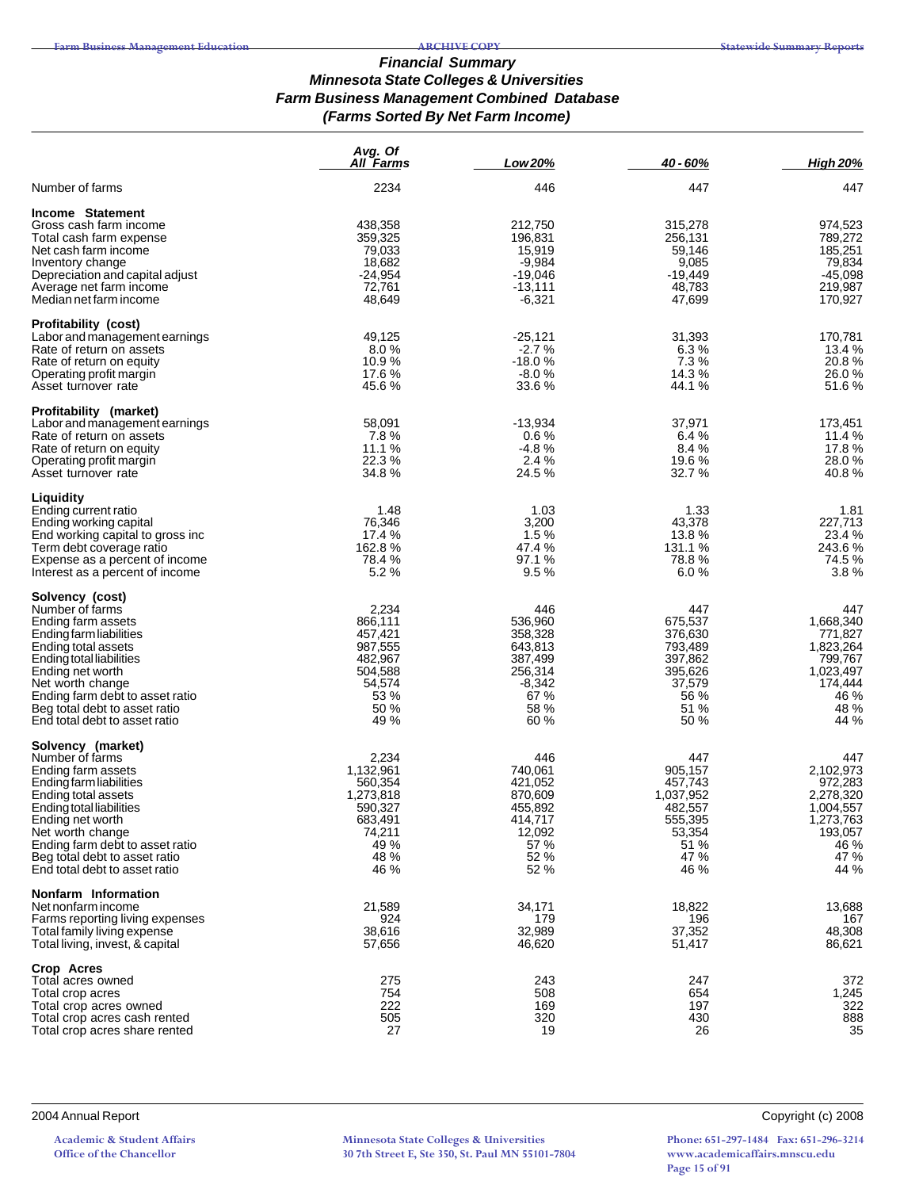### *Financial Summary*
### *Minnesota State Colleges & Universities*
### *Farm Business Management Combined Database*
### *(Farms Sorted By Net Farm Income)*

| | *Avg. Of All Farms* | *Low 20%* | *40 - 60%* | *High 20%* |
|---|---|---|---|---|
| Number of farms | 2234 | 446 | 447 | 447 |
| **Income Statement** | | | | |
| Gross cash farm income | 438,358 | 212,750 | 315,278 | 974,523 |
| Total cash farm expense | 359,325 | 196,831 | 256,131 | 789,272 |
| Net cash farm income | 79,033 | 15,919 | 59,146 | 185,251 |
| Inventory change | 18,682 | -9,984 | 9,085 | 79,834 |
| Depreciation and capital adjust | -24,954 | -19,046 | -19,449 | -45,098 |
| Average net farm income | 72,761 | -13,111 | 48,783 | 219,987 |
| Median net farm income | 48,649 | -6,321 | 47,699 | 170,927 |
| **Profitability (cost)** | | | | |
| Labor and management earnings | 49,125 | -25,121 | 31,393 | 170,781 |
| Rate of return on assets | 8.0 % | -2.7 % | 6.3 % | 13.4 % |
| Rate of return on equity | 10.9 % | -18.0 % | 7.3 % | 20.8 % |
| Operating profit margin | 17.6 % | -8.0 % | 14.3 % | 26.0 % |
| Asset turnover rate | 45.6 % | 33.6 % | 44.1 % | 51.6 % |
| **Profitability (market)** | | | | |
| Labor and management earnings | 58,091 | -13,934 | 37,971 | 173,451 |
| Rate of return on assets | 7.8 % | 0.6 % | 6.4 % | 11.4 % |
| Rate of return on equity | 11.1 % | -4.8 % | 8.4 % | 17.8 % |
| Operating profit margin | 22.3 % | 2.4 % | 19.6 % | 28.0 % |
| Asset turnover rate | 34.8 % | 24.5 % | 32.7 % | 40.8 % |
| **Liquidity** | | | | |
| Ending current ratio | 1.48 | 1.03 | 1.33 | 1.81 |
| Ending working capital | 76,346 | 3,200 | 43,378 | 227,713 |
| End working capital to gross inc | 17.4 % | 1.5 % | 13.8 % | 23.4 % |
| Term debt coverage ratio | 162.8 % | 47.4 % | 131.1 % | 243.6 % |
| Expense as a percent of income | 78.4 % | 97.1 % | 78.8 % | 74.5 % |
| Interest as a percent of income | 5.2 % | 9.5 % | 6.0 % | 3.8 % |
| **Solvency (cost)** | | | | |
| Number of farms | 2,234 | 446 | 447 | 447 |
| Ending farm assets | 866,111 | 536,960 | 675,537 | 1,668,340 |
| Ending farm liabilities | 457,421 | 358,328 | 376,630 | 771,827 |
| Ending total assets | 987,555 | 643,813 | 793,489 | 1,823,264 |
| Ending total liabilities | 482,967 | 387,499 | 397,862 | 799,767 |
| Ending net worth | 504,588 | 256,314 | 395,626 | 1,023,497 |
| Net worth change | 54,574 | -8,342 | 37,579 | 174,444 |
| Ending farm debt to asset ratio | 53 % | 67 % | 56 % | 46 % |
| Beg total debt to asset ratio | 50 % | 58 % | 51 % | 48 % |
| End total debt to asset ratio | 49 % | 60 % | 50 % | 44 % |
| **Solvency (market)** | | | | |
| Number of farms | 2,234 | 446 | 447 | 447 |
| Ending farm assets | 1,132,961 | 740,061 | 905,157 | 2,102,973 |
| Ending farm liabilities | 560,354 | 421,052 | 457,743 | 972,283 |
| Ending total assets | 1,273,818 | 870,609 | 1,037,952 | 2,278,320 |
| Ending total liabilities | 590,327 | 455,892 | 482,557 | 1,004,557 |
| Ending net worth | 683,491 | 414,717 | 555,395 | 1,273,763 |
| Net worth change | 74,211 | 12,092 | 53,354 | 193,057 |
| Ending farm debt to asset ratio | 49 % | 57 % | 51 % | 46 % |
| Beg total debt to asset ratio | 48 % | 52 % | 47 % | 47 % |
| End total debt to asset ratio | 46 % | 52 % | 46 % | 44 % |
| **Nonfarm Information** | | | | |
| Net nonfarm income | 21,589 | 34,171 | 18,822 | 13,688 |
| Farms reporting living expenses | 924 | 179 | 196 | 167 |
| Total family living expense | 38,616 | 32,989 | 37,352 | 48,308 |
| Total living, invest, & capital | 57,656 | 46,620 | 51,417 | 86,621 |
| **Crop Acres** | | | | |
| Total acres owned | 275 | 243 | 247 | 372 |
| Total crop acres | 754 | 508 | 654 | 1,245 |
| Total crop acres owned | 222 | 169 | 197 | 322 |
| Total crop acres cash rented | 505 | 320 | 430 | 888 |
| Total crop acres share rented | 27 | 19 | 26 | 35 |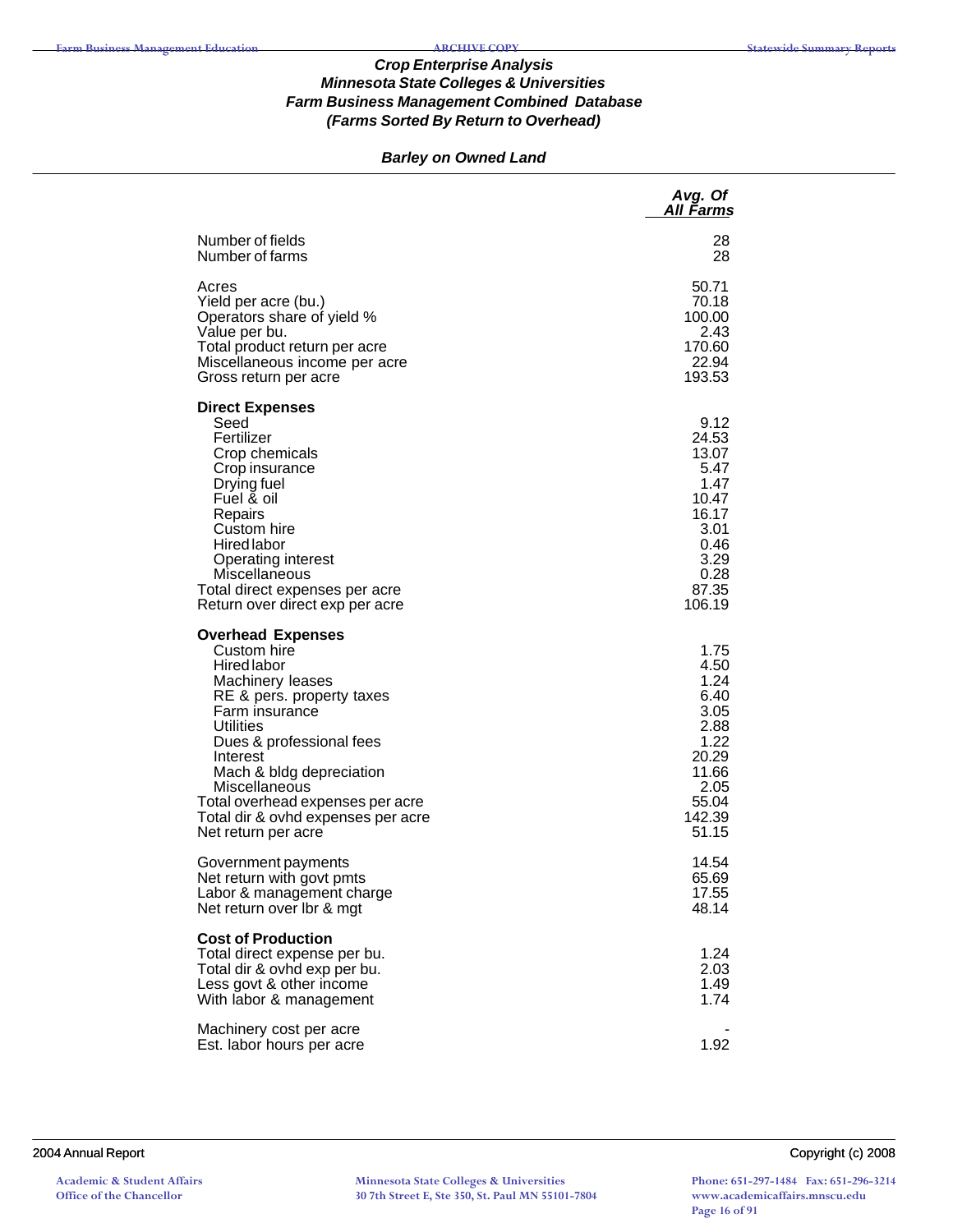### *Crop Enterprise Analysis*
### *Minnesota State Colleges & Universities*
### *Farm Business Management Combined Database*
### *(Farms Sorted By Return to Overhead)*

#### *Barley on Owned Land*

| | *Avg. Of All Farms* |
|---|---|
| Number of fields | 28 |
| Number of farms | 28 |
| | |
| Acres | 50.71 |
| Yield per acre (bu.) | 70.18 |
| Operators share of yield % | 100.00 |
| Value per bu. | 2.43 |
| Total product return per acre | 170.60 |
| Miscellaneous income per acre | 22.94 |
| Gross return per acre | 193.53 |
| | |
| **Direct Expenses** | |
| Seed | 9.12 |
| Fertilizer | 24.53 |
| Crop chemicals | 13.07 |
| Crop insurance | 5.47 |
| Drying fuel | 1.47 |
| Fuel & oil | 10.47 |
| Repairs | 16.17 |
| Custom hire | 3.01 |
| Hired labor | 0.46 |
| Operating interest | 3.29 |
| Miscellaneous | 0.28 |
| Total direct expenses per acre | 87.35 |
| Return over direct exp per acre | 106.19 |
| | |
| **Overhead Expenses** | |
| Custom hire | 1.75 |
| Hired labor | 4.50 |
| Machinery leases | 1.24 |
| RE & pers. property taxes | 6.40 |
| Farm insurance | 3.05 |
| Utilities | 2.88 |
| Dues & professional fees | 1.22 |
| Interest | 20.29 |
| Mach & bldg depreciation | 11.66 |
| Miscellaneous | 2.05 |
| Total overhead expenses per acre | 55.04 |
| Total dir & ovhd expenses per acre | 142.39 |
| Net return per acre | 51.15 |
| | |
| Government payments | 14.54 |
| Net return with govt pmts | 65.69 |
| Labor & management charge | 17.55 |
| Net return over lbr & mgt | 48.14 |
| | |
| **Cost of Production** | |
| Total direct expense per bu. | 1.24 |
| Total dir & ovhd exp per bu. | 2.03 |
| Less govt & other income | 1.49 |
| With labor & management | 1.74 |
| | |
| Machinery cost per acre | - |
| Est. labor hours per acre | 1.92 |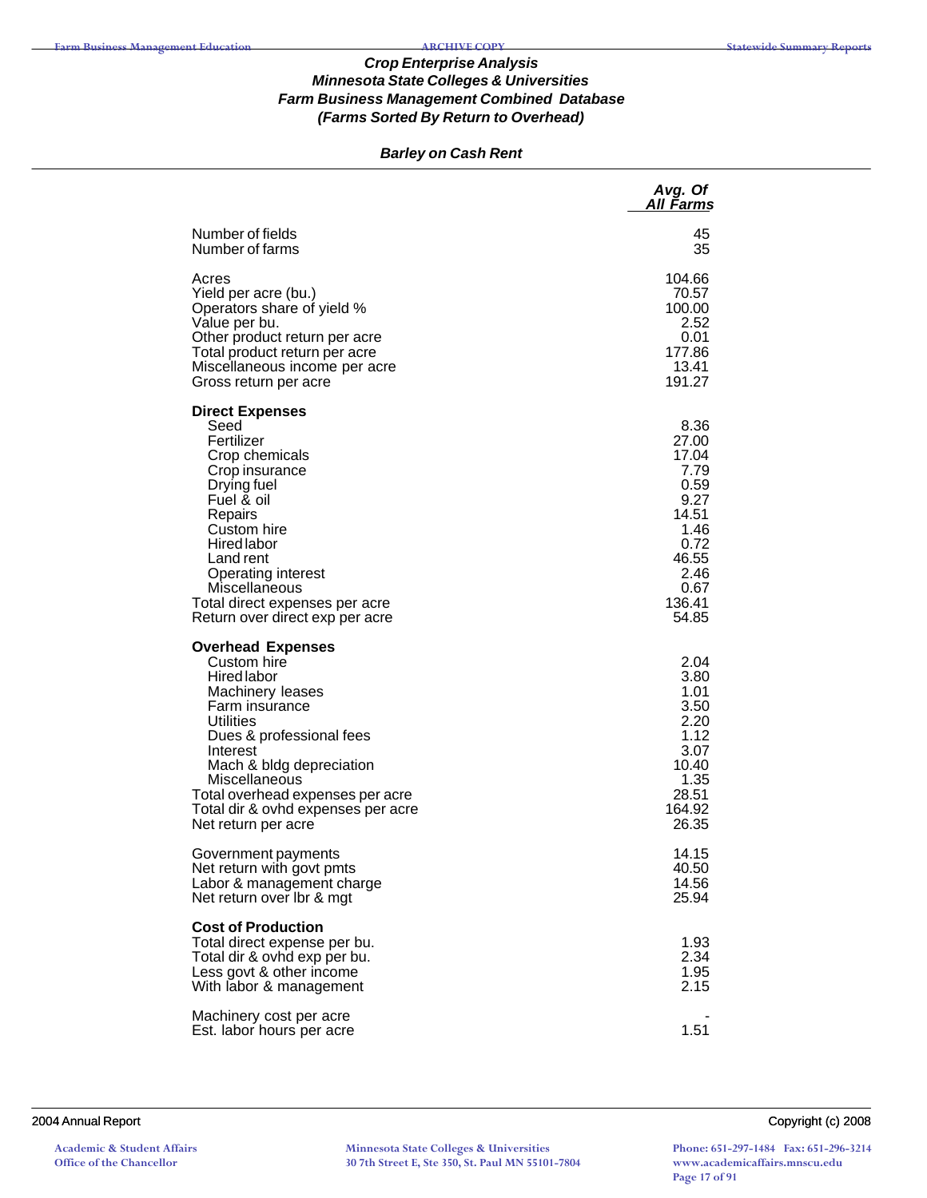### *Crop Enterprise Analysis*
### *Minnesota State Colleges & Universities*
### *Farm Business Management Combined Database*
### *(Farms Sorted By Return to Overhead)*

#### *Barley on Cash Rent*

| | Avg. Of All Farms |
|---|---|
| Number of fields | 45 |
| Number of farms | 35 |
| | |
| Acres | 104.66 |
| Yield per acre (bu.) | 70.57 |
| Operators share of yield % | 100.00 |
| Value per bu. | 2.52 |
| Other product return per acre | 0.01 |
| Total product return per acre | 177.86 |
| Miscellaneous income per acre | 13.41 |
| Gross return per acre | 191.27 |
| | |
| **Direct Expenses** | |
| Seed | 8.36 |
| Fertilizer | 27.00 |
| Crop chemicals | 17.04 |
| Crop insurance | 7.79 |
| Drying fuel | 0.59 |
| Fuel & oil | 9.27 |
| Repairs | 14.51 |
| Custom hire | 1.46 |
| Hired labor | 0.72 |
| Land rent | 46.55 |
| Operating interest | 2.46 |
| Miscellaneous | 0.67 |
| Total direct expenses per acre | 136.41 |
| Return over direct exp per acre | 54.85 |
| | |
| **Overhead Expenses** | |
| Custom hire | 2.04 |
| Hired labor | 3.80 |
| Machinery leases | 1.01 |
| Farm insurance | 3.50 |
| Utilities | 2.20 |
| Dues & professional fees | 1.12 |
| Interest | 3.07 |
| Mach & bldg depreciation | 10.40 |
| Miscellaneous | 1.35 |
| Total overhead expenses per acre | 28.51 |
| Total dir & ovhd expenses per acre | 164.92 |
| Net return per acre | 26.35 |
| | |
| Government payments | 14.15 |
| Net return with govt pmts | 40.50 |
| Labor & management charge | 14.56 |
| Net return over lbr & mgt | 25.94 |
| | |
| **Cost of Production** | |
| Total direct expense per bu. | 1.93 |
| Total dir & ovhd exp per bu. | 2.34 |
| Less govt & other income | 1.95 |
| With labor & management | 2.15 |
| | |
| Machinery cost per acre | - |
| Est. labor hours per acre | 1.51 |

2004 Annual Report Copyright (c) 2008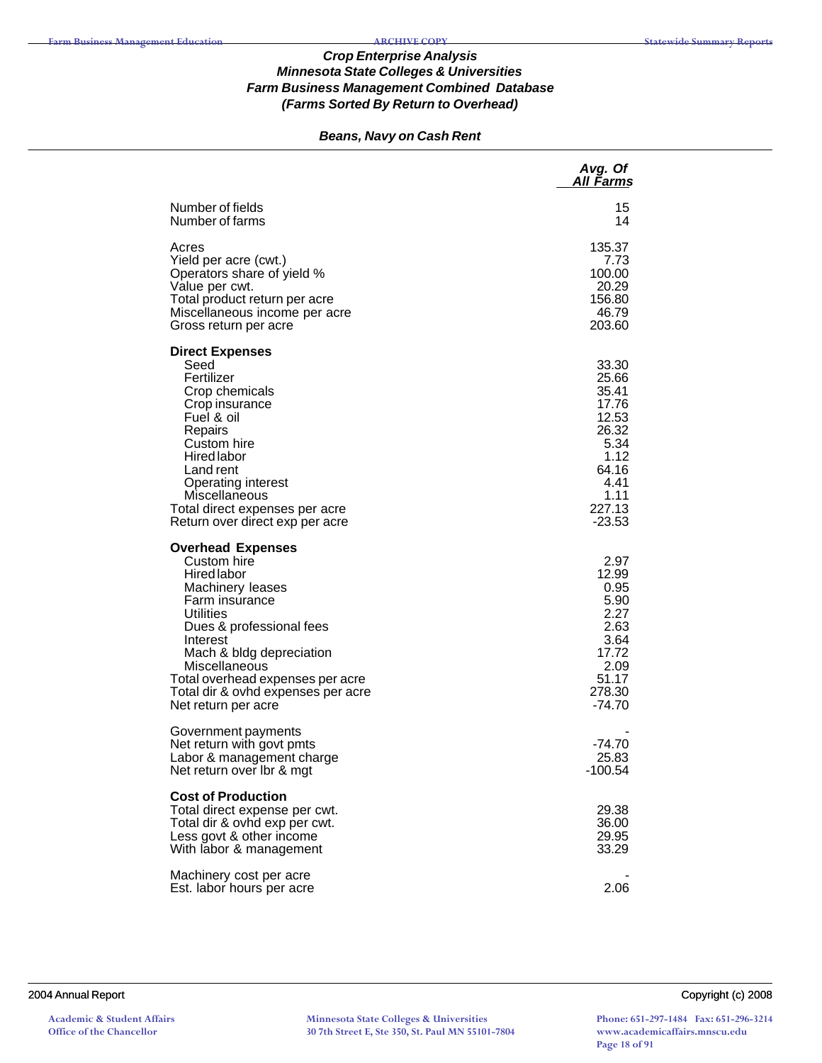***Crop Enterprise Analysis***
***Minnesota State Colleges & Universities***
***Farm Business Management Combined Database***
***(Farms Sorted By Return to Overhead)***

***Beans, Navy on Cash Rent***

| | *Avg. Of All Farms* |
|---|---|
| Number of fields | 15 |
| Number of farms | 14 |
| | |
| Acres | 135.37 |
| Yield per acre (cwt.) | 7.73 |
| Operators share of yield % | 100.00 |
| Value per cwt. | 20.29 |
| Total product return per acre | 156.80 |
| Miscellaneous income per acre | 46.79 |
| Gross return per acre | 203.60 |
| | |
| **Direct Expenses** | |
| Seed | 33.30 |
| Fertilizer | 25.66 |
| Crop chemicals | 35.41 |
| Crop insurance | 17.76 |
| Fuel & oil | 12.53 |
| Repairs | 26.32 |
| Custom hire | 5.34 |
| Hired labor | 1.12 |
| Land rent | 64.16 |
| Operating interest | 4.41 |
| Miscellaneous | 1.11 |
| Total direct expenses per acre | 227.13 |
| Return over direct exp per acre | -23.53 |
| | |
| **Overhead Expenses** | |
| Custom hire | 2.97 |
| Hired labor | 12.99 |
| Machinery leases | 0.95 |
| Farm insurance | 5.90 |
| Utilities | 2.27 |
| Dues & professional fees | 2.63 |
| Interest | 3.64 |
| Mach & bldg depreciation | 17.72 |
| Miscellaneous | 2.09 |
| Total overhead expenses per acre | 51.17 |
| Total dir & ovhd expenses per acre | 278.30 |
| Net return per acre | -74.70 |
| | |
| Government payments | - |
| Net return with govt pmts | -74.70 |
| Labor & management charge | 25.83 |
| Net return over lbr & mgt | -100.54 |
| | |
| **Cost of Production** | |
| Total direct expense per cwt. | 29.38 |
| Total dir & ovhd exp per cwt. | 36.00 |
| Less govt & other income | 29.95 |
| With labor & management | 33.29 |
| | |
| Machinery cost per acre | - |
| Est. labor hours per acre | 2.06 |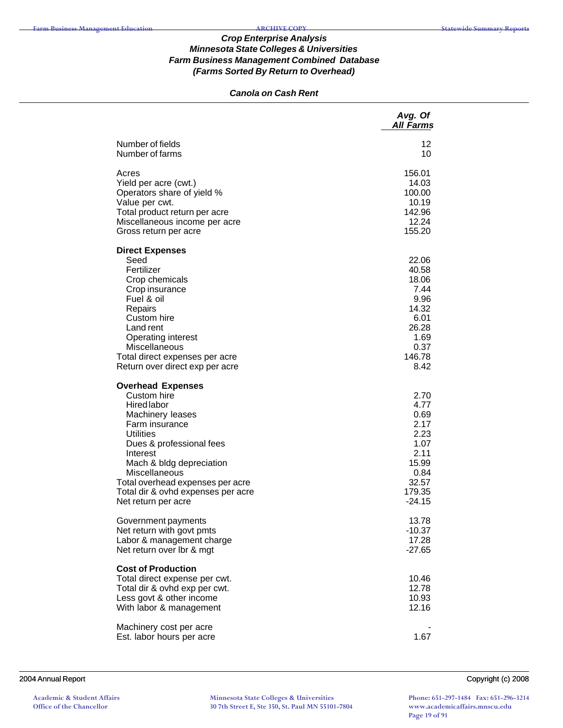# Crop Enterprise Analysis
## Minnesota State Colleges & Universities
## Farm Business Management Combined Database
## (Farms Sorted By Return to Overhead)

### Canola on Cash Rent

| | Avg. Of All Farms |
|---|---|
| Number of fields | 12 |
| Number of farms | 10 |
| | |
| Acres | 156.01 |
| Yield per acre (cwt.) | 14.03 |
| Operators share of yield % | 100.00 |
| Value per cwt. | 10.19 |
| Total product return per acre | 142.96 |
| Miscellaneous income per acre | 12.24 |
| Gross return per acre | 155.20 |
| | |
| **Direct Expenses** | |
| Seed | 22.06 |
| Fertilizer | 40.58 |
| Crop chemicals | 18.06 |
| Crop insurance | 7.44 |
| Fuel & oil | 9.96 |
| Repairs | 14.32 |
| Custom hire | 6.01 |
| Land rent | 26.28 |
| Operating interest | 1.69 |
| Miscellaneous | 0.37 |
| Total direct expenses per acre | 146.78 |
| Return over direct exp per acre | 8.42 |
| | |
| **Overhead Expenses** | |
| Custom hire | 2.70 |
| Hired labor | 4.77 |
| Machinery leases | 0.69 |
| Farm insurance | 2.17 |
| Utilities | 2.23 |
| Dues & professional fees | 1.07 |
| Interest | 2.11 |
| Mach & bldg depreciation | 15.99 |
| Miscellaneous | 0.84 |
| Total overhead expenses per acre | 32.57 |
| Total dir & ovhd expenses per acre | 179.35 |
| Net return per acre | -24.15 |
| | |
| Government payments | 13.78 |
| Net return with govt pmts | -10.37 |
| Labor & management charge | 17.28 |
| Net return over lbr & mgt | -27.65 |
| | |
| **Cost of Production** | |
| Total direct expense per cwt. | 10.46 |
| Total dir & ovhd exp per cwt. | 12.78 |
| Less govt & other income | 10.93 |
| With labor & management | 12.16 |
| | |
| Machinery cost per acre | - |
| Est. labor hours per acre | 1.67 |

2004 Annual Report

Copyright (c) 2008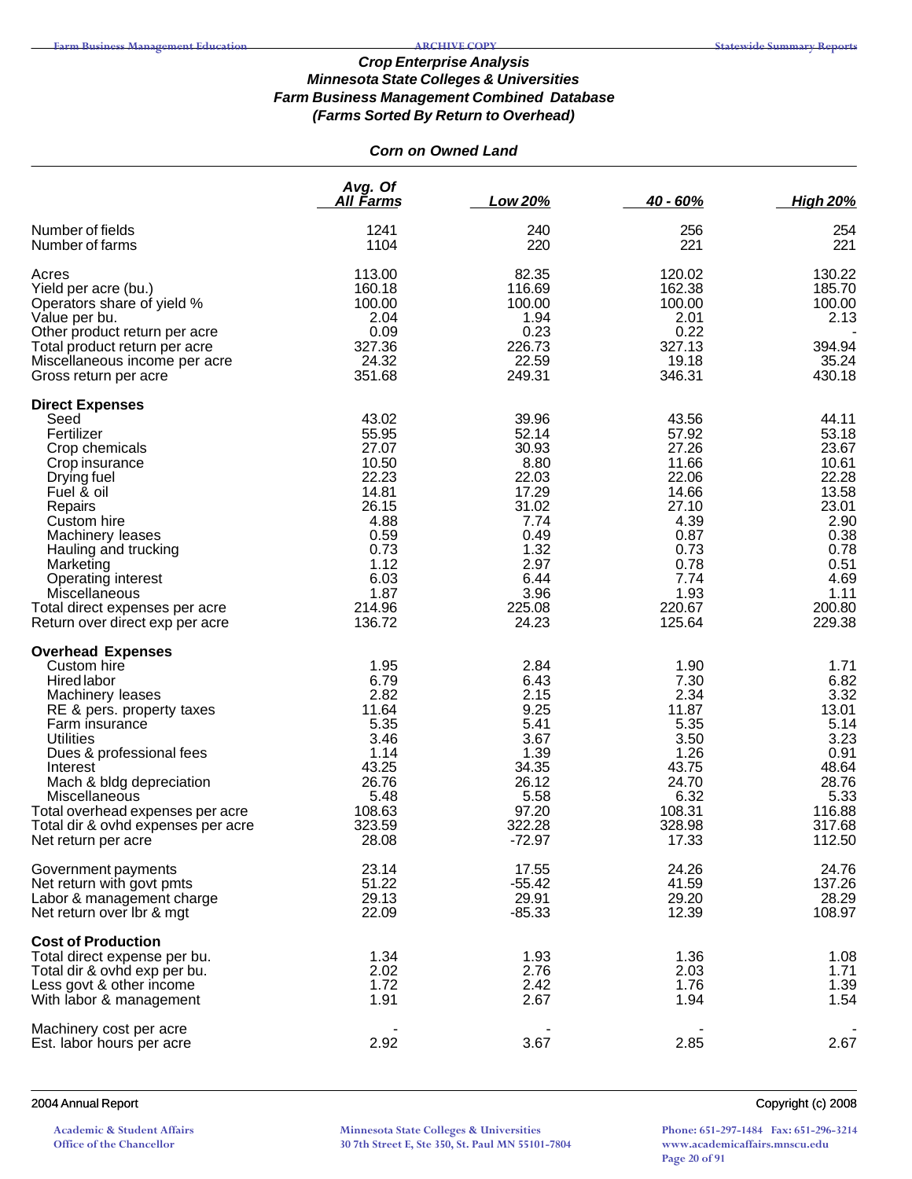### Crop Enterprise Analysis
### Minnesota State Colleges & Universities
### Farm Business Management Combined Database
### (Farms Sorted By Return to Overhead)

#### Corn on Owned Land

| | Avg. Of All Farms | Low 20% | 40 - 60% | High 20% |
|---|---|---|---|---|
| Number of fields | 1241 | 240 | 256 | 254 |
| Number of farms | 1104 | 220 | 221 | 221 |
| Acres | 113.00 | 82.35 | 120.02 | 130.22 |
| Yield per acre (bu.) | 160.18 | 116.69 | 162.38 | 185.70 |
| Operators share of yield % | 100.00 | 100.00 | 100.00 | 100.00 |
| Value per bu. | 2.04 | 1.94 | 2.01 | 2.13 |
| Other product return per acre | 0.09 | 0.23 | 0.22 | - |
| Total product return per acre | 327.36 | 226.73 | 327.13 | 394.94 |
| Miscellaneous income per acre | 24.32 | 22.59 | 19.18 | 35.24 |
| Gross return per acre | 351.68 | 249.31 | 346.31 | 430.18 |
| **Direct Expenses** | | | | |
| Seed | 43.02 | 39.96 | 43.56 | 44.11 |
| Fertilizer | 55.95 | 52.14 | 57.92 | 53.18 |
| Crop chemicals | 27.07 | 30.93 | 27.26 | 23.67 |
| Crop insurance | 10.50 | 8.80 | 11.66 | 10.61 |
| Drying fuel | 22.23 | 22.03 | 22.06 | 22.28 |
| Fuel & oil | 14.81 | 17.29 | 14.66 | 13.58 |
| Repairs | 26.15 | 31.02 | 27.10 | 23.01 |
| Custom hire | 4.88 | 7.74 | 4.39 | 2.90 |
| Machinery leases | 0.59 | 0.49 | 0.87 | 0.38 |
| Hauling and trucking | 0.73 | 1.32 | 0.73 | 0.78 |
| Marketing | 1.12 | 2.97 | 0.78 | 0.51 |
| Operating interest | 6.03 | 6.44 | 7.74 | 4.69 |
| Miscellaneous | 1.87 | 3.96 | 1.93 | 1.11 |
| Total direct expenses per acre | 214.96 | 225.08 | 220.67 | 200.80 |
| Return over direct exp per acre | 136.72 | 24.23 | 125.64 | 229.38 |
| **Overhead Expenses** | | | | |
| Custom hire | 1.95 | 2.84 | 1.90 | 1.71 |
| Hired labor | 6.79 | 6.43 | 7.30 | 6.82 |
| Machinery leases | 2.82 | 2.15 | 2.34 | 3.32 |
| RE & pers. property taxes | 11.64 | 9.25 | 11.87 | 13.01 |
| Farm insurance | 5.35 | 5.41 | 5.35 | 5.14 |
| Utilities | 3.46 | 3.67 | 3.50 | 3.23 |
| Dues & professional fees | 1.14 | 1.39 | 1.26 | 0.91 |
| Interest | 43.25 | 34.35 | 43.75 | 48.64 |
| Mach & bldg depreciation | 26.76 | 26.12 | 24.70 | 28.76 |
| Miscellaneous | 5.48 | 5.58 | 6.32 | 5.33 |
| Total overhead expenses per acre | 108.63 | 97.20 | 108.31 | 116.88 |
| Total dir & ovhd expenses per acre | 323.59 | 322.28 | 328.98 | 317.68 |
| Net return per acre | 28.08 | -72.97 | 17.33 | 112.50 |
| Government payments | 23.14 | 17.55 | 24.26 | 24.76 |
| Net return with govt pmts | 51.22 | -55.42 | 41.59 | 137.26 |
| Labor & management charge | 29.13 | 29.91 | 29.20 | 28.29 |
| Net return over lbr & mgt | 22.09 | -85.33 | 12.39 | 108.97 |
| **Cost of Production** | | | | |
| Total direct expense per bu. | 1.34 | 1.93 | 1.36 | 1.08 |
| Total dir & ovhd exp per bu. | 2.02 | 2.76 | 2.03 | 1.71 |
| Less govt & other income | 1.72 | 2.42 | 1.76 | 1.39 |
| With labor & management | 1.91 | 2.67 | 1.94 | 1.54 |
| Machinery cost per acre | - | - | - | - |
| Est. labor hours per acre | 2.92 | 3.67 | 2.85 | 2.67 |

2004 Annual Report — Copyright (c) 2008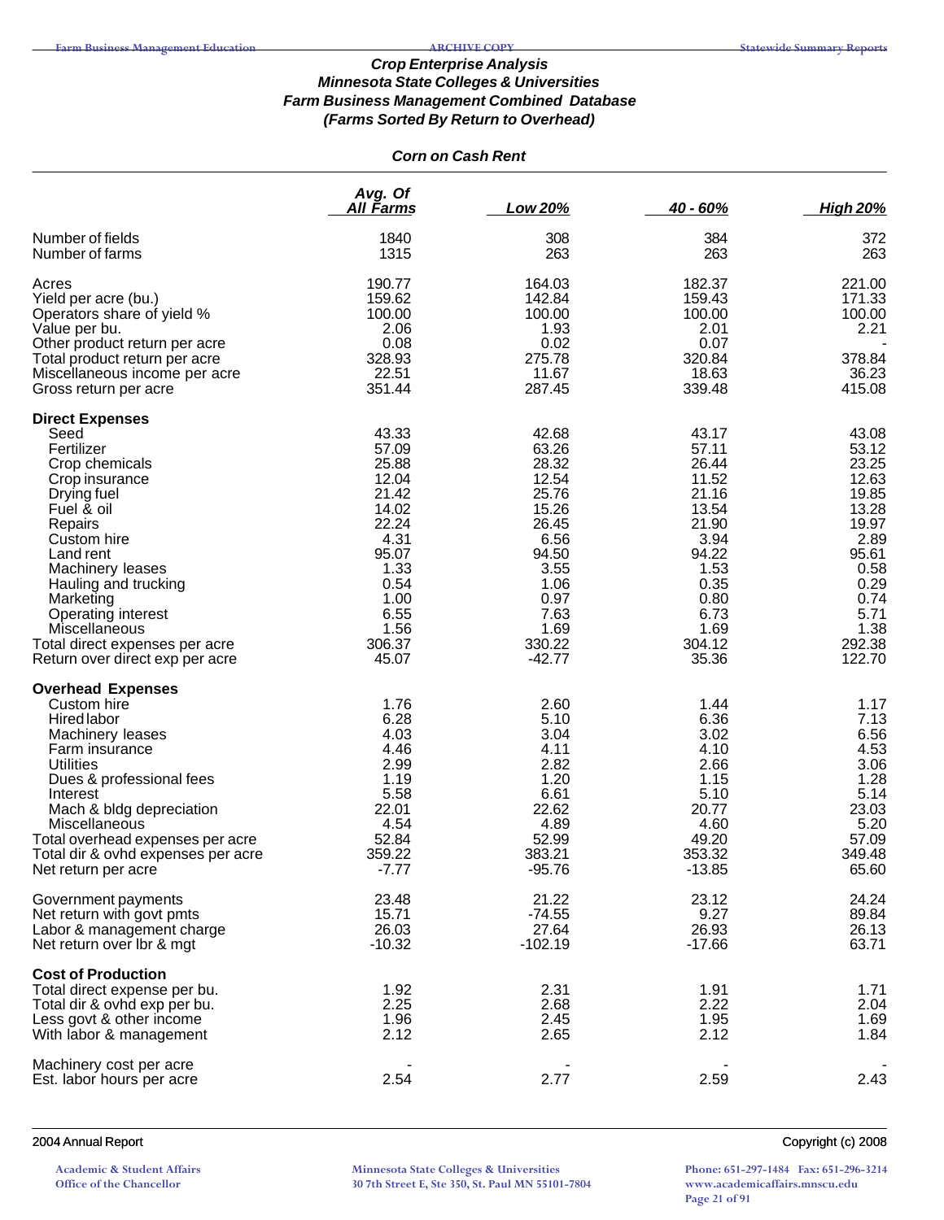### Crop Enterprise Analysis
### Minnesota State Colleges & Universities
### Farm Business Management Combined Database
### (Farms Sorted By Return to Overhead)

#### Corn on Cash Rent

| | Avg. Of All Farms | Low 20% | 40 - 60% | High 20% |
|---|---|---|---|---|
| Number of fields | 1840 | 308 | 384 | 372 |
| Number of farms | 1315 | 263 | 263 | 263 |
| Acres | 190.77 | 164.03 | 182.37 | 221.00 |
| Yield per acre (bu.) | 159.62 | 142.84 | 159.43 | 171.33 |
| Operators share of yield % | 100.00 | 100.00 | 100.00 | 100.00 |
| Value per bu. | 2.06 | 1.93 | 2.01 | 2.21 |
| Other product return per acre | 0.08 | 0.02 | 0.07 | - |
| Total product return per acre | 328.93 | 275.78 | 320.84 | 378.84 |
| Miscellaneous income per acre | 22.51 | 11.67 | 18.63 | 36.23 |
| Gross return per acre | 351.44 | 287.45 | 339.48 | 415.08 |
| **Direct Expenses** | | | | |
| Seed | 43.33 | 42.68 | 43.17 | 43.08 |
| Fertilizer | 57.09 | 63.26 | 57.11 | 53.12 |
| Crop chemicals | 25.88 | 28.32 | 26.44 | 23.25 |
| Crop insurance | 12.04 | 12.54 | 11.52 | 12.63 |
| Drying fuel | 21.42 | 25.76 | 21.16 | 19.85 |
| Fuel & oil | 14.02 | 15.26 | 13.54 | 13.28 |
| Repairs | 22.24 | 26.45 | 21.90 | 19.97 |
| Custom hire | 4.31 | 6.56 | 3.94 | 2.89 |
| Land rent | 95.07 | 94.50 | 94.22 | 95.61 |
| Machinery leases | 1.33 | 3.55 | 1.53 | 0.58 |
| Hauling and trucking | 0.54 | 1.06 | 0.35 | 0.29 |
| Marketing | 1.00 | 0.97 | 0.80 | 0.74 |
| Operating interest | 6.55 | 7.63 | 6.73 | 5.71 |
| Miscellaneous | 1.56 | 1.69 | 1.69 | 1.38 |
| Total direct expenses per acre | 306.37 | 330.22 | 304.12 | 292.38 |
| Return over direct exp per acre | 45.07 | -42.77 | 35.36 | 122.70 |
| **Overhead Expenses** | | | | |
| Custom hire | 1.76 | 2.60 | 1.44 | 1.17 |
| Hired labor | 6.28 | 5.10 | 6.36 | 7.13 |
| Machinery leases | 4.03 | 3.04 | 3.02 | 6.56 |
| Farm insurance | 4.46 | 4.11 | 4.10 | 4.53 |
| Utilities | 2.99 | 2.82 | 2.66 | 3.06 |
| Dues & professional fees | 1.19 | 1.20 | 1.15 | 1.28 |
| Interest | 5.58 | 6.61 | 5.10 | 5.14 |
| Mach & bldg depreciation | 22.01 | 22.62 | 20.77 | 23.03 |
| Miscellaneous | 4.54 | 4.89 | 4.60 | 5.20 |
| Total overhead expenses per acre | 52.84 | 52.99 | 49.20 | 57.09 |
| Total dir & ovhd expenses per acre | 359.22 | 383.21 | 353.32 | 349.48 |
| Net return per acre | -7.77 | -95.76 | -13.85 | 65.60 |
| Government payments | 23.48 | 21.22 | 23.12 | 24.24 |
| Net return with govt pmts | 15.71 | -74.55 | 9.27 | 89.84 |
| Labor & management charge | 26.03 | 27.64 | 26.93 | 26.13 |
| Net return over lbr & mgt | -10.32 | -102.19 | -17.66 | 63.71 |
| **Cost of Production** | | | | |
| Total direct expense per bu. | 1.92 | 2.31 | 1.91 | 1.71 |
| Total dir & ovhd exp per bu. | 2.25 | 2.68 | 2.22 | 2.04 |
| Less govt & other income | 1.96 | 2.45 | 1.95 | 1.69 |
| With labor & management | 2.12 | 2.65 | 2.12 | 1.84 |
| Machinery cost per acre | - | - | - | - |
| Est. labor hours per acre | 2.54 | 2.77 | 2.59 | 2.43 |

2004 Annual Report — Copyright (c) 2008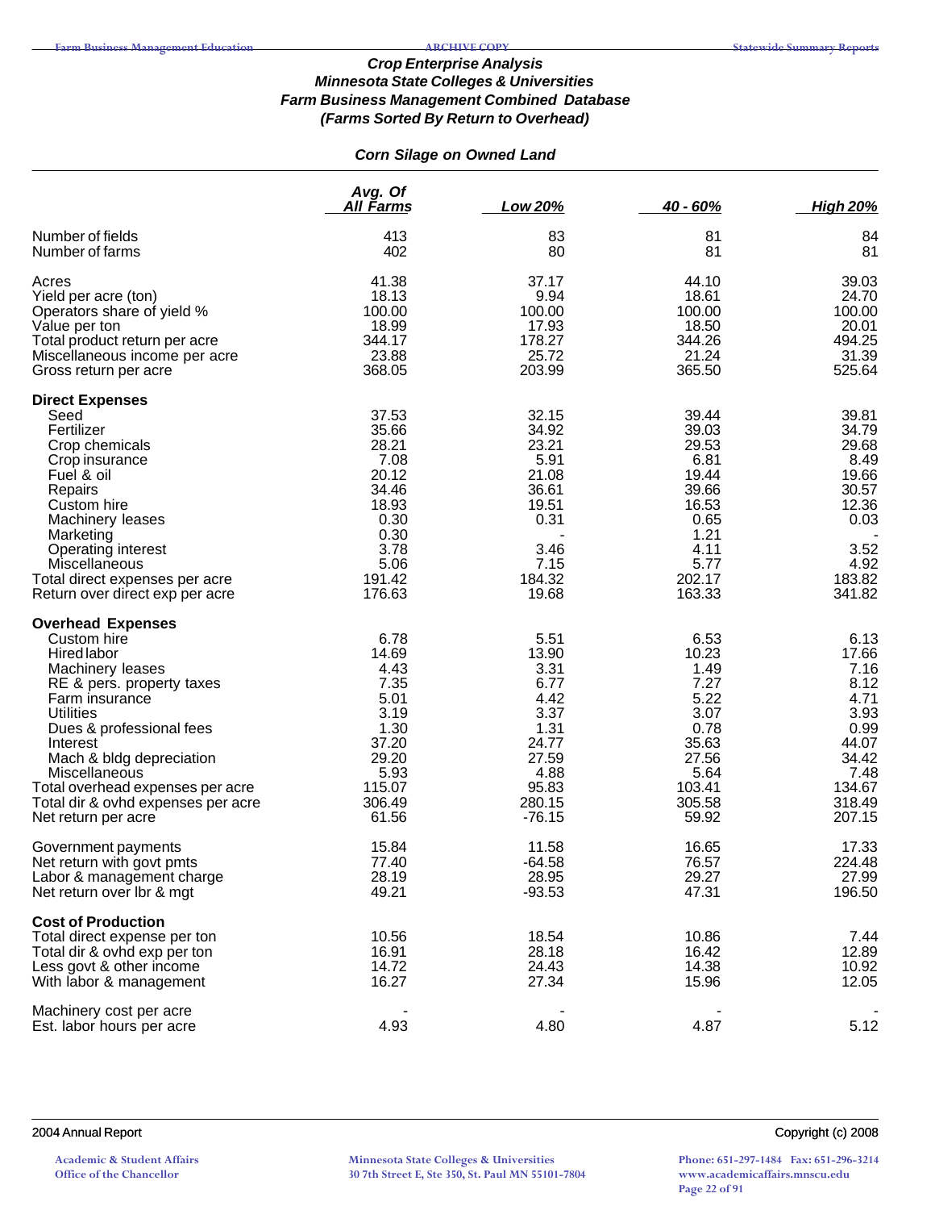### Crop Enterprise Analysis
### Minnesota State Colleges & Universities
### Farm Business Management Combined Database
### (Farms Sorted By Return to Overhead)

#### Corn Silage on Owned Land

| | Avg. Of All Farms | Low 20% | 40 - 60% | High 20% |
|---|---|---|---|---|
| Number of fields | 413 | 83 | 81 | 84 |
| Number of farms | 402 | 80 | 81 | 81 |
| | | | | |
| Acres | 41.38 | 37.17 | 44.10 | 39.03 |
| Yield per acre (ton) | 18.13 | 9.94 | 18.61 | 24.70 |
| Operators share of yield % | 100.00 | 100.00 | 100.00 | 100.00 |
| Value per ton | 18.99 | 17.93 | 18.50 | 20.01 |
| Total product return per acre | 344.17 | 178.27 | 344.26 | 494.25 |
| Miscellaneous income per acre | 23.88 | 25.72 | 21.24 | 31.39 |
| Gross return per acre | 368.05 | 203.99 | 365.50 | 525.64 |
| **Direct Expenses** | | | | |
| Seed | 37.53 | 32.15 | 39.44 | 39.81 |
| Fertilizer | 35.66 | 34.92 | 39.03 | 34.79 |
| Crop chemicals | 28.21 | 23.21 | 29.53 | 29.68 |
| Crop insurance | 7.08 | 5.91 | 6.81 | 8.49 |
| Fuel & oil | 20.12 | 21.08 | 19.44 | 19.66 |
| Repairs | 34.46 | 36.61 | 39.66 | 30.57 |
| Custom hire | 18.93 | 19.51 | 16.53 | 12.36 |
| Machinery leases | 0.30 | 0.31 | 0.65 | 0.03 |
| Marketing | 0.30 | - | 1.21 | - |
| Operating interest | 3.78 | 3.46 | 4.11 | 3.52 |
| Miscellaneous | 5.06 | 7.15 | 5.77 | 4.92 |
| Total direct expenses per acre | 191.42 | 184.32 | 202.17 | 183.82 |
| Return over direct exp per acre | 176.63 | 19.68 | 163.33 | 341.82 |
| **Overhead Expenses** | | | | |
| Custom hire | 6.78 | 5.51 | 6.53 | 6.13 |
| Hired labor | 14.69 | 13.90 | 10.23 | 17.66 |
| Machinery leases | 4.43 | 3.31 | 1.49 | 7.16 |
| RE & pers. property taxes | 7.35 | 6.77 | 7.27 | 8.12 |
| Farm insurance | 5.01 | 4.42 | 5.22 | 4.71 |
| Utilities | 3.19 | 3.37 | 3.07 | 3.93 |
| Dues & professional fees | 1.30 | 1.31 | 0.78 | 0.99 |
| Interest | 37.20 | 24.77 | 35.63 | 44.07 |
| Mach & bldg depreciation | 29.20 | 27.59 | 27.56 | 34.42 |
| Miscellaneous | 5.93 | 4.88 | 5.64 | 7.48 |
| Total overhead expenses per acre | 115.07 | 95.83 | 103.41 | 134.67 |
| Total dir & ovhd expenses per acre | 306.49 | 280.15 | 305.58 | 318.49 |
| Net return per acre | 61.56 | -76.15 | 59.92 | 207.15 |
| | | | | |
| Government payments | 15.84 | 11.58 | 16.65 | 17.33 |
| Net return with govt pmts | 77.40 | -64.58 | 76.57 | 224.48 |
| Labor & management charge | 28.19 | 28.95 | 29.27 | 27.99 |
| Net return over lbr & mgt | 49.21 | -93.53 | 47.31 | 196.50 |
| **Cost of Production** | | | | |
| Total direct expense per ton | 10.56 | 18.54 | 10.86 | 7.44 |
| Total dir & ovhd exp per ton | 16.91 | 28.18 | 16.42 | 12.89 |
| Less govt & other income | 14.72 | 24.43 | 14.38 | 10.92 |
| With labor & management | 16.27 | 27.34 | 15.96 | 12.05 |
| | | | | |
| Machinery cost per acre | - | - | - | - |
| Est. labor hours per acre | 4.93 | 4.80 | 4.87 | 5.12 |

2004 Annual Report Copyright (c) 2008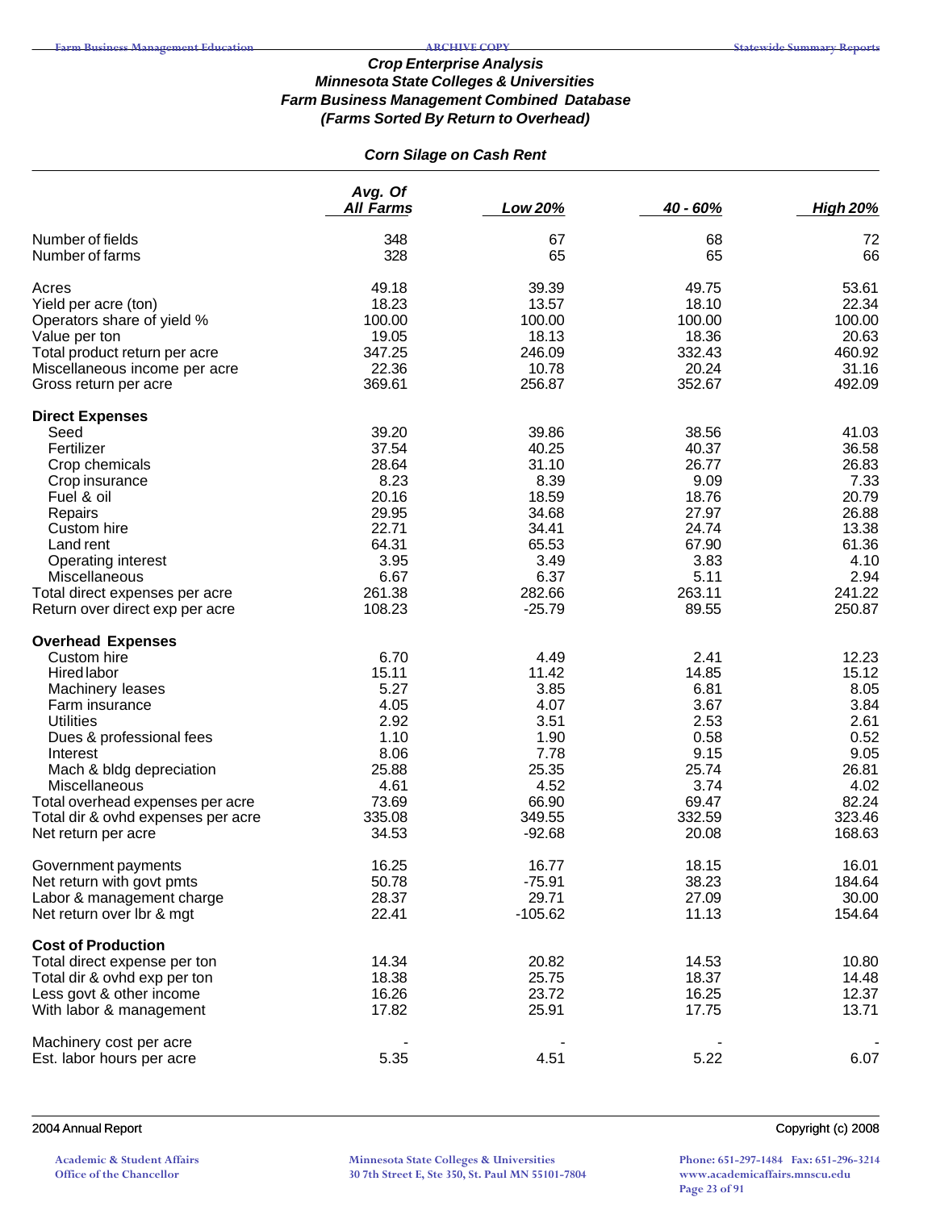### *Crop Enterprise Analysis*
### *Minnesota State Colleges & Universities*
### *Farm Business Management Combined Database*
### *(Farms Sorted By Return to Overhead)*

#### *Corn Silage on Cash Rent*

| | Avg. Of All Farms | Low 20% | 40 - 60% | High 20% |
|---|---|---|---|---|
| Number of fields | 348 | 67 | 68 | 72 |
| Number of farms | 328 | 65 | 65 | 66 |
| | | | | |
| Acres | 49.18 | 39.39 | 49.75 | 53.61 |
| Yield per acre (ton) | 18.23 | 13.57 | 18.10 | 22.34 |
| Operators share of yield % | 100.00 | 100.00 | 100.00 | 100.00 |
| Value per ton | 19.05 | 18.13 | 18.36 | 20.63 |
| Total product return per acre | 347.25 | 246.09 | 332.43 | 460.92 |
| Miscellaneous income per acre | 22.36 | 10.78 | 20.24 | 31.16 |
| Gross return per acre | 369.61 | 256.87 | 352.67 | 492.09 |
| | | | | |
| **Direct Expenses** | | | | |
| Seed | 39.20 | 39.86 | 38.56 | 41.03 |
| Fertilizer | 37.54 | 40.25 | 40.37 | 36.58 |
| Crop chemicals | 28.64 | 31.10 | 26.77 | 26.83 |
| Crop insurance | 8.23 | 8.39 | 9.09 | 7.33 |
| Fuel & oil | 20.16 | 18.59 | 18.76 | 20.79 |
| Repairs | 29.95 | 34.68 | 27.97 | 26.88 |
| Custom hire | 22.71 | 34.41 | 24.74 | 13.38 |
| Land rent | 64.31 | 65.53 | 67.90 | 61.36 |
| Operating interest | 3.95 | 3.49 | 3.83 | 4.10 |
| Miscellaneous | 6.67 | 6.37 | 5.11 | 2.94 |
| Total direct expenses per acre | 261.38 | 282.66 | 263.11 | 241.22 |
| Return over direct exp per acre | 108.23 | -25.79 | 89.55 | 250.87 |
| | | | | |
| **Overhead Expenses** | | | | |
| Custom hire | 6.70 | 4.49 | 2.41 | 12.23 |
| Hired labor | 15.11 | 11.42 | 14.85 | 15.12 |
| Machinery leases | 5.27 | 3.85 | 6.81 | 8.05 |
| Farm insurance | 4.05 | 4.07 | 3.67 | 3.84 |
| Utilities | 2.92 | 3.51 | 2.53 | 2.61 |
| Dues & professional fees | 1.10 | 1.90 | 0.58 | 0.52 |
| Interest | 8.06 | 7.78 | 9.15 | 9.05 |
| Mach & bldg depreciation | 25.88 | 25.35 | 25.74 | 26.81 |
| Miscellaneous | 4.61 | 4.52 | 3.74 | 4.02 |
| Total overhead expenses per acre | 73.69 | 66.90 | 69.47 | 82.24 |
| Total dir & ovhd expenses per acre | 335.08 | 349.55 | 332.59 | 323.46 |
| Net return per acre | 34.53 | -92.68 | 20.08 | 168.63 |
| | | | | |
| Government payments | 16.25 | 16.77 | 18.15 | 16.01 |
| Net return with govt pmts | 50.78 | -75.91 | 38.23 | 184.64 |
| Labor & management charge | 28.37 | 29.71 | 27.09 | 30.00 |
| Net return over lbr & mgt | 22.41 | -105.62 | 11.13 | 154.64 |
| | | | | |
| **Cost of Production** | | | | |
| Total direct expense per ton | 14.34 | 20.82 | 14.53 | 10.80 |
| Total dir & ovhd exp per ton | 18.38 | 25.75 | 18.37 | 14.48 |
| Less govt & other income | 16.26 | 23.72 | 16.25 | 12.37 |
| With labor & management | 17.82 | 25.91 | 17.75 | 13.71 |
| | | | | |
| Machinery cost per acre | - | - | - | - |
| Est. labor hours per acre | 5.35 | 4.51 | 5.22 | 6.07 |

2004 Annual Report

Copyright (c) 2008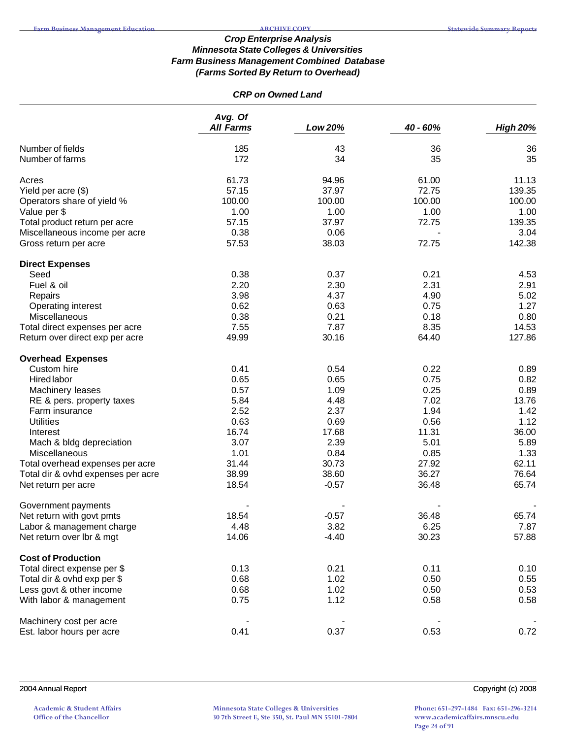### *Crop Enterprise Analysis*
### *Minnesota State Colleges & Universities*
### *Farm Business Management Combined Database*
### *(Farms Sorted By Return to Overhead)*

#### *CRP on Owned Land*

| | Avg. Of All Farms | Low 20% | 40 - 60% | High 20% |
|---|---|---|---|---|
| Number of fields | 185 | 43 | 36 | 36 |
| Number of farms | 172 | 34 | 35 | 35 |
| | | | | |
| Acres | 61.73 | 94.96 | 61.00 | 11.13 |
| Yield per acre ($) | 57.15 | 37.97 | 72.75 | 139.35 |
| Operators share of yield % | 100.00 | 100.00 | 100.00 | 100.00 |
| Value per $ | 1.00 | 1.00 | 1.00 | 1.00 |
| Total product return per acre | 57.15 | 37.97 | 72.75 | 139.35 |
| Miscellaneous income per acre | 0.38 | 0.06 | - | 3.04 |
| Gross return per acre | 57.53 | 38.03 | 72.75 | 142.38 |
| | | | | |
| **Direct Expenses** | | | | |
| Seed | 0.38 | 0.37 | 0.21 | 4.53 |
| Fuel & oil | 2.20 | 2.30 | 2.31 | 2.91 |
| Repairs | 3.98 | 4.37 | 4.90 | 5.02 |
| Operating interest | 0.62 | 0.63 | 0.75 | 1.27 |
| Miscellaneous | 0.38 | 0.21 | 0.18 | 0.80 |
| Total direct expenses per acre | 7.55 | 7.87 | 8.35 | 14.53 |
| Return over direct exp per acre | 49.99 | 30.16 | 64.40 | 127.86 |
| | | | | |
| **Overhead Expenses** | | | | |
| Custom hire | 0.41 | 0.54 | 0.22 | 0.89 |
| Hired labor | 0.65 | 0.65 | 0.75 | 0.82 |
| Machinery leases | 0.57 | 1.09 | 0.25 | 0.89 |
| RE & pers. property taxes | 5.84 | 4.48 | 7.02 | 13.76 |
| Farm insurance | 2.52 | 2.37 | 1.94 | 1.42 |
| Utilities | 0.63 | 0.69 | 0.56 | 1.12 |
| Interest | 16.74 | 17.68 | 11.31 | 36.00 |
| Mach & bldg depreciation | 3.07 | 2.39 | 5.01 | 5.89 |
| Miscellaneous | 1.01 | 0.84 | 0.85 | 1.33 |
| Total overhead expenses per acre | 31.44 | 30.73 | 27.92 | 62.11 |
| Total dir & ovhd expenses per acre | 38.99 | 38.60 | 36.27 | 76.64 |
| Net return per acre | 18.54 | -0.57 | 36.48 | 65.74 |
| | | | | |
| Government payments | - | - | - | - |
| Net return with govt pmts | 18.54 | -0.57 | 36.48 | 65.74 |
| Labor & management charge | 4.48 | 3.82 | 6.25 | 7.87 |
| Net return over lbr & mgt | 14.06 | -4.40 | 30.23 | 57.88 |
| | | | | |
| **Cost of Production** | | | | |
| Total direct expense per $ | 0.13 | 0.21 | 0.11 | 0.10 |
| Total dir & ovhd exp per $ | 0.68 | 1.02 | 0.50 | 0.55 |
| Less govt & other income | 0.68 | 1.02 | 0.50 | 0.53 |
| With labor & management | 0.75 | 1.12 | 0.58 | 0.58 |
| | | | | |
| Machinery cost per acre | - | - | - | - |
| Est. labor hours per acre | 0.41 | 0.37 | 0.53 | 0.72 |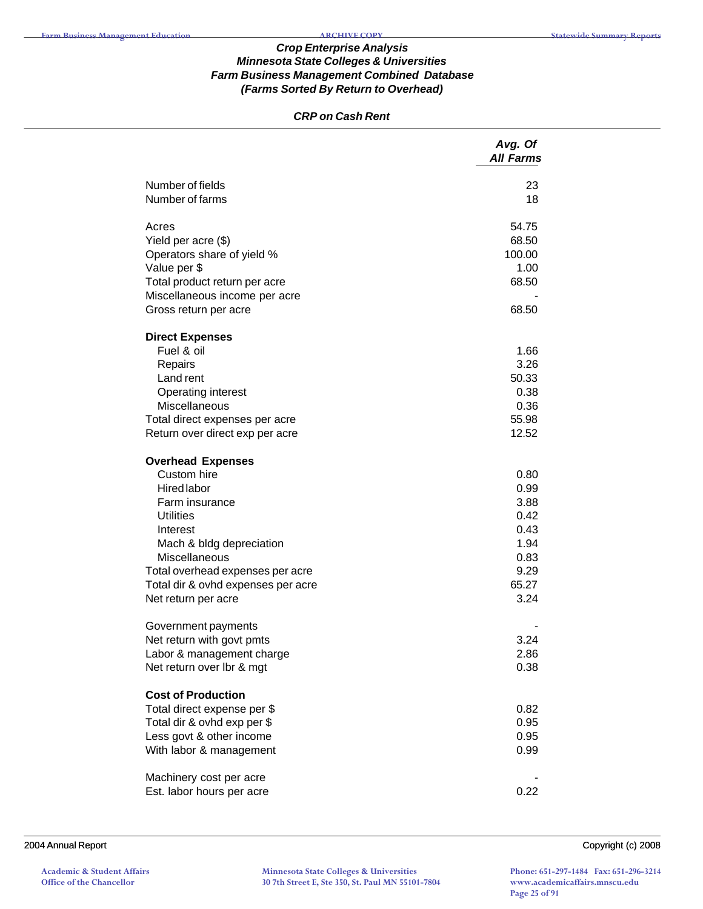# Crop Enterprise Analysis
## Minnesota State Colleges & Universities
## Farm Business Management Combined Database
## (Farms Sorted By Return to Overhead)

### *CRP on Cash Rent*

| | *Avg. Of All Farms* |
|---|---|
| Number of fields | 23 |
| Number of farms | 18 |
| | |
| Acres | 54.75 |
| Yield per acre ($) | 68.50 |
| Operators share of yield % | 100.00 |
| Value per $ | 1.00 |
| Total product return per acre | 68.50 |
| Miscellaneous income per acre | - |
| Gross return per acre | 68.50 |
| | |
| **Direct Expenses** | |
| Fuel & oil | 1.66 |
| Repairs | 3.26 |
| Land rent | 50.33 |
| Operating interest | 0.38 |
| Miscellaneous | 0.36 |
| Total direct expenses per acre | 55.98 |
| Return over direct exp per acre | 12.52 |
| | |
| **Overhead Expenses** | |
| Custom hire | 0.80 |
| Hired labor | 0.99 |
| Farm insurance | 3.88 |
| Utilities | 0.42 |
| Interest | 0.43 |
| Mach & bldg depreciation | 1.94 |
| Miscellaneous | 0.83 |
| Total overhead expenses per acre | 9.29 |
| Total dir & ovhd expenses per acre | 65.27 |
| Net return per acre | 3.24 |
| | |
| Government payments | - |
| Net return with govt pmts | 3.24 |
| Labor & management charge | 2.86 |
| Net return over lbr & mgt | 0.38 |
| | |
| **Cost of Production** | |
| Total direct expense per $ | 0.82 |
| Total dir & ovhd exp per $ | 0.95 |
| Less govt & other income | 0.95 |
| With labor & management | 0.99 |
| | |
| Machinery cost per acre | - |
| Est. labor hours per acre | 0.22 |

2004 Annual Report

Copyright (c) 2008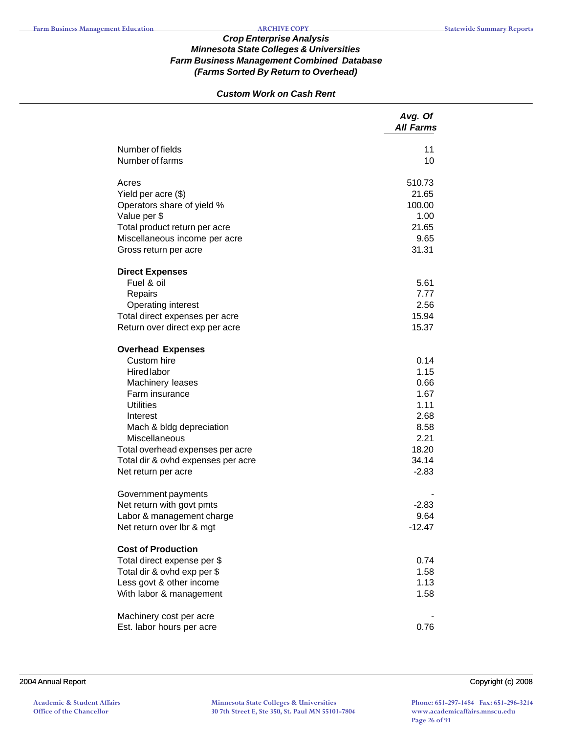### *Crop Enterprise Analysis*
### *Minnesota State Colleges & Universities*
### *Farm Business Management Combined Database*
### *(Farms Sorted By Return to Overhead)*

#### *Custom Work on Cash Rent*

| | *Avg. Of All Farms* |
|---|---|
| Number of fields | 11 |
| Number of farms | 10 |
| | |
| Acres | 510.73 |
| Yield per acre ($) | 21.65 |
| Operators share of yield % | 100.00 |
| Value per $ | 1.00 |
| Total product return per acre | 21.65 |
| Miscellaneous income per acre | 9.65 |
| Gross return per acre | 31.31 |
| | |
| **Direct Expenses** | |
| Fuel & oil | 5.61 |
| Repairs | 7.77 |
| Operating interest | 2.56 |
| Total direct expenses per acre | 15.94 |
| Return over direct exp per acre | 15.37 |
| | |
| **Overhead Expenses** | |
| Custom hire | 0.14 |
| Hired labor | 1.15 |
| Machinery leases | 0.66 |
| Farm insurance | 1.67 |
| Utilities | 1.11 |
| Interest | 2.68 |
| Mach & bldg depreciation | 8.58 |
| Miscellaneous | 2.21 |
| Total overhead expenses per acre | 18.20 |
| Total dir & ovhd expenses per acre | 34.14 |
| Net return per acre | -2.83 |
| | |
| Government payments | - |
| Net return with govt pmts | -2.83 |
| Labor & management charge | 9.64 |
| Net return over lbr & mgt | -12.47 |
| | |
| **Cost of Production** | |
| Total direct expense per $ | 0.74 |
| Total dir & ovhd exp per $ | 1.58 |
| Less govt & other income | 1.13 |
| With labor & management | 1.58 |
| | |
| Machinery cost per acre | - |
| Est. labor hours per acre | 0.76 |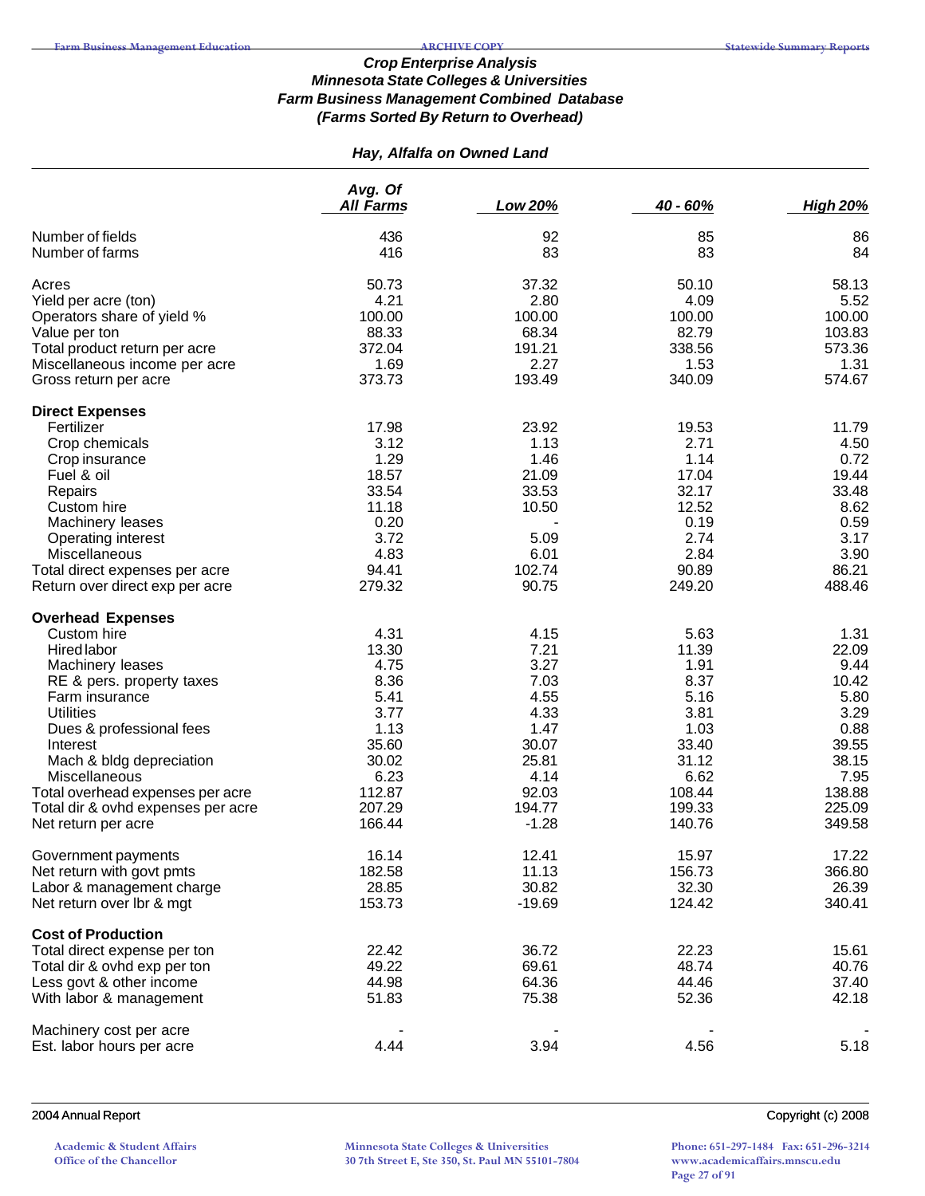### *Crop Enterprise Analysis*
### *Minnesota State Colleges & Universities*
### *Farm Business Management Combined Database*
### *(Farms Sorted By Return to Overhead)*

#### *Hay, Alfalfa on Owned Land*

| | Avg. Of All Farms | Low 20% | 40 - 60% | High 20% |
|---|---|---|---|---|
| Number of fields | 436 | 92 | 85 | 86 |
| Number of farms | 416 | 83 | 83 | 84 |
| Acres | 50.73 | 37.32 | 50.10 | 58.13 |
| Yield per acre (ton) | 4.21 | 2.80 | 4.09 | 5.52 |
| Operators share of yield % | 100.00 | 100.00 | 100.00 | 100.00 |
| Value per ton | 88.33 | 68.34 | 82.79 | 103.83 |
| Total product return per acre | 372.04 | 191.21 | 338.56 | 573.36 |
| Miscellaneous income per acre | 1.69 | 2.27 | 1.53 | 1.31 |
| Gross return per acre | 373.73 | 193.49 | 340.09 | 574.67 |
| **Direct Expenses** | | | | |
| Fertilizer | 17.98 | 23.92 | 19.53 | 11.79 |
| Crop chemicals | 3.12 | 1.13 | 2.71 | 4.50 |
| Crop insurance | 1.29 | 1.46 | 1.14 | 0.72 |
| Fuel & oil | 18.57 | 21.09 | 17.04 | 19.44 |
| Repairs | 33.54 | 33.53 | 32.17 | 33.48 |
| Custom hire | 11.18 | 10.50 | 12.52 | 8.62 |
| Machinery leases | 0.20 | - | 0.19 | 0.59 |
| Operating interest | 3.72 | 5.09 | 2.74 | 3.17 |
| Miscellaneous | 4.83 | 6.01 | 2.84 | 3.90 |
| Total direct expenses per acre | 94.41 | 102.74 | 90.89 | 86.21 |
| Return over direct exp per acre | 279.32 | 90.75 | 249.20 | 488.46 |
| **Overhead Expenses** | | | | |
| Custom hire | 4.31 | 4.15 | 5.63 | 1.31 |
| Hired labor | 13.30 | 7.21 | 11.39 | 22.09 |
| Machinery leases | 4.75 | 3.27 | 1.91 | 9.44 |
| RE & pers. property taxes | 8.36 | 7.03 | 8.37 | 10.42 |
| Farm insurance | 5.41 | 4.55 | 5.16 | 5.80 |
| Utilities | 3.77 | 4.33 | 3.81 | 3.29 |
| Dues & professional fees | 1.13 | 1.47 | 1.03 | 0.88 |
| Interest | 35.60 | 30.07 | 33.40 | 39.55 |
| Mach & bldg depreciation | 30.02 | 25.81 | 31.12 | 38.15 |
| Miscellaneous | 6.23 | 4.14 | 6.62 | 7.95 |
| Total overhead expenses per acre | 112.87 | 92.03 | 108.44 | 138.88 |
| Total dir & ovhd expenses per acre | 207.29 | 194.77 | 199.33 | 225.09 |
| Net return per acre | 166.44 | -1.28 | 140.76 | 349.58 |
| Government payments | 16.14 | 12.41 | 15.97 | 17.22 |
| Net return with govt pmts | 182.58 | 11.13 | 156.73 | 366.80 |
| Labor & management charge | 28.85 | 30.82 | 32.30 | 26.39 |
| Net return over lbr & mgt | 153.73 | -19.69 | 124.42 | 340.41 |
| **Cost of Production** | | | | |
| Total direct expense per ton | 22.42 | 36.72 | 22.23 | 15.61 |
| Total dir & ovhd exp per ton | 49.22 | 69.61 | 48.74 | 40.76 |
| Less govt & other income | 44.98 | 64.36 | 44.46 | 37.40 |
| With labor & management | 51.83 | 75.38 | 52.36 | 42.18 |
| Machinery cost per acre | - | - | - | - |
| Est. labor hours per acre | 4.44 | 3.94 | 4.56 | 5.18 |

2004 Annual Report — Copyright (c) 2008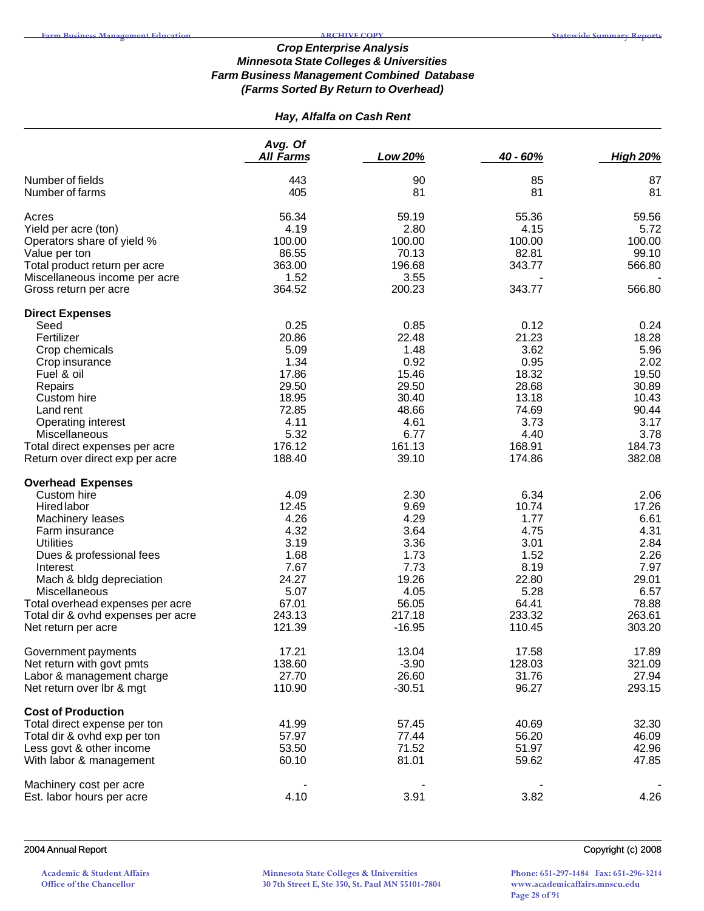# Crop Enterprise Analysis
## Minnesota State Colleges & Universities
## Farm Business Management Combined Database
## (Farms Sorted By Return to Overhead)

### Hay, Alfalfa on Cash Rent

| | Avg. Of All Farms | Low 20% | 40 - 60% | High 20% |
|---|---|---|---|---|
| Number of fields | 443 | 90 | 85 | 87 |
| Number of farms | 405 | 81 | 81 | 81 |
| | | | | |
| Acres | 56.34 | 59.19 | 55.36 | 59.56 |
| Yield per acre (ton) | 4.19 | 2.80 | 4.15 | 5.72 |
| Operators share of yield % | 100.00 | 100.00 | 100.00 | 100.00 |
| Value per ton | 86.55 | 70.13 | 82.81 | 99.10 |
| Total product return per acre | 363.00 | 196.68 | 343.77 | 566.80 |
| Miscellaneous income per acre | 1.52 | 3.55 | - | - |
| Gross return per acre | 364.52 | 200.23 | 343.77 | 566.80 |
| **Direct Expenses** | | | | |
| Seed | 0.25 | 0.85 | 0.12 | 0.24 |
| Fertilizer | 20.86 | 22.48 | 21.23 | 18.28 |
| Crop chemicals | 5.09 | 1.48 | 3.62 | 5.96 |
| Crop insurance | 1.34 | 0.92 | 0.95 | 2.02 |
| Fuel & oil | 17.86 | 15.46 | 18.32 | 19.50 |
| Repairs | 29.50 | 29.50 | 28.68 | 30.89 |
| Custom hire | 18.95 | 30.40 | 13.18 | 10.43 |
| Land rent | 72.85 | 48.66 | 74.69 | 90.44 |
| Operating interest | 4.11 | 4.61 | 3.73 | 3.17 |
| Miscellaneous | 5.32 | 6.77 | 4.40 | 3.78 |
| Total direct expenses per acre | 176.12 | 161.13 | 168.91 | 184.73 |
| Return over direct exp per acre | 188.40 | 39.10 | 174.86 | 382.08 |
| **Overhead Expenses** | | | | |
| Custom hire | 4.09 | 2.30 | 6.34 | 2.06 |
| Hired labor | 12.45 | 9.69 | 10.74 | 17.26 |
| Machinery leases | 4.26 | 4.29 | 1.77 | 6.61 |
| Farm insurance | 4.32 | 3.64 | 4.75 | 4.31 |
| Utilities | 3.19 | 3.36 | 3.01 | 2.84 |
| Dues & professional fees | 1.68 | 1.73 | 1.52 | 2.26 |
| Interest | 7.67 | 7.73 | 8.19 | 7.97 |
| Mach & bldg depreciation | 24.27 | 19.26 | 22.80 | 29.01 |
| Miscellaneous | 5.07 | 4.05 | 5.28 | 6.57 |
| Total overhead expenses per acre | 67.01 | 56.05 | 64.41 | 78.88 |
| Total dir & ovhd expenses per acre | 243.13 | 217.18 | 233.32 | 263.61 |
| Net return per acre | 121.39 | -16.95 | 110.45 | 303.20 |
| | | | | |
| Government payments | 17.21 | 13.04 | 17.58 | 17.89 |
| Net return with govt pmts | 138.60 | -3.90 | 128.03 | 321.09 |
| Labor & management charge | 27.70 | 26.60 | 31.76 | 27.94 |
| Net return over lbr & mgt | 110.90 | -30.51 | 96.27 | 293.15 |
| **Cost of Production** | | | | |
| Total direct expense per ton | 41.99 | 57.45 | 40.69 | 32.30 |
| Total dir & ovhd exp per ton | 57.97 | 77.44 | 56.20 | 46.09 |
| Less govt & other income | 53.50 | 71.52 | 51.97 | 42.96 |
| With labor & management | 60.10 | 81.01 | 59.62 | 47.85 |
| | | | | |
| Machinery cost per acre | - | - | - | - |
| Est. labor hours per acre | 4.10 | 3.91 | 3.82 | 4.26 |

2004 Annual Report — Copyright (c) 2008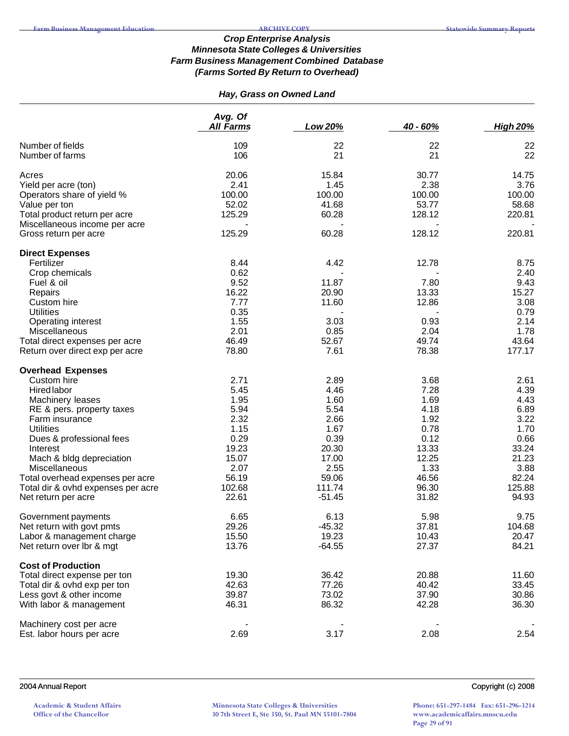### Crop Enterprise Analysis
### Minnesota State Colleges & Universities
### Farm Business Management Combined Database
### (Farms Sorted By Return to Overhead)

#### Hay, Grass on Owned Land

| | Avg. Of All Farms | Low 20% | 40 - 60% | High 20% |
|---|---|---|---|---|
| Number of fields | 109 | 22 | 22 | 22 |
| Number of farms | 106 | 21 | 21 | 22 |
| | | | | |
| Acres | 20.06 | 15.84 | 30.77 | 14.75 |
| Yield per acre (ton) | 2.41 | 1.45 | 2.38 | 3.76 |
| Operators share of yield % | 100.00 | 100.00 | 100.00 | 100.00 |
| Value per ton | 52.02 | 41.68 | 53.77 | 58.68 |
| Total product return per acre | 125.29 | 60.28 | 128.12 | 220.81 |
| Miscellaneous income per acre | - | - | - | - |
| Gross return per acre | 125.29 | 60.28 | 128.12 | 220.81 |
| | | | | |
| **Direct Expenses** | | | | |
| Fertilizer | 8.44 | 4.42 | 12.78 | 8.75 |
| Crop chemicals | 0.62 | - | - | 2.40 |
| Fuel & oil | 9.52 | 11.87 | 7.80 | 9.43 |
| Repairs | 16.22 | 20.90 | 13.33 | 15.27 |
| Custom hire | 7.77 | 11.60 | 12.86 | 3.08 |
| Utilities | 0.35 | - | - | 0.79 |
| Operating interest | 1.55 | 3.03 | 0.93 | 2.14 |
| Miscellaneous | 2.01 | 0.85 | 2.04 | 1.78 |
| Total direct expenses per acre | 46.49 | 52.67 | 49.74 | 43.64 |
| Return over direct exp per acre | 78.80 | 7.61 | 78.38 | 177.17 |
| | | | | |
| **Overhead Expenses** | | | | |
| Custom hire | 2.71 | 2.89 | 3.68 | 2.61 |
| Hired labor | 5.45 | 4.46 | 7.28 | 4.39 |
| Machinery leases | 1.95 | 1.60 | 1.69 | 4.43 |
| RE & pers. property taxes | 5.94 | 5.54 | 4.18 | 6.89 |
| Farm insurance | 2.32 | 2.66 | 1.92 | 3.22 |
| Utilities | 1.15 | 1.67 | 0.78 | 1.70 |
| Dues & professional fees | 0.29 | 0.39 | 0.12 | 0.66 |
| Interest | 19.23 | 20.30 | 13.33 | 33.24 |
| Mach & bldg depreciation | 15.07 | 17.00 | 12.25 | 21.23 |
| Miscellaneous | 2.07 | 2.55 | 1.33 | 3.88 |
| Total overhead expenses per acre | 56.19 | 59.06 | 46.56 | 82.24 |
| Total dir & ovhd expenses per acre | 102.68 | 111.74 | 96.30 | 125.88 |
| Net return per acre | 22.61 | -51.45 | 31.82 | 94.93 |
| | | | | |
| Government payments | 6.65 | 6.13 | 5.98 | 9.75 |
| Net return with govt pmts | 29.26 | -45.32 | 37.81 | 104.68 |
| Labor & management charge | 15.50 | 19.23 | 10.43 | 20.47 |
| Net return over lbr & mgt | 13.76 | -64.55 | 27.37 | 84.21 |
| | | | | |
| **Cost of Production** | | | | |
| Total direct expense per ton | 19.30 | 36.42 | 20.88 | 11.60 |
| Total dir & ovhd exp per ton | 42.63 | 77.26 | 40.42 | 33.45 |
| Less govt & other income | 39.87 | 73.02 | 37.90 | 30.86 |
| With labor & management | 46.31 | 86.32 | 42.28 | 36.30 |
| | | | | |
| Machinery cost per acre | - | - | - | - |
| Est. labor hours per acre | 2.69 | 3.17 | 2.08 | 2.54 |

2004 Annual Report | Copyright (c) 2008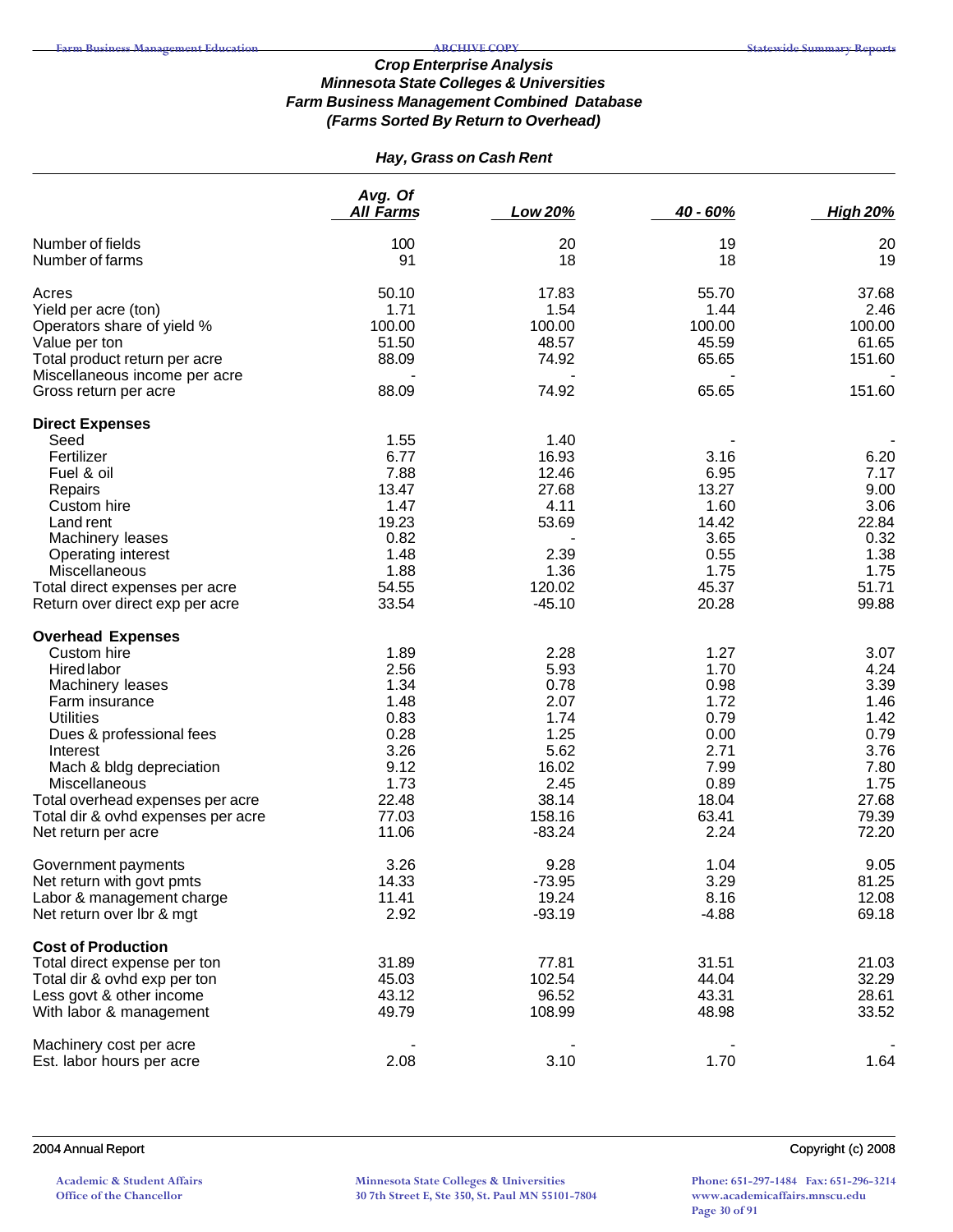### *Crop Enterprise Analysis*
### *Minnesota State Colleges & Universities*
### *Farm Business Management Combined Database*
### *(Farms Sorted By Return to Overhead)*

#### *Hay, Grass on Cash Rent*

| | Avg. Of All Farms | Low 20% | 40 - 60% | High 20% |
|---|---|---|---|---|
| Number of fields | 100 | 20 | 19 | 20 |
| Number of farms | 91 | 18 | 18 | 19 |
| | | | | |
| Acres | 50.10 | 17.83 | 55.70 | 37.68 |
| Yield per acre (ton) | 1.71 | 1.54 | 1.44 | 2.46 |
| Operators share of yield % | 100.00 | 100.00 | 100.00 | 100.00 |
| Value per ton | 51.50 | 48.57 | 45.59 | 61.65 |
| Total product return per acre | 88.09 | 74.92 | 65.65 | 151.60 |
| Miscellaneous income per acre | - | - | - | - |
| Gross return per acre | 88.09 | 74.92 | 65.65 | 151.60 |
| | | | | |
| **Direct Expenses** | | | | |
| Seed | 1.55 | 1.40 | - | - |
| Fertilizer | 6.77 | 16.93 | 3.16 | 6.20 |
| Fuel & oil | 7.88 | 12.46 | 6.95 | 7.17 |
| Repairs | 13.47 | 27.68 | 13.27 | 9.00 |
| Custom hire | 1.47 | 4.11 | 1.60 | 3.06 |
| Land rent | 19.23 | 53.69 | 14.42 | 22.84 |
| Machinery leases | 0.82 | - | 3.65 | 0.32 |
| Operating interest | 1.48 | 2.39 | 0.55 | 1.38 |
| Miscellaneous | 1.88 | 1.36 | 1.75 | 1.75 |
| Total direct expenses per acre | 54.55 | 120.02 | 45.37 | 51.71 |
| Return over direct exp per acre | 33.54 | -45.10 | 20.28 | 99.88 |
| | | | | |
| **Overhead Expenses** | | | | |
| Custom hire | 1.89 | 2.28 | 1.27 | 3.07 |
| Hired labor | 2.56 | 5.93 | 1.70 | 4.24 |
| Machinery leases | 1.34 | 0.78 | 0.98 | 3.39 |
| Farm insurance | 1.48 | 2.07 | 1.72 | 1.46 |
| Utilities | 0.83 | 1.74 | 0.79 | 1.42 |
| Dues & professional fees | 0.28 | 1.25 | 0.00 | 0.79 |
| Interest | 3.26 | 5.62 | 2.71 | 3.76 |
| Mach & bldg depreciation | 9.12 | 16.02 | 7.99 | 7.80 |
| Miscellaneous | 1.73 | 2.45 | 0.89 | 1.75 |
| Total overhead expenses per acre | 22.48 | 38.14 | 18.04 | 27.68 |
| Total dir & ovhd expenses per acre | 77.03 | 158.16 | 63.41 | 79.39 |
| Net return per acre | 11.06 | -83.24 | 2.24 | 72.20 |
| | | | | |
| Government payments | 3.26 | 9.28 | 1.04 | 9.05 |
| Net return with govt pmts | 14.33 | -73.95 | 3.29 | 81.25 |
| Labor & management charge | 11.41 | 19.24 | 8.16 | 12.08 |
| Net return over lbr & mgt | 2.92 | -93.19 | -4.88 | 69.18 |
| | | | | |
| **Cost of Production** | | | | |
| Total direct expense per ton | 31.89 | 77.81 | 31.51 | 21.03 |
| Total dir & ovhd exp per ton | 45.03 | 102.54 | 44.04 | 32.29 |
| Less govt & other income | 43.12 | 96.52 | 43.31 | 28.61 |
| With labor & management | 49.79 | 108.99 | 48.98 | 33.52 |
| | | | | |
| Machinery cost per acre | - | - | - | - |
| Est. labor hours per acre | 2.08 | 3.10 | 1.70 | 1.64 |

2004 Annual Report — Copyright (c) 2008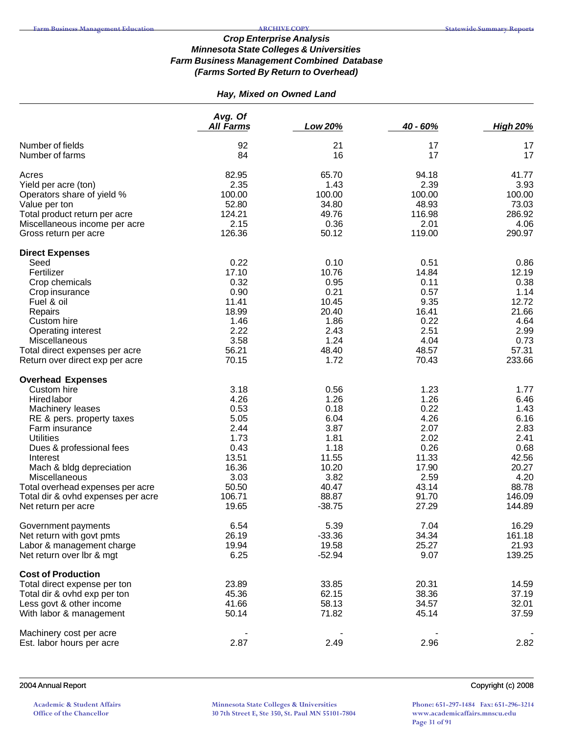### Crop Enterprise Analysis
### Minnesota State Colleges & Universities
### Farm Business Management Combined Database
### (Farms Sorted By Return to Overhead)

#### Hay, Mixed on Owned Land

| | Avg. Of All Farms | Low 20% | 40 - 60% | High 20% |
|---|---|---|---|---|
| Number of fields | 92 | 21 | 17 | 17 |
| Number of farms | 84 | 16 | 17 | 17 |
| Acres | 82.95 | 65.70 | 94.18 | 41.77 |
| Yield per acre (ton) | 2.35 | 1.43 | 2.39 | 3.93 |
| Operators share of yield % | 100.00 | 100.00 | 100.00 | 100.00 |
| Value per ton | 52.80 | 34.80 | 48.93 | 73.03 |
| Total product return per acre | 124.21 | 49.76 | 116.98 | 286.92 |
| Miscellaneous income per acre | 2.15 | 0.36 | 2.01 | 4.06 |
| Gross return per acre | 126.36 | 50.12 | 119.00 | 290.97 |
| **Direct Expenses** | | | | |
| Seed | 0.22 | 0.10 | 0.51 | 0.86 |
| Fertilizer | 17.10 | 10.76 | 14.84 | 12.19 |
| Crop chemicals | 0.32 | 0.95 | 0.11 | 0.38 |
| Crop insurance | 0.90 | 0.21 | 0.57 | 1.14 |
| Fuel & oil | 11.41 | 10.45 | 9.35 | 12.72 |
| Repairs | 18.99 | 20.40 | 16.41 | 21.66 |
| Custom hire | 1.46 | 1.86 | 0.22 | 4.64 |
| Operating interest | 2.22 | 2.43 | 2.51 | 2.99 |
| Miscellaneous | 3.58 | 1.24 | 4.04 | 0.73 |
| Total direct expenses per acre | 56.21 | 48.40 | 48.57 | 57.31 |
| Return over direct exp per acre | 70.15 | 1.72 | 70.43 | 233.66 |
| **Overhead Expenses** | | | | |
| Custom hire | 3.18 | 0.56 | 1.23 | 1.77 |
| Hired labor | 4.26 | 1.26 | 1.26 | 6.46 |
| Machinery leases | 0.53 | 0.18 | 0.22 | 1.43 |
| RE & pers. property taxes | 5.05 | 6.04 | 4.26 | 6.16 |
| Farm insurance | 2.44 | 3.87 | 2.07 | 2.83 |
| Utilities | 1.73 | 1.81 | 2.02 | 2.41 |
| Dues & professional fees | 0.43 | 1.18 | 0.26 | 0.68 |
| Interest | 13.51 | 11.55 | 11.33 | 42.56 |
| Mach & bldg depreciation | 16.36 | 10.20 | 17.90 | 20.27 |
| Miscellaneous | 3.03 | 3.82 | 2.59 | 4.20 |
| Total overhead expenses per acre | 50.50 | 40.47 | 43.14 | 88.78 |
| Total dir & ovhd expenses per acre | 106.71 | 88.87 | 91.70 | 146.09 |
| Net return per acre | 19.65 | -38.75 | 27.29 | 144.89 |
| Government payments | 6.54 | 5.39 | 7.04 | 16.29 |
| Net return with govt pmts | 26.19 | -33.36 | 34.34 | 161.18 |
| Labor & management charge | 19.94 | 19.58 | 25.27 | 21.93 |
| Net return over lbr & mgt | 6.25 | -52.94 | 9.07 | 139.25 |
| **Cost of Production** | | | | |
| Total direct expense per ton | 23.89 | 33.85 | 20.31 | 14.59 |
| Total dir & ovhd exp per ton | 45.36 | 62.15 | 38.36 | 37.19 |
| Less govt & other income | 41.66 | 58.13 | 34.57 | 32.01 |
| With labor & management | 50.14 | 71.82 | 45.14 | 37.59 |
| Machinery cost per acre | - | - | - | - |
| Est. labor hours per acre | 2.87 | 2.49 | 2.96 | 2.82 |

2004 Annual Report

Copyright (c) 2008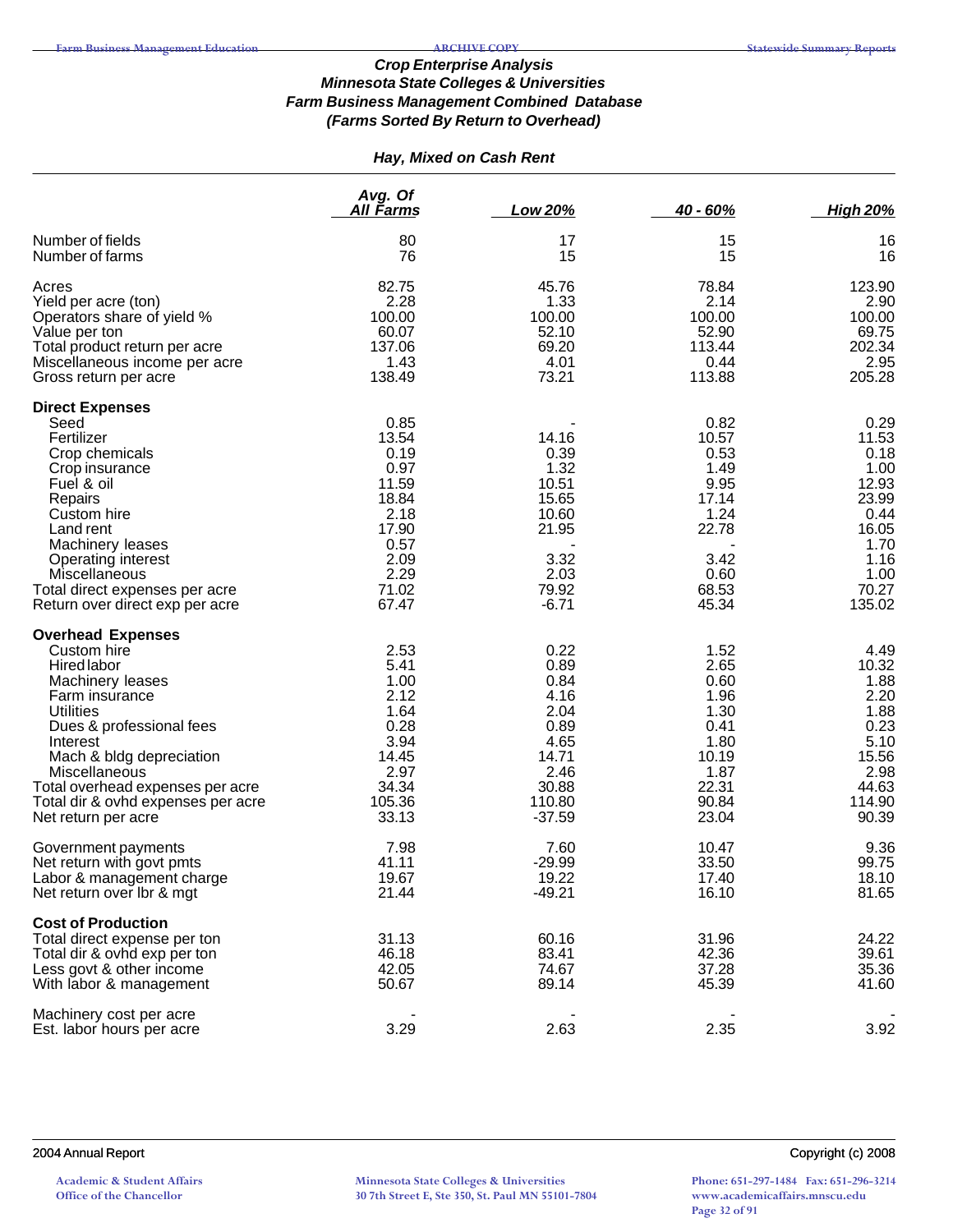### *Crop Enterprise Analysis*
### *Minnesota State Colleges & Universities*
### *Farm Business Management Combined Database*
### *(Farms Sorted By Return to Overhead)*

#### *Hay, Mixed on Cash Rent*

| | Avg. Of All Farms | Low 20% | 40 - 60% | High 20% |
|---|---|---|---|---|
| Number of fields | 80 | 17 | 15 | 16 |
| Number of farms | 76 | 15 | 15 | 16 |
| Acres | 82.75 | 45.76 | 78.84 | 123.90 |
| Yield per acre (ton) | 2.28 | 1.33 | 2.14 | 2.90 |
| Operators share of yield % | 100.00 | 100.00 | 100.00 | 100.00 |
| Value per ton | 60.07 | 52.10 | 52.90 | 69.75 |
| Total product return per acre | 137.06 | 69.20 | 113.44 | 202.34 |
| Miscellaneous income per acre | 1.43 | 4.01 | 0.44 | 2.95 |
| Gross return per acre | 138.49 | 73.21 | 113.88 | 205.28 |
| **Direct Expenses** | | | | |
| Seed | 0.85 | - | 0.82 | 0.29 |
| Fertilizer | 13.54 | 14.16 | 10.57 | 11.53 |
| Crop chemicals | 0.19 | 0.39 | 0.53 | 0.18 |
| Crop insurance | 0.97 | 1.32 | 1.49 | 1.00 |
| Fuel & oil | 11.59 | 10.51 | 9.95 | 12.93 |
| Repairs | 18.84 | 15.65 | 17.14 | 23.99 |
| Custom hire | 2.18 | 10.60 | 1.24 | 0.44 |
| Land rent | 17.90 | 21.95 | 22.78 | 16.05 |
| Machinery leases | 0.57 | - | - | 1.70 |
| Operating interest | 2.09 | 3.32 | 3.42 | 1.16 |
| Miscellaneous | 2.29 | 2.03 | 0.60 | 1.00 |
| Total direct expenses per acre | 71.02 | 79.92 | 68.53 | 70.27 |
| Return over direct exp per acre | 67.47 | -6.71 | 45.34 | 135.02 |
| **Overhead Expenses** | | | | |
| Custom hire | 2.53 | 0.22 | 1.52 | 4.49 |
| Hired labor | 5.41 | 0.89 | 2.65 | 10.32 |
| Machinery leases | 1.00 | 0.84 | 0.60 | 1.88 |
| Farm insurance | 2.12 | 4.16 | 1.96 | 2.20 |
| Utilities | 1.64 | 2.04 | 1.30 | 1.88 |
| Dues & professional fees | 0.28 | 0.89 | 0.41 | 0.23 |
| Interest | 3.94 | 4.65 | 1.80 | 5.10 |
| Mach & bldg depreciation | 14.45 | 14.71 | 10.19 | 15.56 |
| Miscellaneous | 2.97 | 2.46 | 1.87 | 2.98 |
| Total overhead expenses per acre | 34.34 | 30.88 | 22.31 | 44.63 |
| Total dir & ovhd expenses per acre | 105.36 | 110.80 | 90.84 | 114.90 |
| Net return per acre | 33.13 | -37.59 | 23.04 | 90.39 |
| Government payments | 7.98 | 7.60 | 10.47 | 9.36 |
| Net return with govt pmts | 41.11 | -29.99 | 33.50 | 99.75 |
| Labor & management charge | 19.67 | 19.22 | 17.40 | 18.10 |
| Net return over lbr & mgt | 21.44 | -49.21 | 16.10 | 81.65 |
| **Cost of Production** | | | | |
| Total direct expense per ton | 31.13 | 60.16 | 31.96 | 24.22 |
| Total dir & ovhd exp per ton | 46.18 | 83.41 | 42.36 | 39.61 |
| Less govt & other income | 42.05 | 74.67 | 37.28 | 35.36 |
| With labor & management | 50.67 | 89.14 | 45.39 | 41.60 |
| Machinery cost per acre | - | - | - | - |
| Est. labor hours per acre | 3.29 | 2.63 | 2.35 | 3.92 |

2004 Annual Report

Copyright (c) 2008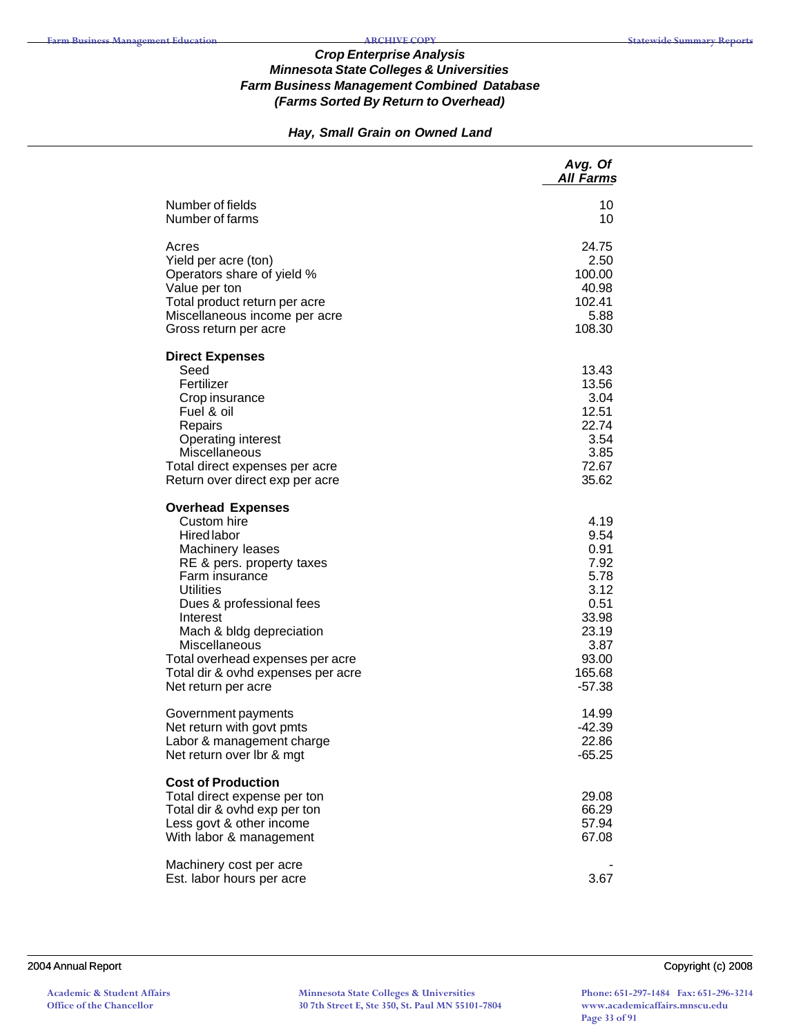### *Crop Enterprise Analysis*
### *Minnesota State Colleges & Universities*
### *Farm Business Management Combined Database*
### *(Farms Sorted By Return to Overhead)*

#### *Hay, Small Grain on Owned Land*

| | *Avg. Of All Farms* |
|---|---|
| Number of fields | 10 |
| Number of farms | 10 |
| | |
| Acres | 24.75 |
| Yield per acre (ton) | 2.50 |
| Operators share of yield % | 100.00 |
| Value per ton | 40.98 |
| Total product return per acre | 102.41 |
| Miscellaneous income per acre | 5.88 |
| Gross return per acre | 108.30 |
| | |
| **Direct Expenses** | |
| Seed | 13.43 |
| Fertilizer | 13.56 |
| Crop insurance | 3.04 |
| Fuel & oil | 12.51 |
| Repairs | 22.74 |
| Operating interest | 3.54 |
| Miscellaneous | 3.85 |
| Total direct expenses per acre | 72.67 |
| Return over direct exp per acre | 35.62 |
| | |
| **Overhead Expenses** | |
| Custom hire | 4.19 |
| Hired labor | 9.54 |
| Machinery leases | 0.91 |
| RE & pers. property taxes | 7.92 |
| Farm insurance | 5.78 |
| Utilities | 3.12 |
| Dues & professional fees | 0.51 |
| Interest | 33.98 |
| Mach & bldg depreciation | 23.19 |
| Miscellaneous | 3.87 |
| Total overhead expenses per acre | 93.00 |
| Total dir & ovhd expenses per acre | 165.68 |
| Net return per acre | -57.38 |
| | |
| Government payments | 14.99 |
| Net return with govt pmts | -42.39 |
| Labor & management charge | 22.86 |
| Net return over lbr & mgt | -65.25 |
| | |
| **Cost of Production** | |
| Total direct expense per ton | 29.08 |
| Total dir & ovhd exp per ton | 66.29 |
| Less govt & other income | 57.94 |
| With labor & management | 67.08 |
| | |
| Machinery cost per acre | - |
| Est. labor hours per acre | 3.67 |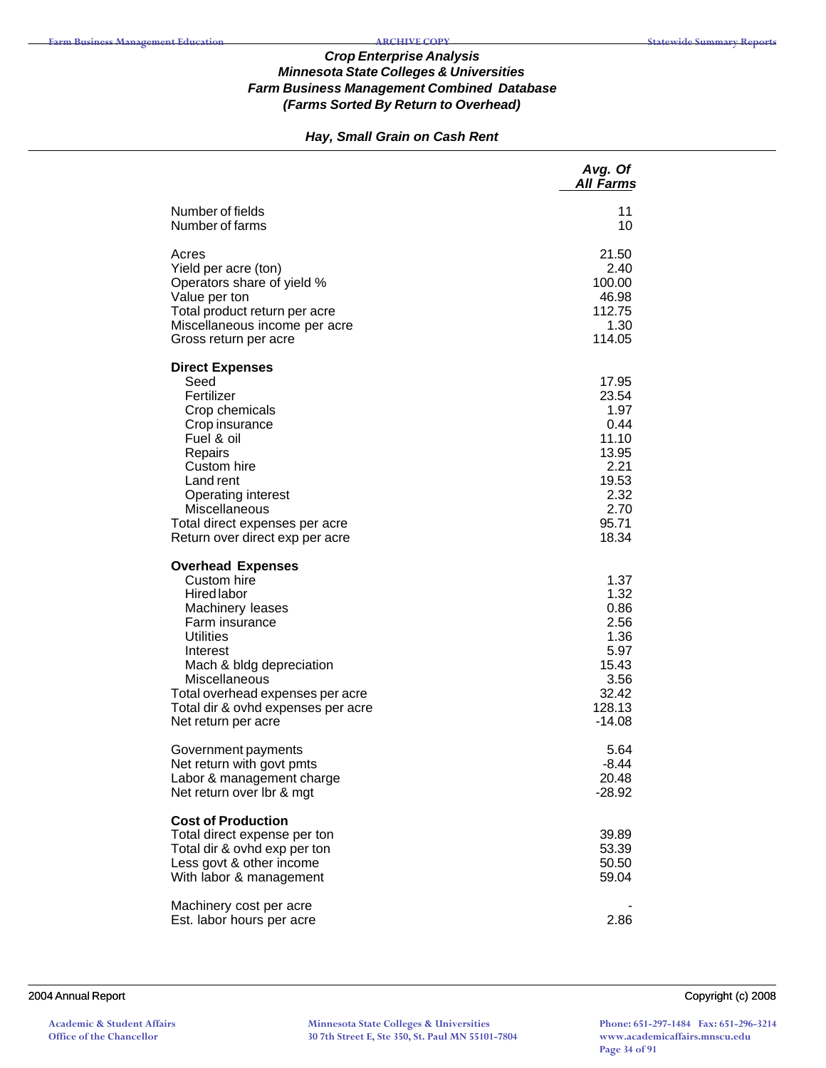### *Crop Enterprise Analysis*
### *Minnesota State Colleges & Universities*
### *Farm Business Management Combined Database*
### *(Farms Sorted By Return to Overhead)*

#### *Hay, Small Grain on Cash Rent*

| | *Avg. Of All Farms* |
|---|---|
| Number of fields | 11 |
| Number of farms | 10 |
| | |
| Acres | 21.50 |
| Yield per acre (ton) | 2.40 |
| Operators share of yield % | 100.00 |
| Value per ton | 46.98 |
| Total product return per acre | 112.75 |
| Miscellaneous income per acre | 1.30 |
| Gross return per acre | 114.05 |
| | |
| **Direct Expenses** | |
| Seed | 17.95 |
| Fertilizer | 23.54 |
| Crop chemicals | 1.97 |
| Crop insurance | 0.44 |
| Fuel & oil | 11.10 |
| Repairs | 13.95 |
| Custom hire | 2.21 |
| Land rent | 19.53 |
| Operating interest | 2.32 |
| Miscellaneous | 2.70 |
| Total direct expenses per acre | 95.71 |
| Return over direct exp per acre | 18.34 |
| | |
| **Overhead Expenses** | |
| Custom hire | 1.37 |
| Hired labor | 1.32 |
| Machinery leases | 0.86 |
| Farm insurance | 2.56 |
| Utilities | 1.36 |
| Interest | 5.97 |
| Mach & bldg depreciation | 15.43 |
| Miscellaneous | 3.56 |
| Total overhead expenses per acre | 32.42 |
| Total dir & ovhd expenses per acre | 128.13 |
| Net return per acre | -14.08 |
| | |
| Government payments | 5.64 |
| Net return with govt pmts | -8.44 |
| Labor & management charge | 20.48 |
| Net return over lbr & mgt | -28.92 |
| | |
| **Cost of Production** | |
| Total direct expense per ton | 39.89 |
| Total dir & ovhd exp per ton | 53.39 |
| Less govt & other income | 50.50 |
| With labor & management | 59.04 |
| | |
| Machinery cost per acre | - |
| Est. labor hours per acre | 2.86 |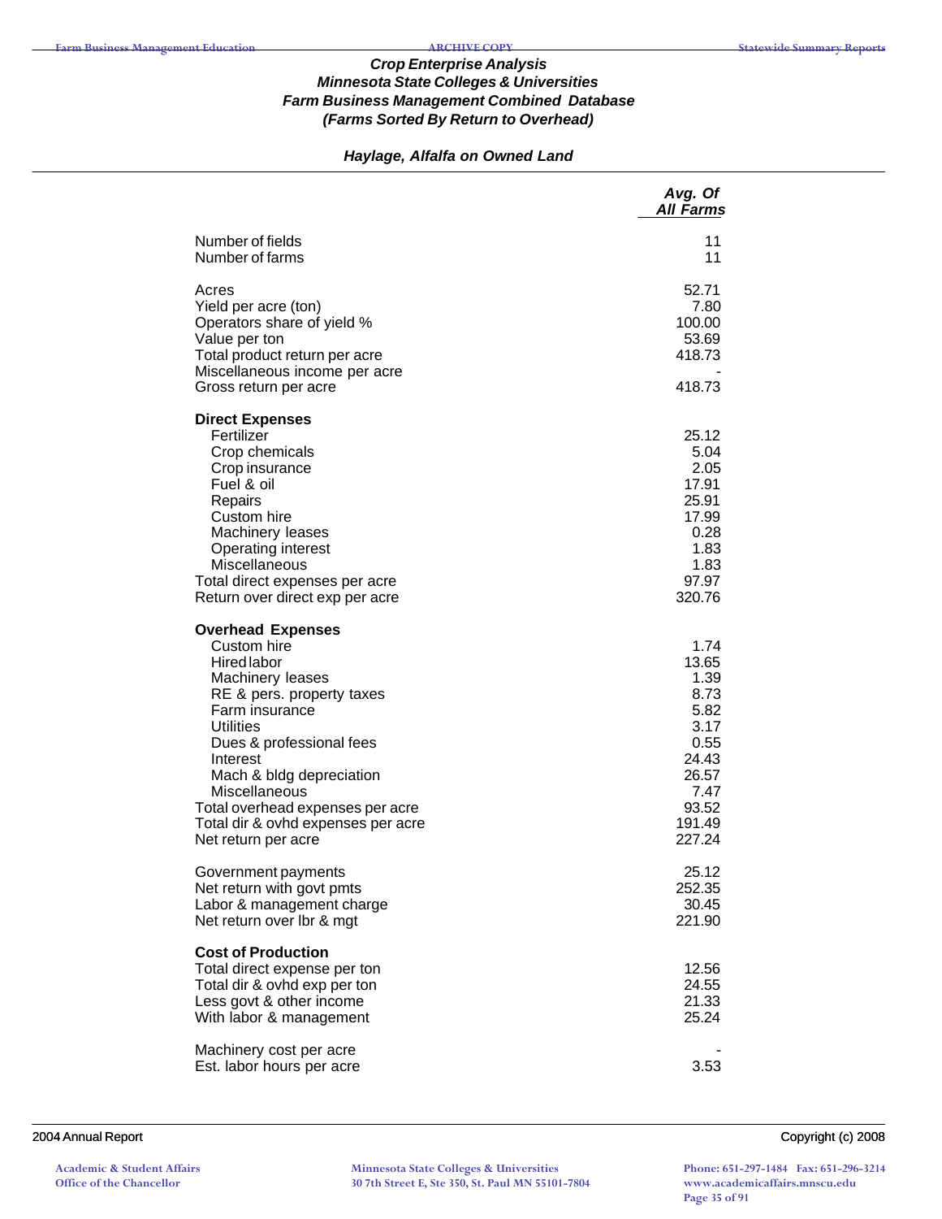### *Crop Enterprise Analysis*
### *Minnesota State Colleges & Universities*
### *Farm Business Management Combined Database*
### *(Farms Sorted By Return to Overhead)*

#### *Haylage, Alfalfa on Owned Land*

| | *Avg. Of All Farms* |
|---|---|
| Number of fields | 11 |
| Number of farms | 11 |
| | |
| Acres | 52.71 |
| Yield per acre (ton) | 7.80 |
| Operators share of yield % | 100.00 |
| Value per ton | 53.69 |
| Total product return per acre | 418.73 |
| Miscellaneous income per acre | - |
| Gross return per acre | 418.73 |
| | |
| **Direct Expenses** | |
| Fertilizer | 25.12 |
| Crop chemicals | 5.04 |
| Crop insurance | 2.05 |
| Fuel & oil | 17.91 |
| Repairs | 25.91 |
| Custom hire | 17.99 |
| Machinery leases | 0.28 |
| Operating interest | 1.83 |
| Miscellaneous | 1.83 |
| Total direct expenses per acre | 97.97 |
| Return over direct exp per acre | 320.76 |
| | |
| **Overhead Expenses** | |
| Custom hire | 1.74 |
| Hired labor | 13.65 |
| Machinery leases | 1.39 |
| RE & pers. property taxes | 8.73 |
| Farm insurance | 5.82 |
| Utilities | 3.17 |
| Dues & professional fees | 0.55 |
| Interest | 24.43 |
| Mach & bldg depreciation | 26.57 |
| Miscellaneous | 7.47 |
| Total overhead expenses per acre | 93.52 |
| Total dir & ovhd expenses per acre | 191.49 |
| Net return per acre | 227.24 |
| | |
| Government payments | 25.12 |
| Net return with govt pmts | 252.35 |
| Labor & management charge | 30.45 |
| Net return over lbr & mgt | 221.90 |
| | |
| **Cost of Production** | |
| Total direct expense per ton | 12.56 |
| Total dir & ovhd exp per ton | 24.55 |
| Less govt & other income | 21.33 |
| With labor & management | 25.24 |
| | |
| Machinery cost per acre | - |
| Est. labor hours per acre | 3.53 |

2004 Annual Report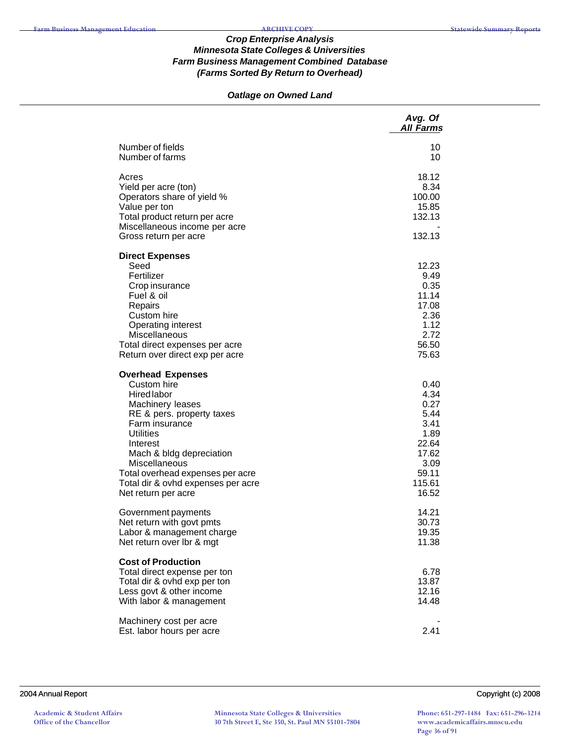### *Crop Enterprise Analysis*
### *Minnesota State Colleges & Universities*
### *Farm Business Management Combined Database*
### *(Farms Sorted By Return to Overhead)*

#### *Oatlage on Owned Land*

| | *Avg. Of All Farms* |
|---|---|
| Number of fields | 10 |
| Number of farms | 10 |
| | |
| Acres | 18.12 |
| Yield per acre (ton) | 8.34 |
| Operators share of yield % | 100.00 |
| Value per ton | 15.85 |
| Total product return per acre | 132.13 |
| Miscellaneous income per acre | - |
| Gross return per acre | 132.13 |
| | |
| **Direct Expenses** | |
| Seed | 12.23 |
| Fertilizer | 9.49 |
| Crop insurance | 0.35 |
| Fuel & oil | 11.14 |
| Repairs | 17.08 |
| Custom hire | 2.36 |
| Operating interest | 1.12 |
| Miscellaneous | 2.72 |
| Total direct expenses per acre | 56.50 |
| Return over direct exp per acre | 75.63 |
| | |
| **Overhead Expenses** | |
| Custom hire | 0.40 |
| Hired labor | 4.34 |
| Machinery leases | 0.27 |
| RE & pers. property taxes | 5.44 |
| Farm insurance | 3.41 |
| Utilities | 1.89 |
| Interest | 22.64 |
| Mach & bldg depreciation | 17.62 |
| Miscellaneous | 3.09 |
| Total overhead expenses per acre | 59.11 |
| Total dir & ovhd expenses per acre | 115.61 |
| Net return per acre | 16.52 |
| | |
| Government payments | 14.21 |
| Net return with govt pmts | 30.73 |
| Labor & management charge | 19.35 |
| Net return over lbr & mgt | 11.38 |
| | |
| **Cost of Production** | |
| Total direct expense per ton | 6.78 |
| Total dir & ovhd exp per ton | 13.87 |
| Less govt & other income | 12.16 |
| With labor & management | 14.48 |
| | |
| Machinery cost per acre | - |
| Est. labor hours per acre | 2.41 |

2004 Annual Report

Copyright (c) 2008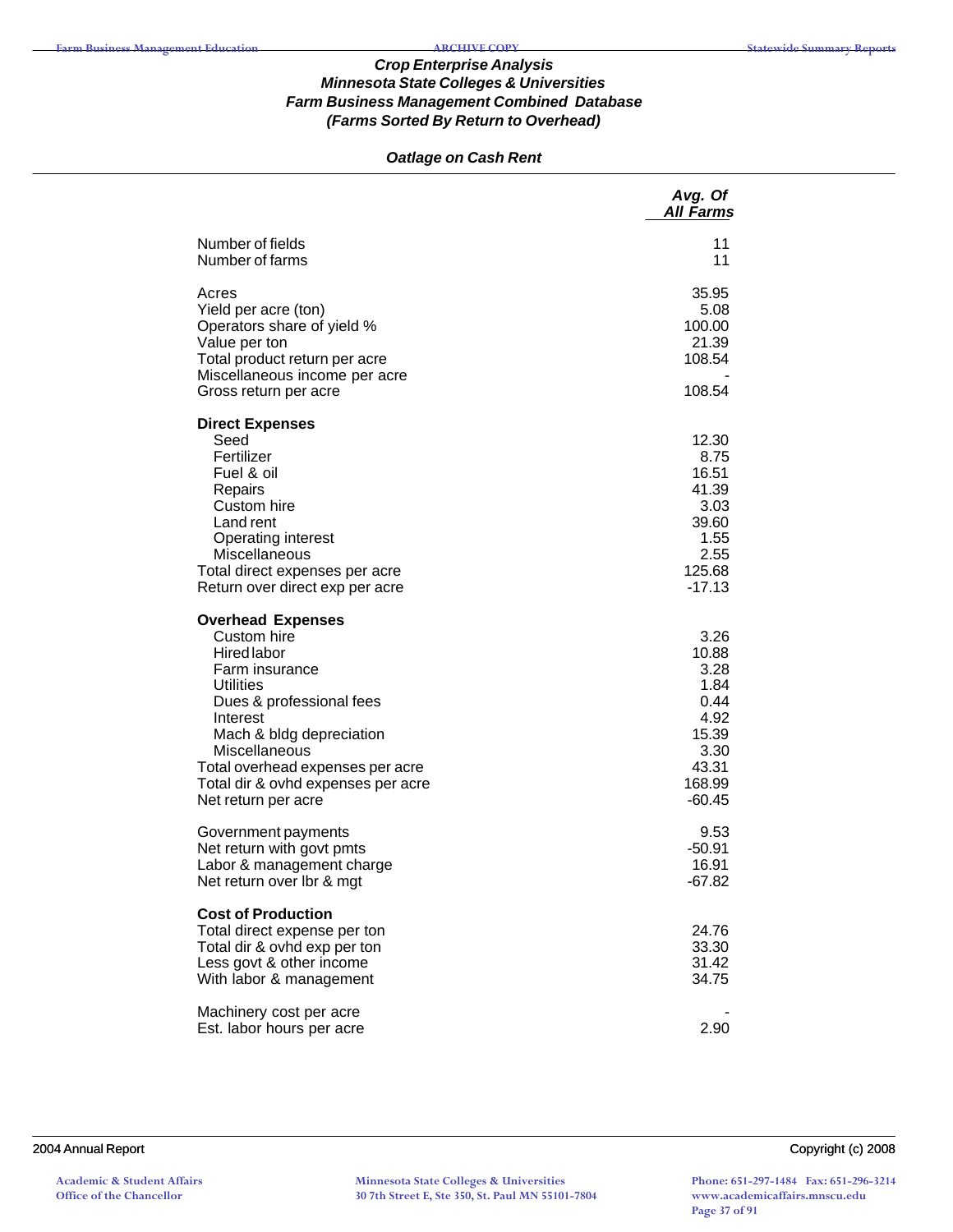### *Crop Enterprise Analysis*
### *Minnesota State Colleges & Universities*
### *Farm Business Management Combined Database*
### *(Farms Sorted By Return to Overhead)*

#### *Oatlage on Cash Rent*

| | *Avg. Of All Farms* |
|---|---|
| Number of fields | 11 |
| Number of farms | 11 |
| | |
| Acres | 35.95 |
| Yield per acre (ton) | 5.08 |
| Operators share of yield % | 100.00 |
| Value per ton | 21.39 |
| Total product return per acre | 108.54 |
| Miscellaneous income per acre | - |
| Gross return per acre | 108.54 |
| | |
| **Direct Expenses** | |
| Seed | 12.30 |
| Fertilizer | 8.75 |
| Fuel & oil | 16.51 |
| Repairs | 41.39 |
| Custom hire | 3.03 |
| Land rent | 39.60 |
| Operating interest | 1.55 |
| Miscellaneous | 2.55 |
| Total direct expenses per acre | 125.68 |
| Return over direct exp per acre | -17.13 |
| | |
| **Overhead Expenses** | |
| Custom hire | 3.26 |
| Hired labor | 10.88 |
| Farm insurance | 3.28 |
| Utilities | 1.84 |
| Dues & professional fees | 0.44 |
| Interest | 4.92 |
| Mach & bldg depreciation | 15.39 |
| Miscellaneous | 3.30 |
| Total overhead expenses per acre | 43.31 |
| Total dir & ovhd expenses per acre | 168.99 |
| Net return per acre | -60.45 |
| | |
| Government payments | 9.53 |
| Net return with govt pmts | -50.91 |
| Labor & management charge | 16.91 |
| Net return over lbr & mgt | -67.82 |
| | |
| **Cost of Production** | |
| Total direct expense per ton | 24.76 |
| Total dir & ovhd exp per ton | 33.30 |
| Less govt & other income | 31.42 |
| With labor & management | 34.75 |
| | |
| Machinery cost per acre | - |
| Est. labor hours per acre | 2.90 |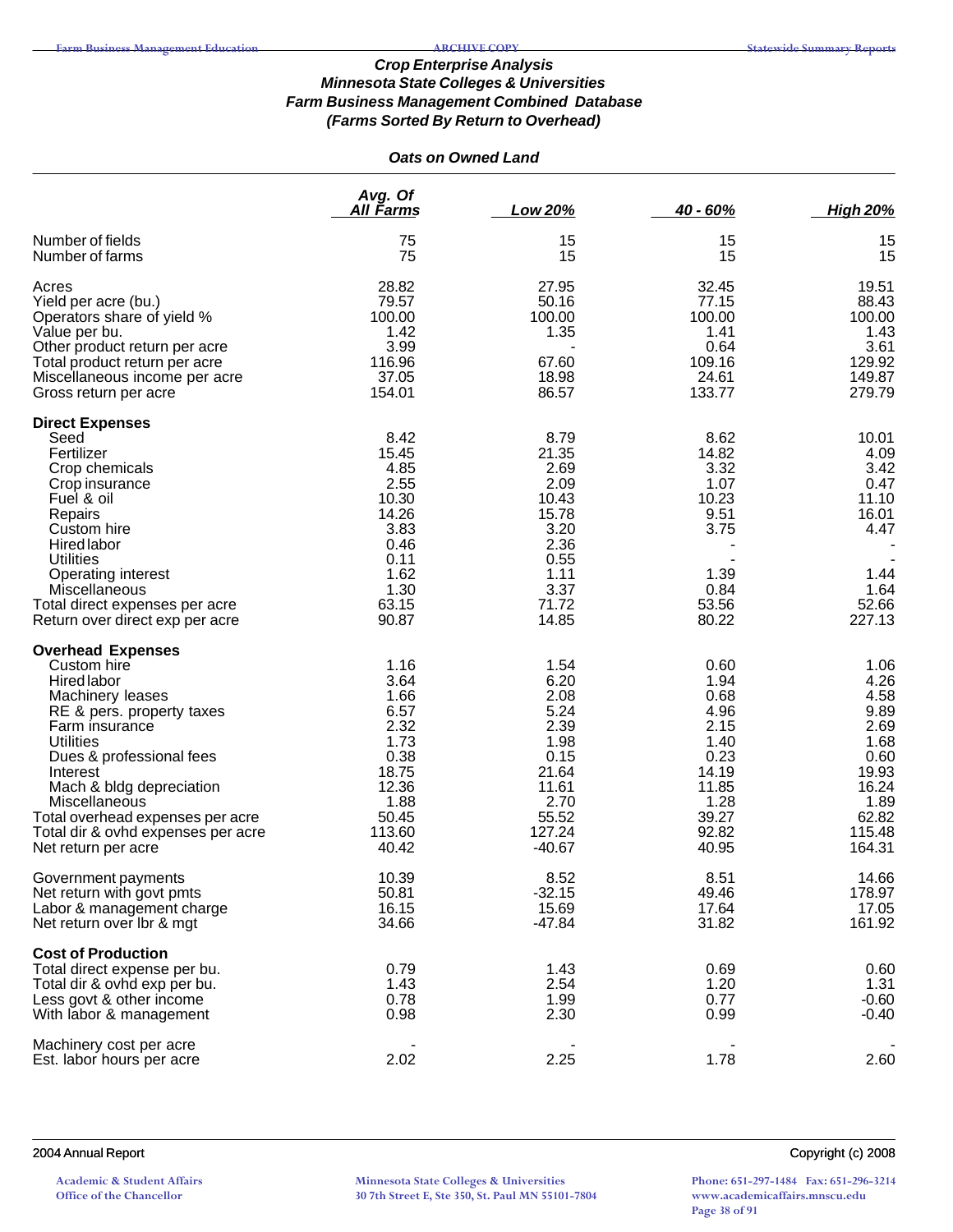### *Crop Enterprise Analysis*
### *Minnesota State Colleges & Universities*
### *Farm Business Management Combined Database*
### *(Farms Sorted By Return to Overhead)*

#### *Oats on Owned Land*

| | Avg. Of All Farms | Low 20% | 40 - 60% | High 20% |
|---|---|---|---|---|
| Number of fields | 75 | 15 | 15 | 15 |
| Number of farms | 75 | 15 | 15 | 15 |
| Acres | 28.82 | 27.95 | 32.45 | 19.51 |
| Yield per acre (bu.) | 79.57 | 50.16 | 77.15 | 88.43 |
| Operators share of yield % | 100.00 | 100.00 | 100.00 | 100.00 |
| Value per bu. | 1.42 | 1.35 | 1.41 | 1.43 |
| Other product return per acre | 3.99 | - | 0.64 | 3.61 |
| Total product return per acre | 116.96 | 67.60 | 109.16 | 129.92 |
| Miscellaneous income per acre | 37.05 | 18.98 | 24.61 | 149.87 |
| Gross return per acre | 154.01 | 86.57 | 133.77 | 279.79 |
| **Direct Expenses** | | | | |
| Seed | 8.42 | 8.79 | 8.62 | 10.01 |
| Fertilizer | 15.45 | 21.35 | 14.82 | 4.09 |
| Crop chemicals | 4.85 | 2.69 | 3.32 | 3.42 |
| Crop insurance | 2.55 | 2.09 | 1.07 | 0.47 |
| Fuel & oil | 10.30 | 10.43 | 10.23 | 11.10 |
| Repairs | 14.26 | 15.78 | 9.51 | 16.01 |
| Custom hire | 3.83 | 3.20 | 3.75 | 4.47 |
| Hired labor | 0.46 | 2.36 | - | - |
| Utilities | 0.11 | 0.55 | - | - |
| Operating interest | 1.62 | 1.11 | 1.39 | 1.44 |
| Miscellaneous | 1.30 | 3.37 | 0.84 | 1.64 |
| Total direct expenses per acre | 63.15 | 71.72 | 53.56 | 52.66 |
| Return over direct exp per acre | 90.87 | 14.85 | 80.22 | 227.13 |
| **Overhead Expenses** | | | | |
| Custom hire | 1.16 | 1.54 | 0.60 | 1.06 |
| Hired labor | 3.64 | 6.20 | 1.94 | 4.26 |
| Machinery leases | 1.66 | 2.08 | 0.68 | 4.58 |
| RE & pers. property taxes | 6.57 | 5.24 | 4.96 | 9.89 |
| Farm insurance | 2.32 | 2.39 | 2.15 | 2.69 |
| Utilities | 1.73 | 1.98 | 1.40 | 1.68 |
| Dues & professional fees | 0.38 | 0.15 | 0.23 | 0.60 |
| Interest | 18.75 | 21.64 | 14.19 | 19.93 |
| Mach & bldg depreciation | 12.36 | 11.61 | 11.85 | 16.24 |
| Miscellaneous | 1.88 | 2.70 | 1.28 | 1.89 |
| Total overhead expenses per acre | 50.45 | 55.52 | 39.27 | 62.82 |
| Total dir & ovhd expenses per acre | 113.60 | 127.24 | 92.82 | 115.48 |
| Net return per acre | 40.42 | -40.67 | 40.95 | 164.31 |
| Government payments | 10.39 | 8.52 | 8.51 | 14.66 |
| Net return with govt pmts | 50.81 | -32.15 | 49.46 | 178.97 |
| Labor & management charge | 16.15 | 15.69 | 17.64 | 17.05 |
| Net return over lbr & mgt | 34.66 | -47.84 | 31.82 | 161.92 |
| **Cost of Production** | | | | |
| Total direct expense per bu. | 0.79 | 1.43 | 0.69 | 0.60 |
| Total dir & ovhd exp per bu. | 1.43 | 2.54 | 1.20 | 1.31 |
| Less govt & other income | 0.78 | 1.99 | 0.77 | -0.60 |
| With labor & management | 0.98 | 2.30 | 0.99 | -0.40 |
| Machinery cost per acre | - | - | - | - |
| Est. labor hours per acre | 2.02 | 2.25 | 1.78 | 2.60 |

2004 Annual Report — Copyright (c) 2008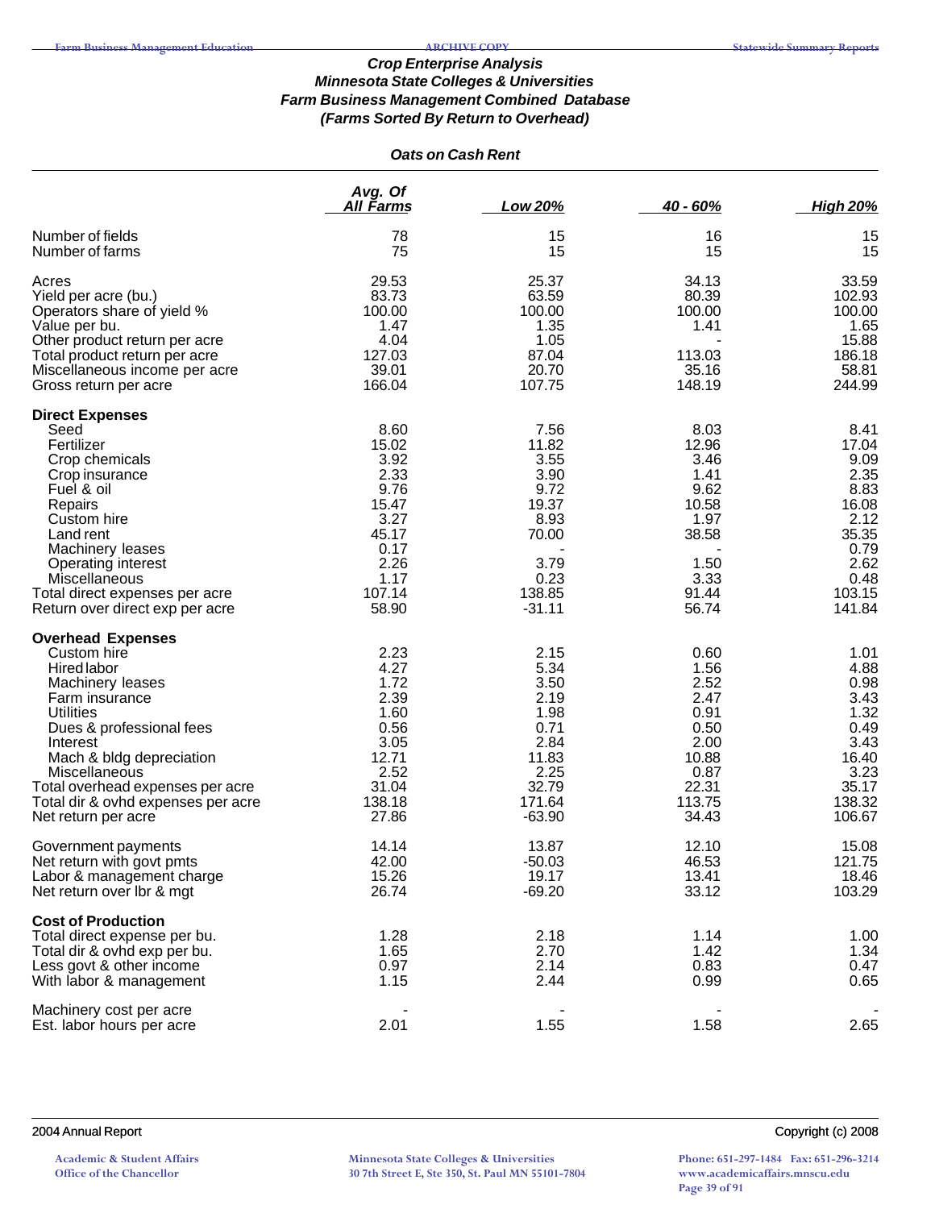### Crop Enterprise Analysis
### Minnesota State Colleges & Universities
### Farm Business Management Combined Database
### (Farms Sorted By Return to Overhead)

#### Oats on Cash Rent

| | Avg. Of All Farms | Low 20% | 40 - 60% | High 20% |
|---|---|---|---|---|
| Number of fields | 78 | 15 | 16 | 15 |
| Number of farms | 75 | 15 | 15 | 15 |
| Acres | 29.53 | 25.37 | 34.13 | 33.59 |
| Yield per acre (bu.) | 83.73 | 63.59 | 80.39 | 102.93 |
| Operators share of yield % | 100.00 | 100.00 | 100.00 | 100.00 |
| Value per bu. | 1.47 | 1.35 | 1.41 | 1.65 |
| Other product return per acre | 4.04 | 1.05 | - | 15.88 |
| Total product return per acre | 127.03 | 87.04 | 113.03 | 186.18 |
| Miscellaneous income per acre | 39.01 | 20.70 | 35.16 | 58.81 |
| Gross return per acre | 166.04 | 107.75 | 148.19 | 244.99 |
| **Direct Expenses** | | | | |
| Seed | 8.60 | 7.56 | 8.03 | 8.41 |
| Fertilizer | 15.02 | 11.82 | 12.96 | 17.04 |
| Crop chemicals | 3.92 | 3.55 | 3.46 | 9.09 |
| Crop insurance | 2.33 | 3.90 | 1.41 | 2.35 |
| Fuel & oil | 9.76 | 9.72 | 9.62 | 8.83 |
| Repairs | 15.47 | 19.37 | 10.58 | 16.08 |
| Custom hire | 3.27 | 8.93 | 1.97 | 2.12 |
| Land rent | 45.17 | 70.00 | 38.58 | 35.35 |
| Machinery leases | 0.17 | - | - | 0.79 |
| Operating interest | 2.26 | 3.79 | 1.50 | 2.62 |
| Miscellaneous | 1.17 | 0.23 | 3.33 | 0.48 |
| Total direct expenses per acre | 107.14 | 138.85 | 91.44 | 103.15 |
| Return over direct exp per acre | 58.90 | -31.11 | 56.74 | 141.84 |
| **Overhead Expenses** | | | | |
| Custom hire | 2.23 | 2.15 | 0.60 | 1.01 |
| Hired labor | 4.27 | 5.34 | 1.56 | 4.88 |
| Machinery leases | 1.72 | 3.50 | 2.52 | 0.98 |
| Farm insurance | 2.39 | 2.19 | 2.47 | 3.43 |
| Utilities | 1.60 | 1.98 | 0.91 | 1.32 |
| Dues & professional fees | 0.56 | 0.71 | 0.50 | 0.49 |
| Interest | 3.05 | 2.84 | 2.00 | 3.43 |
| Mach & bldg depreciation | 12.71 | 11.83 | 10.88 | 16.40 |
| Miscellaneous | 2.52 | 2.25 | 0.87 | 3.23 |
| Total overhead expenses per acre | 31.04 | 32.79 | 22.31 | 35.17 |
| Total dir & ovhd expenses per acre | 138.18 | 171.64 | 113.75 | 138.32 |
| Net return per acre | 27.86 | -63.90 | 34.43 | 106.67 |
| Government payments | 14.14 | 13.87 | 12.10 | 15.08 |
| Net return with govt pmts | 42.00 | -50.03 | 46.53 | 121.75 |
| Labor & management charge | 15.26 | 19.17 | 13.41 | 18.46 |
| Net return over lbr & mgt | 26.74 | -69.20 | 33.12 | 103.29 |
| **Cost of Production** | | | | |
| Total direct expense per bu. | 1.28 | 2.18 | 1.14 | 1.00 |
| Total dir & ovhd exp per bu. | 1.65 | 2.70 | 1.42 | 1.34 |
| Less govt & other income | 0.97 | 2.14 | 0.83 | 0.47 |
| With labor & management | 1.15 | 2.44 | 0.99 | 0.65 |
| Machinery cost per acre | - | - | - | - |
| Est. labor hours per acre | 2.01 | 1.55 | 1.58 | 2.65 |

2004 Annual Report — Copyright (c) 2008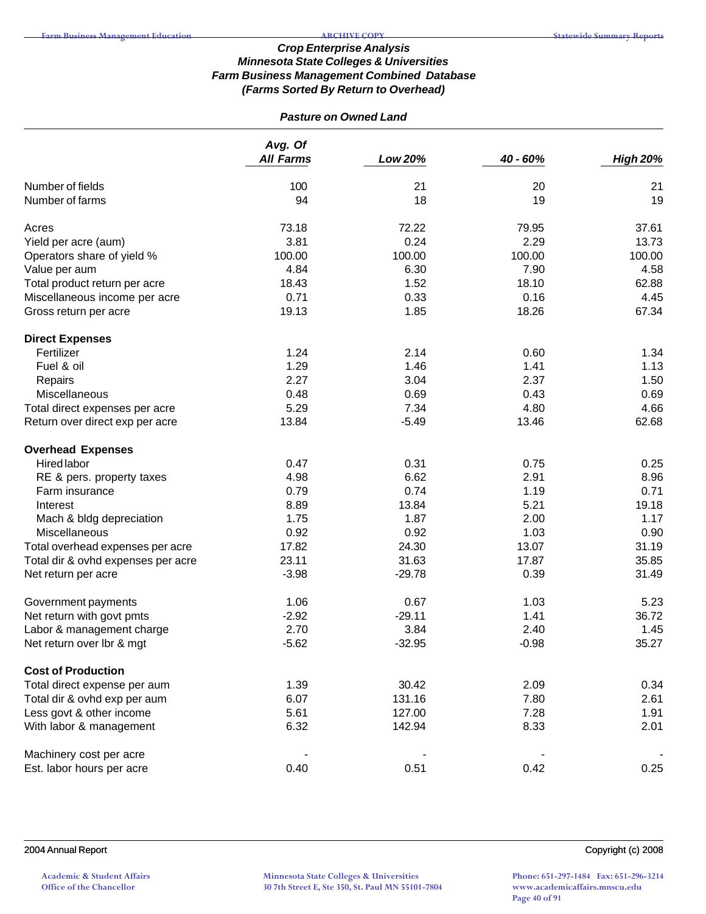### *Crop Enterprise Analysis*
### *Minnesota State Colleges & Universities*
### *Farm Business Management Combined Database*
### *(Farms Sorted By Return to Overhead)*

***Pasture on Owned Land***

| | *Avg. Of All Farms* | *Low 20%* | *40 - 60%* | *High 20%* |
|---|---|---|---|---|
| Number of fields | 100 | 21 | 20 | 21 |
| Number of farms | 94 | 18 | 19 | 19 |
| | | | | |
| Acres | 73.18 | 72.22 | 79.95 | 37.61 |
| Yield per acre (aum) | 3.81 | 0.24 | 2.29 | 13.73 |
| Operators share of yield % | 100.00 | 100.00 | 100.00 | 100.00 |
| Value per aum | 4.84 | 6.30 | 7.90 | 4.58 |
| Total product return per acre | 18.43 | 1.52 | 18.10 | 62.88 |
| Miscellaneous income per acre | 0.71 | 0.33 | 0.16 | 4.45 |
| Gross return per acre | 19.13 | 1.85 | 18.26 | 67.34 |
| | | | | |
| **Direct Expenses** | | | | |
| Fertilizer | 1.24 | 2.14 | 0.60 | 1.34 |
| Fuel & oil | 1.29 | 1.46 | 1.41 | 1.13 |
| Repairs | 2.27 | 3.04 | 2.37 | 1.50 |
| Miscellaneous | 0.48 | 0.69 | 0.43 | 0.69 |
| Total direct expenses per acre | 5.29 | 7.34 | 4.80 | 4.66 |
| Return over direct exp per acre | 13.84 | -5.49 | 13.46 | 62.68 |
| | | | | |
| **Overhead Expenses** | | | | |
| Hired labor | 0.47 | 0.31 | 0.75 | 0.25 |
| RE & pers. property taxes | 4.98 | 6.62 | 2.91 | 8.96 |
| Farm insurance | 0.79 | 0.74 | 1.19 | 0.71 |
| Interest | 8.89 | 13.84 | 5.21 | 19.18 |
| Mach & bldg depreciation | 1.75 | 1.87 | 2.00 | 1.17 |
| Miscellaneous | 0.92 | 0.92 | 1.03 | 0.90 |
| Total overhead expenses per acre | 17.82 | 24.30 | 13.07 | 31.19 |
| Total dir & ovhd expenses per acre | 23.11 | 31.63 | 17.87 | 35.85 |
| Net return per acre | -3.98 | -29.78 | 0.39 | 31.49 |
| | | | | |
| Government payments | 1.06 | 0.67 | 1.03 | 5.23 |
| Net return with govt pmts | -2.92 | -29.11 | 1.41 | 36.72 |
| Labor & management charge | 2.70 | 3.84 | 2.40 | 1.45 |
| Net return over lbr & mgt | -5.62 | -32.95 | -0.98 | 35.27 |
| | | | | |
| **Cost of Production** | | | | |
| Total direct expense per aum | 1.39 | 30.42 | 2.09 | 0.34 |
| Total dir & ovhd exp per aum | 6.07 | 131.16 | 7.80 | 2.61 |
| Less govt & other income | 5.61 | 127.00 | 7.28 | 1.91 |
| With labor & management | 6.32 | 142.94 | 8.33 | 2.01 |
| | | | | |
| Machinery cost per acre | - | - | - | - |
| Est. labor hours per acre | 0.40 | 0.51 | 0.42 | 0.25 |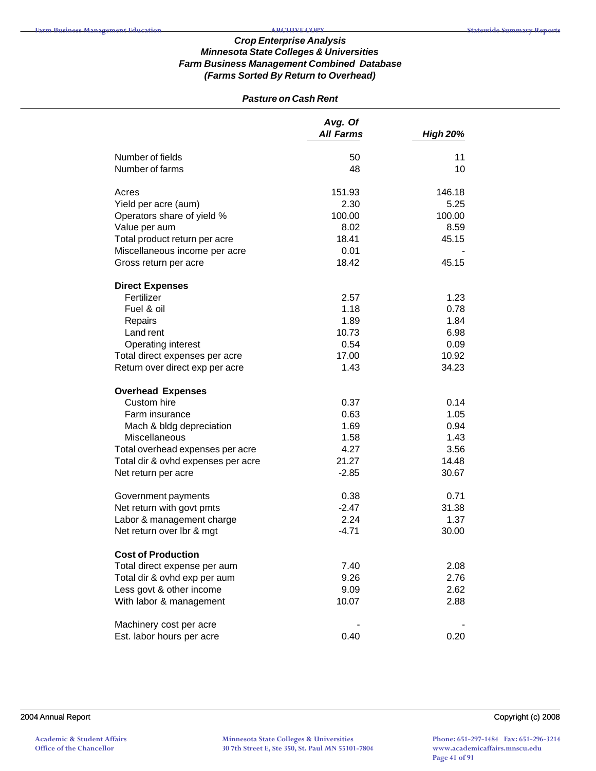### *Crop Enterprise Analysis*
### *Minnesota State Colleges & Universities*
### *Farm Business Management Combined Database*
### *(Farms Sorted By Return to Overhead)*

#### *Pasture on Cash Rent*

| | *Avg. Of All Farms* | *High 20%* |
|---|---|---|
| Number of fields | 50 | 11 |
| Number of farms | 48 | 10 |
| | | |
| Acres | 151.93 | 146.18 |
| Yield per acre (aum) | 2.30 | 5.25 |
| Operators share of yield % | 100.00 | 100.00 |
| Value per aum | 8.02 | 8.59 |
| Total product return per acre | 18.41 | 45.15 |
| Miscellaneous income per acre | 0.01 | - |
| Gross return per acre | 18.42 | 45.15 |
| | | |
| **Direct Expenses** | | |
| Fertilizer | 2.57 | 1.23 |
| Fuel & oil | 1.18 | 0.78 |
| Repairs | 1.89 | 1.84 |
| Land rent | 10.73 | 6.98 |
| Operating interest | 0.54 | 0.09 |
| Total direct expenses per acre | 17.00 | 10.92 |
| Return over direct exp per acre | 1.43 | 34.23 |
| | | |
| **Overhead Expenses** | | |
| Custom hire | 0.37 | 0.14 |
| Farm insurance | 0.63 | 1.05 |
| Mach & bldg depreciation | 1.69 | 0.94 |
| Miscellaneous | 1.58 | 1.43 |
| Total overhead expenses per acre | 4.27 | 3.56 |
| Total dir & ovhd expenses per acre | 21.27 | 14.48 |
| Net return per acre | -2.85 | 30.67 |
| | | |
| Government payments | 0.38 | 0.71 |
| Net return with govt pmts | -2.47 | 31.38 |
| Labor & management charge | 2.24 | 1.37 |
| Net return over lbr & mgt | -4.71 | 30.00 |
| | | |
| **Cost of Production** | | |
| Total direct expense per aum | 7.40 | 2.08 |
| Total dir & ovhd exp per aum | 9.26 | 2.76 |
| Less govt & other income | 9.09 | 2.62 |
| With labor & management | 10.07 | 2.88 |
| | | |
| Machinery cost per acre | - | - |
| Est. labor hours per acre | 0.40 | 0.20 |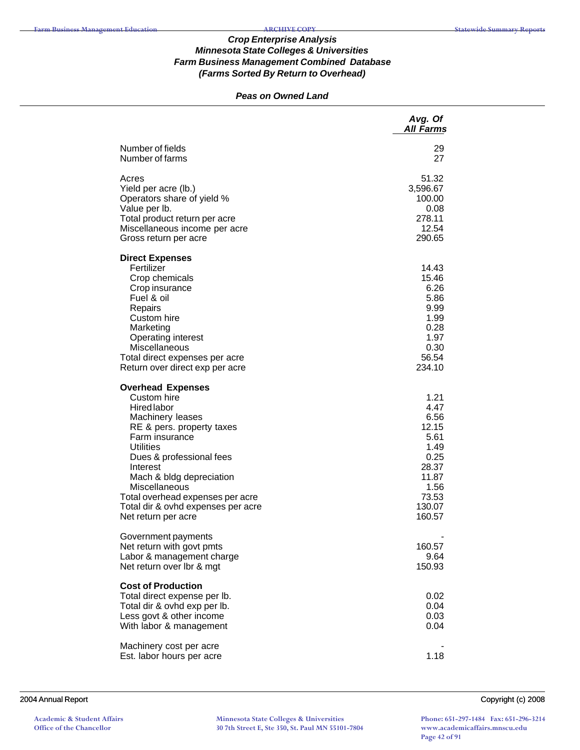### *Crop Enterprise Analysis*
### *Minnesota State Colleges & Universities*
### *Farm Business Management Combined Database*
### *(Farms Sorted By Return to Overhead)*

#### *Peas on Owned Land*

| | *Avg. Of All Farms* |
|---|---|
| Number of fields | 29 |
| Number of farms | 27 |
| | |
| Acres | 51.32 |
| Yield per acre (lb.) | 3,596.67 |
| Operators share of yield % | 100.00 |
| Value per lb. | 0.08 |
| Total product return per acre | 278.11 |
| Miscellaneous income per acre | 12.54 |
| Gross return per acre | 290.65 |
| | |
| **Direct Expenses** | |
| Fertilizer | 14.43 |
| Crop chemicals | 15.46 |
| Crop insurance | 6.26 |
| Fuel & oil | 5.86 |
| Repairs | 9.99 |
| Custom hire | 1.99 |
| Marketing | 0.28 |
| Operating interest | 1.97 |
| Miscellaneous | 0.30 |
| Total direct expenses per acre | 56.54 |
| Return over direct exp per acre | 234.10 |
| | |
| **Overhead Expenses** | |
| Custom hire | 1.21 |
| Hired labor | 4.47 |
| Machinery leases | 6.56 |
| RE & pers. property taxes | 12.15 |
| Farm insurance | 5.61 |
| Utilities | 1.49 |
| Dues & professional fees | 0.25 |
| Interest | 28.37 |
| Mach & bldg depreciation | 11.87 |
| Miscellaneous | 1.56 |
| Total overhead expenses per acre | 73.53 |
| Total dir & ovhd expenses per acre | 130.07 |
| Net return per acre | 160.57 |
| | |
| Government payments | - |
| Net return with govt pmts | 160.57 |
| Labor & management charge | 9.64 |
| Net return over lbr & mgt | 150.93 |
| | |
| **Cost of Production** | |
| Total direct expense per lb. | 0.02 |
| Total dir & ovhd exp per lb. | 0.04 |
| Less govt & other income | 0.03 |
| With labor & management | 0.04 |
| | |
| Machinery cost per acre | - |
| Est. labor hours per acre | 1.18 |

2004 Annual Report

Copyright (c) 2008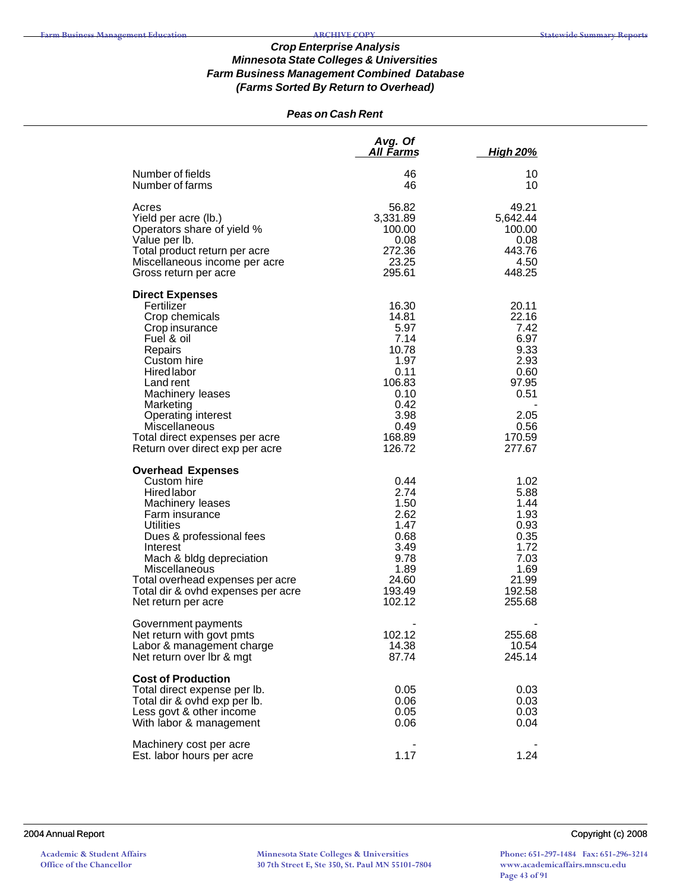### *Crop Enterprise Analysis*
### *Minnesota State Colleges & Universities*
### *Farm Business Management Combined Database*
### *(Farms Sorted By Return to Overhead)*

#### *Peas on Cash Rent*

| | Avg. Of All Farms | High 20% |
|---|---|---|
| Number of fields | 46 | 10 |
| Number of farms | 46 | 10 |
| Acres | 56.82 | 49.21 |
| Yield per acre (lb.) | 3,331.89 | 5,642.44 |
| Operators share of yield % | 100.00 | 100.00 |
| Value per lb. | 0.08 | 0.08 |
| Total product return per acre | 272.36 | 443.76 |
| Miscellaneous income per acre | 23.25 | 4.50 |
| Gross return per acre | 295.61 | 448.25 |
| **Direct Expenses** | | |
| Fertilizer | 16.30 | 20.11 |
| Crop chemicals | 14.81 | 22.16 |
| Crop insurance | 5.97 | 7.42 |
| Fuel & oil | 7.14 | 6.97 |
| Repairs | 10.78 | 9.33 |
| Custom hire | 1.97 | 2.93 |
| Hired labor | 0.11 | 0.60 |
| Land rent | 106.83 | 97.95 |
| Machinery leases | 0.10 | 0.51 |
| Marketing | 0.42 | - |
| Operating interest | 3.98 | 2.05 |
| Miscellaneous | 0.49 | 0.56 |
| Total direct expenses per acre | 168.89 | 170.59 |
| Return over direct exp per acre | 126.72 | 277.67 |
| **Overhead Expenses** | | |
| Custom hire | 0.44 | 1.02 |
| Hired labor | 2.74 | 5.88 |
| Machinery leases | 1.50 | 1.44 |
| Farm insurance | 2.62 | 1.93 |
| Utilities | 1.47 | 0.93 |
| Dues & professional fees | 0.68 | 0.35 |
| Interest | 3.49 | 1.72 |
| Mach & bldg depreciation | 9.78 | 7.03 |
| Miscellaneous | 1.89 | 1.69 |
| Total overhead expenses per acre | 24.60 | 21.99 |
| Total dir & ovhd expenses per acre | 193.49 | 192.58 |
| Net return per acre | 102.12 | 255.68 |
| Government payments | - | - |
| Net return with govt pmts | 102.12 | 255.68 |
| Labor & management charge | 14.38 | 10.54 |
| Net return over lbr & mgt | 87.74 | 245.14 |
| **Cost of Production** | | |
| Total direct expense per lb. | 0.05 | 0.03 |
| Total dir & ovhd exp per lb. | 0.06 | 0.03 |
| Less govt & other income | 0.05 | 0.03 |
| With labor & management | 0.06 | 0.04 |
| Machinery cost per acre | - | - |
| Est. labor hours per acre | 1.17 | 1.24 |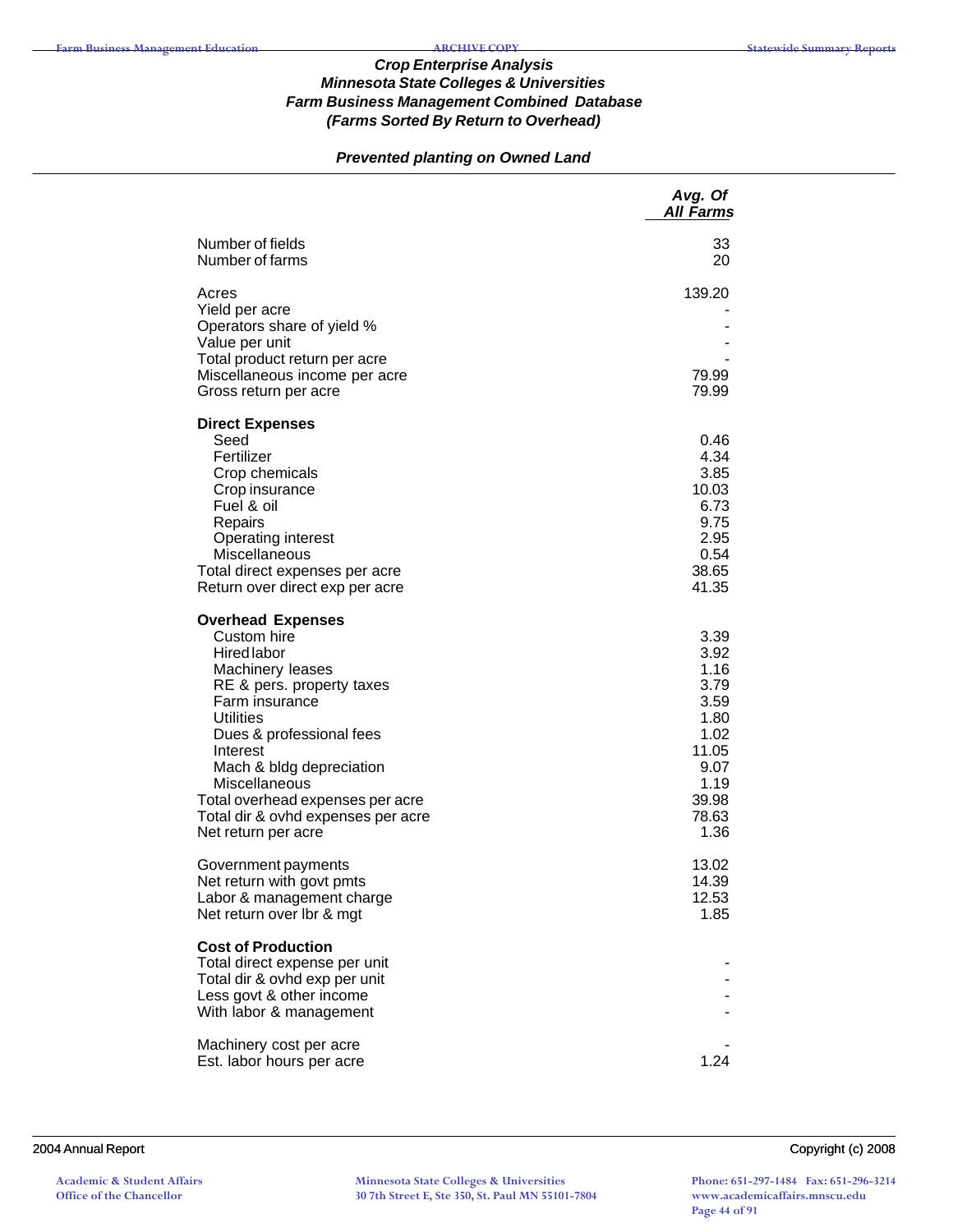# Crop Enterprise Analysis
## Minnesota State Colleges & Universities
## Farm Business Management Combined Database
## (Farms Sorted By Return to Overhead)

### Prevented planting on Owned Land

| | Avg. Of All Farms |
|---|---|
| Number of fields | 33 |
| Number of farms | 20 |
| | |
| Acres | 139.20 |
| Yield per acre | - |
| Operators share of yield % | - |
| Value per unit | - |
| Total product return per acre | - |
| Miscellaneous income per acre | 79.99 |
| Gross return per acre | 79.99 |
| | |
| **Direct Expenses** | |
| Seed | 0.46 |
| Fertilizer | 4.34 |
| Crop chemicals | 3.85 |
| Crop insurance | 10.03 |
| Fuel & oil | 6.73 |
| Repairs | 9.75 |
| Operating interest | 2.95 |
| Miscellaneous | 0.54 |
| Total direct expenses per acre | 38.65 |
| Return over direct exp per acre | 41.35 |
| | |
| **Overhead Expenses** | |
| Custom hire | 3.39 |
| Hired labor | 3.92 |
| Machinery leases | 1.16 |
| RE & pers. property taxes | 3.79 |
| Farm insurance | 3.59 |
| Utilities | 1.80 |
| Dues & professional fees | 1.02 |
| Interest | 11.05 |
| Mach & bldg depreciation | 9.07 |
| Miscellaneous | 1.19 |
| Total overhead expenses per acre | 39.98 |
| Total dir & ovhd expenses per acre | 78.63 |
| Net return per acre | 1.36 |
| | |
| Government payments | 13.02 |
| Net return with govt pmts | 14.39 |
| Labor & management charge | 12.53 |
| Net return over lbr & mgt | 1.85 |
| | |
| **Cost of Production** | |
| Total direct expense per unit | - |
| Total dir & ovhd exp per unit | - |
| Less govt & other income | - |
| With labor & management | - |
| | |
| Machinery cost per acre | - |
| Est. labor hours per acre | 1.24 |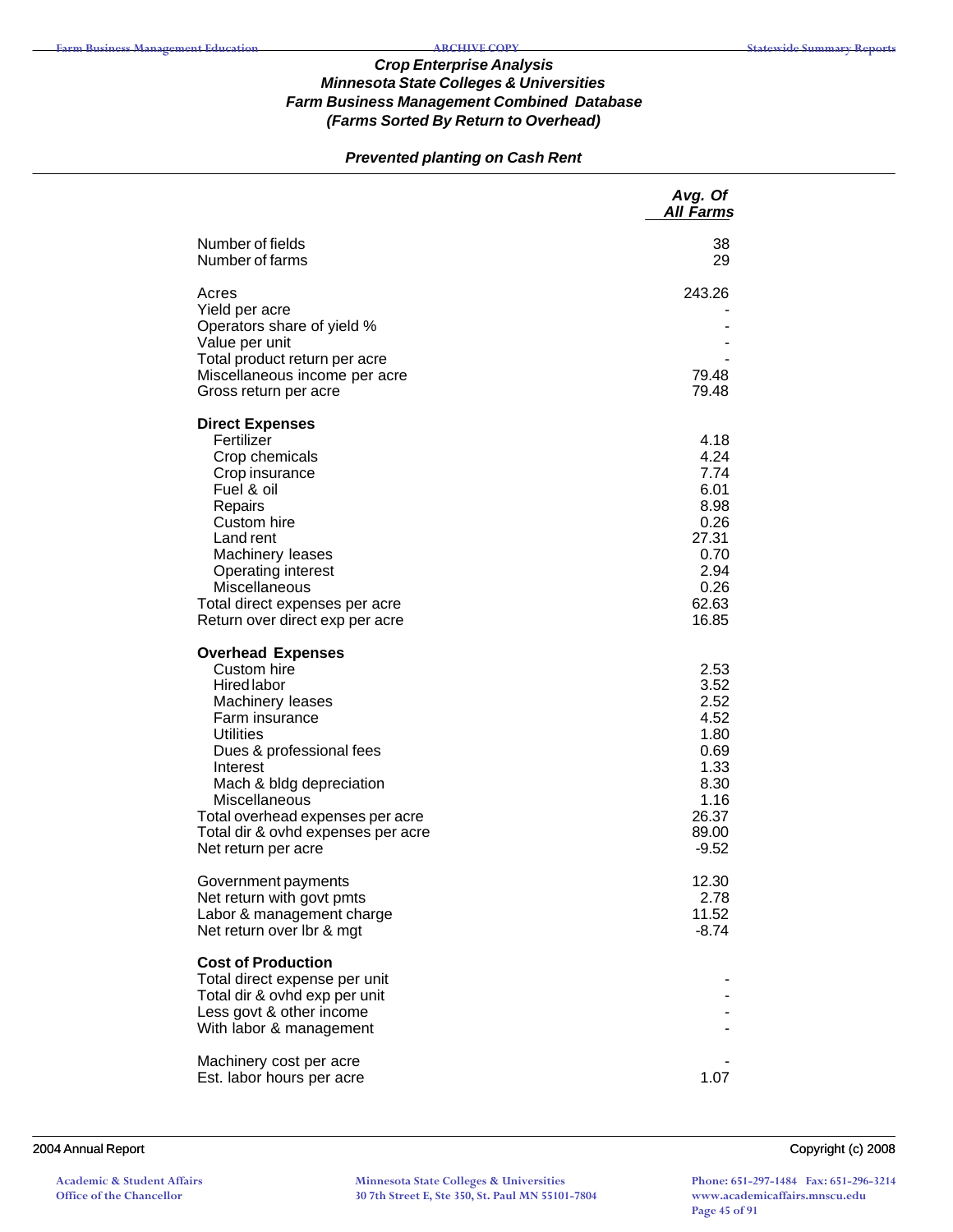### Crop Enterprise Analysis
### Minnesota State Colleges & Universities
### Farm Business Management Combined Database
### (Farms Sorted By Return to Overhead)

#### *Prevented planting on Cash Rent*

| | Avg. Of All Farms |
|---|---|
| Number of fields | 38 |
| Number of farms | 29 |
| | |
| Acres | 243.26 |
| Yield per acre | - |
| Operators share of yield % | - |
| Value per unit | - |
| Total product return per acre | - |
| Miscellaneous income per acre | 79.48 |
| Gross return per acre | 79.48 |
| | |
| **Direct Expenses** | |
| Fertilizer | 4.18 |
| Crop chemicals | 4.24 |
| Crop insurance | 7.74 |
| Fuel & oil | 6.01 |
| Repairs | 8.98 |
| Custom hire | 0.26 |
| Land rent | 27.31 |
| Machinery leases | 0.70 |
| Operating interest | 2.94 |
| Miscellaneous | 0.26 |
| Total direct expenses per acre | 62.63 |
| Return over direct exp per acre | 16.85 |
| | |
| **Overhead Expenses** | |
| Custom hire | 2.53 |
| Hired labor | 3.52 |
| Machinery leases | 2.52 |
| Farm insurance | 4.52 |
| Utilities | 1.80 |
| Dues & professional fees | 0.69 |
| Interest | 1.33 |
| Mach & bldg depreciation | 8.30 |
| Miscellaneous | 1.16 |
| Total overhead expenses per acre | 26.37 |
| Total dir & ovhd expenses per acre | 89.00 |
| Net return per acre | -9.52 |
| | |
| Government payments | 12.30 |
| Net return with govt pmts | 2.78 |
| Labor & management charge | 11.52 |
| Net return over lbr & mgt | -8.74 |
| | |
| **Cost of Production** | |
| Total direct expense per unit | - |
| Total dir & ovhd exp per unit | - |
| Less govt & other income | - |
| With labor & management | - |
| | |
| Machinery cost per acre | - |
| Est. labor hours per acre | 1.07 |

2004 Annual Report

Copyright (c) 2008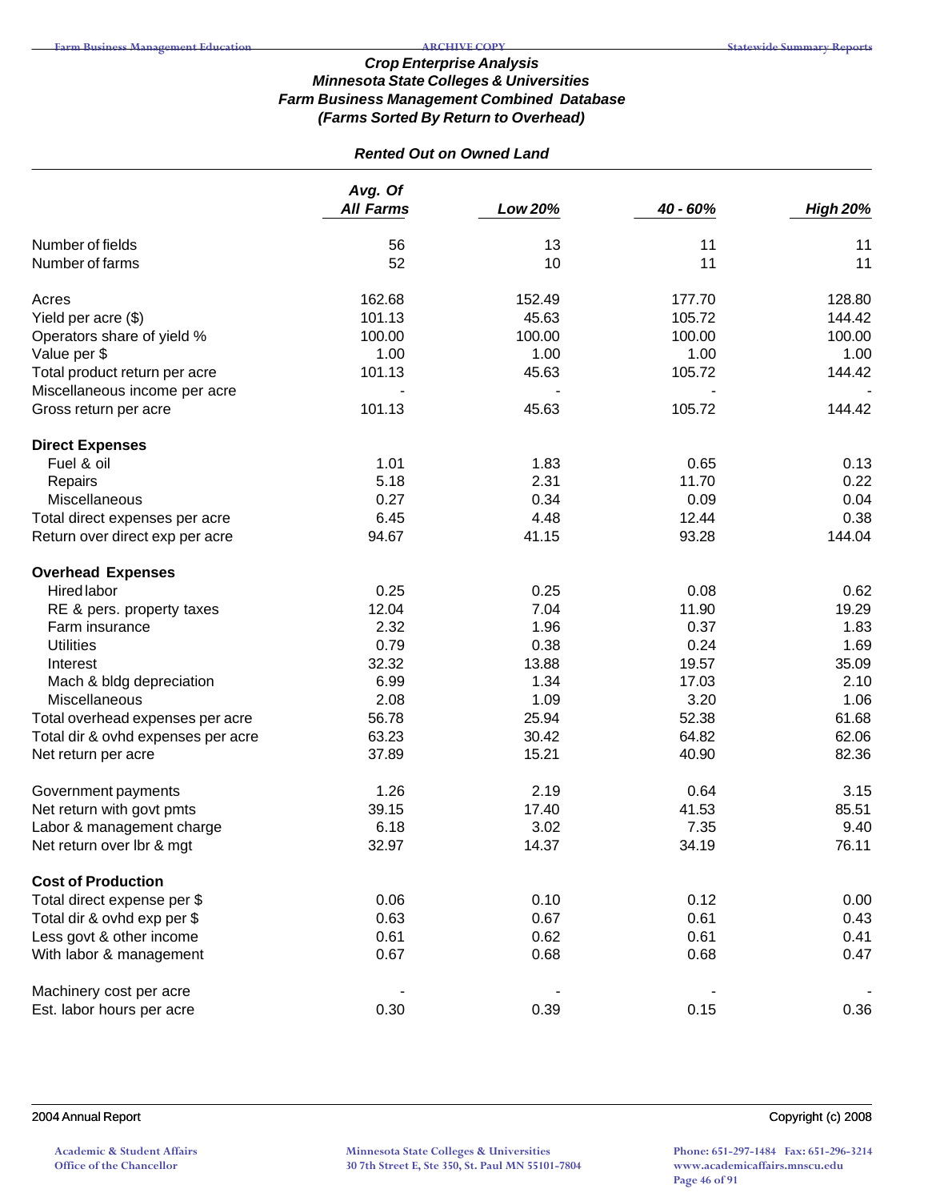### Crop Enterprise Analysis
### Minnesota State Colleges & Universities
### Farm Business Management Combined Database
### (Farms Sorted By Return to Overhead)

#### Rented Out on Owned Land

| | Avg. Of All Farms | Low 20% | 40 - 60% | High 20% |
|---|---|---|---|---|
| Number of fields | 56 | 13 | 11 | 11 |
| Number of farms | 52 | 10 | 11 | 11 |
| Acres | 162.68 | 152.49 | 177.70 | 128.80 |
| Yield per acre ($) | 101.13 | 45.63 | 105.72 | 144.42 |
| Operators share of yield % | 100.00 | 100.00 | 100.00 | 100.00 |
| Value per $ | 1.00 | 1.00 | 1.00 | 1.00 |
| Total product return per acre | 101.13 | 45.63 | 105.72 | 144.42 |
| Miscellaneous income per acre | - | - | - | - |
| Gross return per acre | 101.13 | 45.63 | 105.72 | 144.42 |
| **Direct Expenses** | | | | |
| Fuel & oil | 1.01 | 1.83 | 0.65 | 0.13 |
| Repairs | 5.18 | 2.31 | 11.70 | 0.22 |
| Miscellaneous | 0.27 | 0.34 | 0.09 | 0.04 |
| Total direct expenses per acre | 6.45 | 4.48 | 12.44 | 0.38 |
| Return over direct exp per acre | 94.67 | 41.15 | 93.28 | 144.04 |
| **Overhead Expenses** | | | | |
| Hired labor | 0.25 | 0.25 | 0.08 | 0.62 |
| RE & pers. property taxes | 12.04 | 7.04 | 11.90 | 19.29 |
| Farm insurance | 2.32 | 1.96 | 0.37 | 1.83 |
| Utilities | 0.79 | 0.38 | 0.24 | 1.69 |
| Interest | 32.32 | 13.88 | 19.57 | 35.09 |
| Mach & bldg depreciation | 6.99 | 1.34 | 17.03 | 2.10 |
| Miscellaneous | 2.08 | 1.09 | 3.20 | 1.06 |
| Total overhead expenses per acre | 56.78 | 25.94 | 52.38 | 61.68 |
| Total dir & ovhd expenses per acre | 63.23 | 30.42 | 64.82 | 62.06 |
| Net return per acre | 37.89 | 15.21 | 40.90 | 82.36 |
| Government payments | 1.26 | 2.19 | 0.64 | 3.15 |
| Net return with govt pmts | 39.15 | 17.40 | 41.53 | 85.51 |
| Labor & management charge | 6.18 | 3.02 | 7.35 | 9.40 |
| Net return over lbr & mgt | 32.97 | 14.37 | 34.19 | 76.11 |
| **Cost of Production** | | | | |
| Total direct expense per $ | 0.06 | 0.10 | 0.12 | 0.00 |
| Total dir & ovhd exp per $ | 0.63 | 0.67 | 0.61 | 0.43 |
| Less govt & other income | 0.61 | 0.62 | 0.61 | 0.41 |
| With labor & management | 0.67 | 0.68 | 0.68 | 0.47 |
| Machinery cost per acre | - | - | - | - |
| Est. labor hours per acre | 0.30 | 0.39 | 0.15 | 0.36 |

2004 Annual Report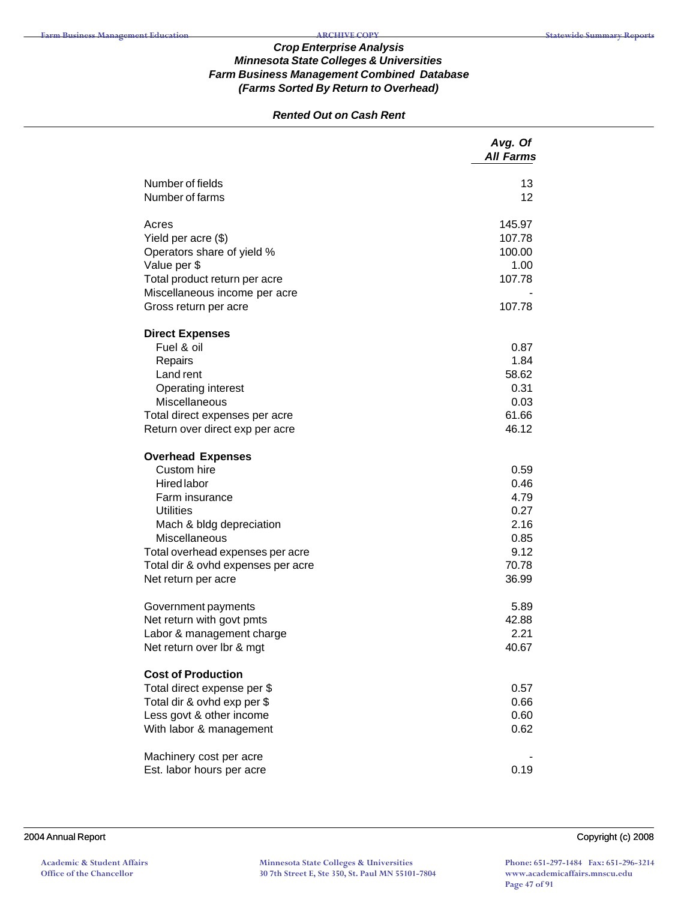## Crop Enterprise Analysis
## Minnesota State Colleges & Universities
## Farm Business Management Combined Database
## (Farms Sorted By Return to Overhead)

### Rented Out on Cash Rent

| | Avg. Of All Farms |
|---|---|
| Number of fields | 13 |
| Number of farms | 12 |
| | |
| Acres | 145.97 |
| Yield per acre ($) | 107.78 |
| Operators share of yield % | 100.00 |
| Value per $ | 1.00 |
| Total product return per acre | 107.78 |
| Miscellaneous income per acre | - |
| Gross return per acre | 107.78 |
| | |
| **Direct Expenses** | |
| Fuel & oil | 0.87 |
| Repairs | 1.84 |
| Land rent | 58.62 |
| Operating interest | 0.31 |
| Miscellaneous | 0.03 |
| Total direct expenses per acre | 61.66 |
| Return over direct exp per acre | 46.12 |
| | |
| **Overhead Expenses** | |
| Custom hire | 0.59 |
| Hired labor | 0.46 |
| Farm insurance | 4.79 |
| Utilities | 0.27 |
| Mach & bldg depreciation | 2.16 |
| Miscellaneous | 0.85 |
| Total overhead expenses per acre | 9.12 |
| Total dir & ovhd expenses per acre | 70.78 |
| Net return per acre | 36.99 |
| | |
| Government payments | 5.89 |
| Net return with govt pmts | 42.88 |
| Labor & management charge | 2.21 |
| Net return over lbr & mgt | 40.67 |
| | |
| **Cost of Production** | |
| Total direct expense per $ | 0.57 |
| Total dir & ovhd exp per $ | 0.66 |
| Less govt & other income | 0.60 |
| With labor & management | 0.62 |
| | |
| Machinery cost per acre | - |
| Est. labor hours per acre | 0.19 |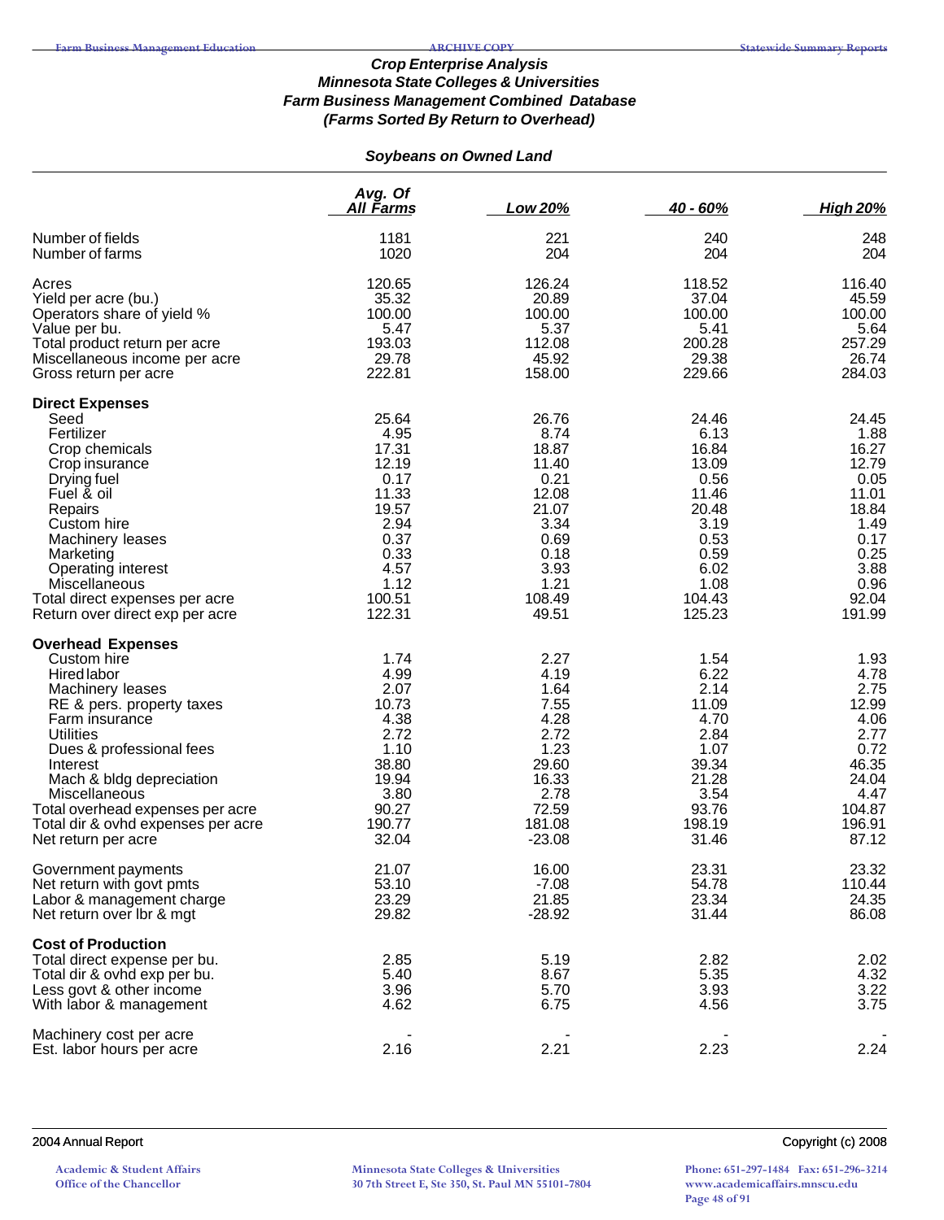## Crop Enterprise Analysis
## Minnesota State Colleges & Universities
## Farm Business Management Combined Database
## (Farms Sorted By Return to Overhead)

### Soybeans on Owned Land

| | Avg. Of All Farms | Low 20% | 40 - 60% | High 20% |
|---|---|---|---|---|
| Number of fields | 1181 | 221 | 240 | 248 |
| Number of farms | 1020 | 204 | 204 | 204 |
| Acres | 120.65 | 126.24 | 118.52 | 116.40 |
| Yield per acre (bu.) | 35.32 | 20.89 | 37.04 | 45.59 |
| Operators share of yield % | 100.00 | 100.00 | 100.00 | 100.00 |
| Value per bu. | 5.47 | 5.37 | 5.41 | 5.64 |
| Total product return per acre | 193.03 | 112.08 | 200.28 | 257.29 |
| Miscellaneous income per acre | 29.78 | 45.92 | 29.38 | 26.74 |
| Gross return per acre | 222.81 | 158.00 | 229.66 | 284.03 |
| **Direct Expenses** | | | | |
| Seed | 25.64 | 26.76 | 24.46 | 24.45 |
| Fertilizer | 4.95 | 8.74 | 6.13 | 1.88 |
| Crop chemicals | 17.31 | 18.87 | 16.84 | 16.27 |
| Crop insurance | 12.19 | 11.40 | 13.09 | 12.79 |
| Drying fuel | 0.17 | 0.21 | 0.56 | 0.05 |
| Fuel & oil | 11.33 | 12.08 | 11.46 | 11.01 |
| Repairs | 19.57 | 21.07 | 20.48 | 18.84 |
| Custom hire | 2.94 | 3.34 | 3.19 | 1.49 |
| Machinery leases | 0.37 | 0.69 | 0.53 | 0.17 |
| Marketing | 0.33 | 0.18 | 0.59 | 0.25 |
| Operating interest | 4.57 | 3.93 | 6.02 | 3.88 |
| Miscellaneous | 1.12 | 1.21 | 1.08 | 0.96 |
| Total direct expenses per acre | 100.51 | 108.49 | 104.43 | 92.04 |
| Return over direct exp per acre | 122.31 | 49.51 | 125.23 | 191.99 |
| **Overhead Expenses** | | | | |
| Custom hire | 1.74 | 2.27 | 1.54 | 1.93 |
| Hired labor | 4.99 | 4.19 | 6.22 | 4.78 |
| Machinery leases | 2.07 | 1.64 | 2.14 | 2.75 |
| RE & pers. property taxes | 10.73 | 7.55 | 11.09 | 12.99 |
| Farm insurance | 4.38 | 4.28 | 4.70 | 4.06 |
| Utilities | 2.72 | 2.72 | 2.84 | 2.77 |
| Dues & professional fees | 1.10 | 1.23 | 1.07 | 0.72 |
| Interest | 38.80 | 29.60 | 39.34 | 46.35 |
| Mach & bldg depreciation | 19.94 | 16.33 | 21.28 | 24.04 |
| Miscellaneous | 3.80 | 2.78 | 3.54 | 4.47 |
| Total overhead expenses per acre | 90.27 | 72.59 | 93.76 | 104.87 |
| Total dir & ovhd expenses per acre | 190.77 | 181.08 | 198.19 | 196.91 |
| Net return per acre | 32.04 | -23.08 | 31.46 | 87.12 |
| Government payments | 21.07 | 16.00 | 23.31 | 23.32 |
| Net return with govt pmts | 53.10 | -7.08 | 54.78 | 110.44 |
| Labor & management charge | 23.29 | 21.85 | 23.34 | 24.35 |
| Net return over lbr & mgt | 29.82 | -28.92 | 31.44 | 86.08 |
| **Cost of Production** | | | | |
| Total direct expense per bu. | 2.85 | 5.19 | 2.82 | 2.02 |
| Total dir & ovhd exp per bu. | 5.40 | 8.67 | 5.35 | 4.32 |
| Less govt & other income | 3.96 | 5.70 | 3.93 | 3.22 |
| With labor & management | 4.62 | 6.75 | 4.56 | 3.75 |
| Machinery cost per acre | - | - | - | - |
| Est. labor hours per acre | 2.16 | 2.21 | 2.23 | 2.24 |

2004 Annual Report

Copyright (c) 2008